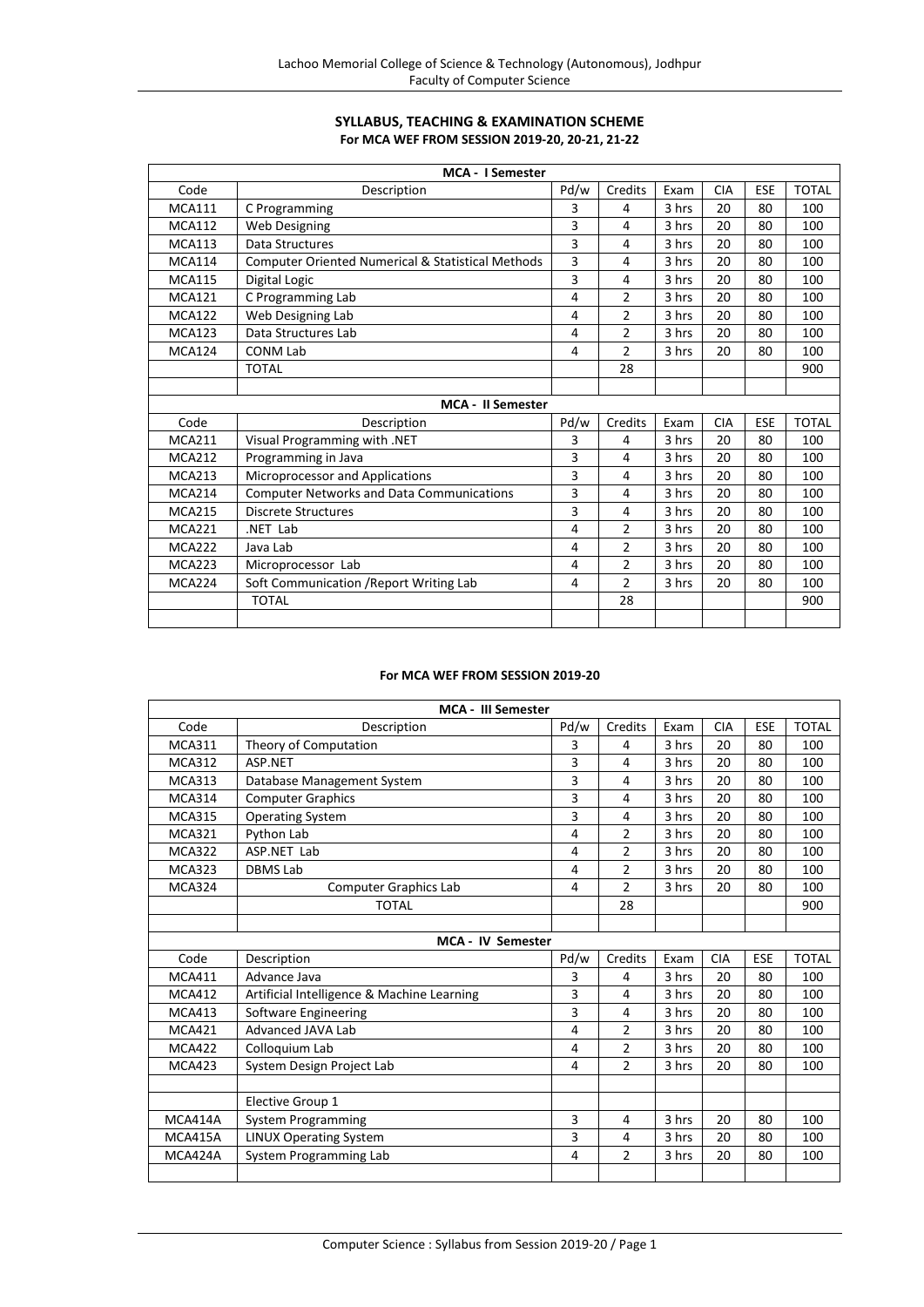## SYLLABUS, TEACHING & EXAMINATION SCHEME

**For MCA WEF FROM SESSION 2019-20, 20-21, 21-22**

| MCA - I Semester | | | | | | | |
|---|---|---|---|---|---|---|---|
| Code | Description | Pd/w | Credits | Exam | CIA | ESE | TOTAL |
| MCA111 | C Programming | 3 | 4 | 3 hrs | 20 | 80 | 100 |
| MCA112 | Web Designing | 3 | 4 | 3 hrs | 20 | 80 | 100 |
| MCA113 | Data Structures | 3 | 4 | 3 hrs | 20 | 80 | 100 |
| MCA114 | Computer Oriented Numerical & Statistical Methods | 3 | 4 | 3 hrs | 20 | 80 | 100 |
| MCA115 | Digital Logic | 3 | 4 | 3 hrs | 20 | 80 | 100 |
| MCA121 | C Programming Lab | 4 | 2 | 3 hrs | 20 | 80 | 100 |
| MCA122 | Web Designing Lab | 4 | 2 | 3 hrs | 20 | 80 | 100 |
| MCA123 | Data Structures Lab | 4 | 2 | 3 hrs | 20 | 80 | 100 |
| MCA124 | CONM Lab | 4 | 2 | 3 hrs | 20 | 80 | 100 |
| | TOTAL | | 28 | | | | 900 |

| MCA - II Semester | | | | | | | |
|---|---|---|---|---|---|---|---|
| Code | Description | Pd/w | Credits | Exam | CIA | ESE | TOTAL |
| MCA211 | Visual Programming with .NET | 3 | 4 | 3 hrs | 20 | 80 | 100 |
| MCA212 | Programming in Java | 3 | 4 | 3 hrs | 20 | 80 | 100 |
| MCA213 | Microprocessor and Applications | 3 | 4 | 3 hrs | 20 | 80 | 100 |
| MCA214 | Computer Networks and Data Communications | 3 | 4 | 3 hrs | 20 | 80 | 100 |
| MCA215 | Discrete Structures | 3 | 4 | 3 hrs | 20 | 80 | 100 |
| MCA221 | .NET Lab | 4 | 2 | 3 hrs | 20 | 80 | 100 |
| MCA222 | Java Lab | 4 | 2 | 3 hrs | 20 | 80 | 100 |
| MCA223 | Microprocessor Lab | 4 | 2 | 3 hrs | 20 | 80 | 100 |
| MCA224 | Soft Communication /Report Writing Lab | 4 | 2 | 3 hrs | 20 | 80 | 100 |
| | TOTAL | | 28 | | | | 900 |

**For MCA WEF FROM SESSION 2019-20**

| MCA - III Semester | | | | | | | |
|---|---|---|---|---|---|---|---|
| Code | Description | Pd/w | Credits | Exam | CIA | ESE | TOTAL |
| MCA311 | Theory of Computation | 3 | 4 | 3 hrs | 20 | 80 | 100 |
| MCA312 | ASP.NET | 3 | 4 | 3 hrs | 20 | 80 | 100 |
| MCA313 | Database Management System | 3 | 4 | 3 hrs | 20 | 80 | 100 |
| MCA314 | Computer Graphics | 3 | 4 | 3 hrs | 20 | 80 | 100 |
| MCA315 | Operating System | 3 | 4 | 3 hrs | 20 | 80 | 100 |
| MCA321 | Python Lab | 4 | 2 | 3 hrs | 20 | 80 | 100 |
| MCA322 | ASP.NET Lab | 4 | 2 | 3 hrs | 20 | 80 | 100 |
| MCA323 | DBMS Lab | 4 | 2 | 3 hrs | 20 | 80 | 100 |
| MCA324 | Computer Graphics Lab | 4 | 2 | 3 hrs | 20 | 80 | 100 |
| | TOTAL | | 28 | | | | 900 |

| MCA - IV Semester | | | | | | | |
|---|---|---|---|---|---|---|---|
| Code | Description | Pd/w | Credits | Exam | CIA | ESE | TOTAL |
| MCA411 | Advance Java | 3 | 4 | 3 hrs | 20 | 80 | 100 |
| MCA412 | Artificial Intelligence & Machine Learning | 3 | 4 | 3 hrs | 20 | 80 | 100 |
| MCA413 | Software Engineering | 3 | 4 | 3 hrs | 20 | 80 | 100 |
| MCA421 | Advanced JAVA Lab | 4 | 2 | 3 hrs | 20 | 80 | 100 |
| MCA422 | Colloquium Lab | 4 | 2 | 3 hrs | 20 | 80 | 100 |
| MCA423 | System Design Project Lab | 4 | 2 | 3 hrs | 20 | 80 | 100 |
| | | | | | | | |
| | Elective Group 1 | | | | | | |
| MCA414A | System Programming | 3 | 4 | 3 hrs | 20 | 80 | 100 |
| MCA415A | LINUX Operating System | 3 | 4 | 3 hrs | 20 | 80 | 100 |
| MCA424A | System Programming Lab | 4 | 2 | 3 hrs | 20 | 80 | 100 |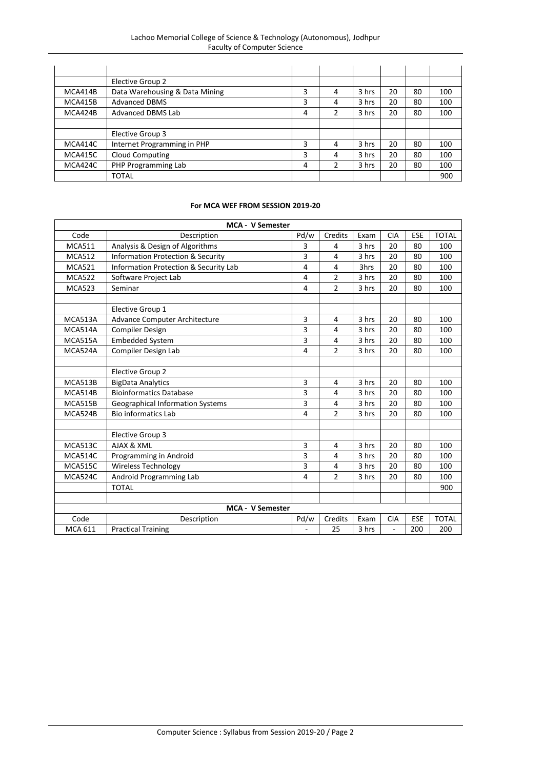| | | | | | | | |
|---|---|---|---|---|---|---|---|
| | Elective Group 2 | | | | | | |
| MCA414B | Data Warehousing & Data Mining | 3 | 4 | 3 hrs | 20 | 80 | 100 |
| MCA415B | Advanced DBMS | 3 | 4 | 3 hrs | 20 | 80 | 100 |
| MCA424B | Advanced DBMS Lab | 4 | 2 | 3 hrs | 20 | 80 | 100 |
| | | | | | | | |
| | Elective Group 3 | | | | | | |
| MCA414C | Internet Programming in PHP | 3 | 4 | 3 hrs | 20 | 80 | 100 |
| MCA415C | Cloud Computing | 3 | 4 | 3 hrs | 20 | 80 | 100 |
| MCA424C | PHP Programming Lab | 4 | 2 | 3 hrs | 20 | 80 | 100 |
| | TOTAL | | | | | | 900 |

**For MCA WEF FROM SESSION 2019-20**

| **MCA - V Semester** | | | | | | | |
|---|---|---|---|---|---|---|---|
| Code | Description | Pd/w | Credits | Exam | CIA | ESE | TOTAL |
| MCA511 | Analysis & Design of Algorithms | 3 | 4 | 3 hrs | 20 | 80 | 100 |
| MCA512 | Information Protection & Security | 3 | 4 | 3 hrs | 20 | 80 | 100 |
| MCA521 | Information Protection & Security Lab | 4 | 4 | 3hrs | 20 | 80 | 100 |
| MCA522 | Software Project Lab | 4 | 2 | 3 hrs | 20 | 80 | 100 |
| MCA523 | Seminar | 4 | 2 | 3 hrs | 20 | 80 | 100 |
| | | | | | | | |
| | Elective Group 1 | | | | | | |
| MCA513A | Advance Computer Architecture | 3 | 4 | 3 hrs | 20 | 80 | 100 |
| MCA514A | Compiler Design | 3 | 4 | 3 hrs | 20 | 80 | 100 |
| MCA515A | Embedded System | 3 | 4 | 3 hrs | 20 | 80 | 100 |
| MCA524A | Compiler Design Lab | 4 | 2 | 3 hrs | 20 | 80 | 100 |
| | | | | | | | |
| | Elective Group 2 | | | | | | |
| MCA513B | BigData Analytics | 3 | 4 | 3 hrs | 20 | 80 | 100 |
| MCA514B | Bioinformatics Database | 3 | 4 | 3 hrs | 20 | 80 | 100 |
| MCA515B | Geographical Information Systems | 3 | 4 | 3 hrs | 20 | 80 | 100 |
| MCA524B | Bio informatics Lab | 4 | 2 | 3 hrs | 20 | 80 | 100 |
| | | | | | | | |
| | Elective Group 3 | | | | | | |
| MCA513C | AJAX & XML | 3 | 4 | 3 hrs | 20 | 80 | 100 |
| MCA514C | Programming in Android | 3 | 4 | 3 hrs | 20 | 80 | 100 |
| MCA515C | Wireless Technology | 3 | 4 | 3 hrs | 20 | 80 | 100 |
| MCA524C | Android Programming Lab | 4 | 2 | 3 hrs | 20 | 80 | 100 |
| | TOTAL | | | | | | 900 |
| | | | | | | | |
| **MCA - V Semester** | | | | | | | |
| Code | Description | Pd/w | Credits | Exam | CIA | ESE | TOTAL |
| MCA 611 | Practical Training | - | 25 | 3 hrs | - | 200 | 200 |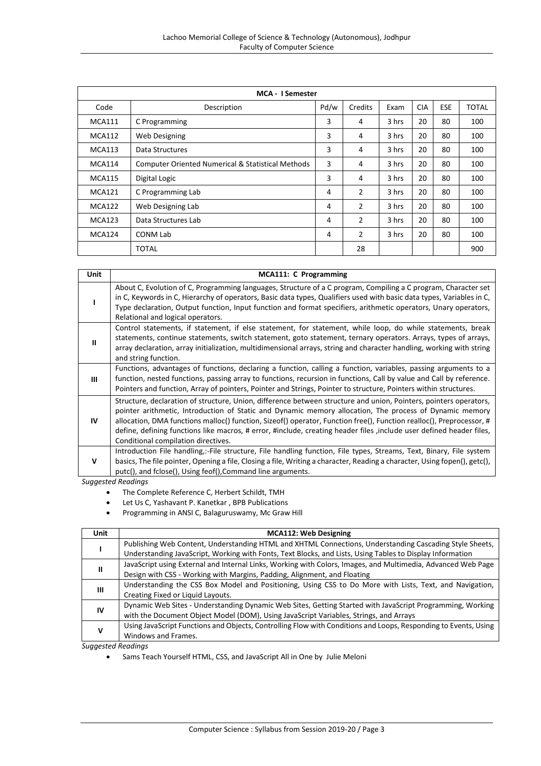| MCA - I Semester | | | | | | | |
|---|---|---|---|---|---|---|---|
| Code | Description | Pd/w | Credits | Exam | CIA | ESE | TOTAL |
| MCA111 | C Programming | 3 | 4 | 3 hrs | 20 | 80 | 100 |
| MCA112 | Web Designing | 3 | 4 | 3 hrs | 20 | 80 | 100 |
| MCA113 | Data Structures | 3 | 4 | 3 hrs | 20 | 80 | 100 |
| MCA114 | Computer Oriented Numerical & Statistical Methods | 3 | 4 | 3 hrs | 20 | 80 | 100 |
| MCA115 | Digital Logic | 3 | 4 | 3 hrs | 20 | 80 | 100 |
| MCA121 | C Programming Lab | 4 | 2 | 3 hrs | 20 | 80 | 100 |
| MCA122 | Web Designing Lab | 4 | 2 | 3 hrs | 20 | 80 | 100 |
| MCA123 | Data Structures Lab | 4 | 2 | 3 hrs | 20 | 80 | 100 |
| MCA124 | CONM Lab | 4 | 2 | 3 hrs | 20 | 80 | 100 |
| | TOTAL | | 28 | | | | 900 |

| Unit | MCA111: C Programming |
|---|---|
| I | About C, Evolution of C, Programming languages, Structure of a C program, Compiling a C program, Character set in C, Keywords in C, Hierarchy of operators, Basic data types, Qualifiers used with basic data types, Variables in C, Type declaration, Output function, Input function and format specifiers, arithmetic operators, Unary operators, Relational and logical operators. |
| II | Control statements, if statement, if else statement, for statement, while loop, do while statements, break statements, continue statements, switch statement, goto statement, ternary operators. Arrays, types of arrays, array declaration, array initialization, multidimensional arrays, string and character handling, working with string and string function. |
| III | Functions, advantages of functions, declaring a function, calling a function, variables, passing arguments to a function, nested functions, passing array to functions, recursion in functions, Call by value and Call by reference. Pointers and function, Array of pointers, Pointer and Strings, Pointer to structure, Pointers within structures. |
| IV | Structure, declaration of structure, Union, difference between structure and union, Pointers, pointers operators, pointer arithmetic, Introduction of Static and Dynamic memory allocation, The process of Dynamic memory allocation, DMA functions malloc() function, Sizeof() operator, Function free(), Function realloc(), Preprocessor, # define, defining functions like macros, # error, #include, creating header files ,include user defined header files, Conditional compilation directives. |
| V | Introduction File handling,:-File structure, File handling function, File types, Streams, Text, Binary, File system basics, The file pointer, Opening a file, Closing a file, Writing a character, Reading a character, Using fopen(), getc(), putc(), and fclose(), Using feof(),Command line arguments. |

*Suggested Readings*

- The Complete Reference C, Herbert Schildt, TMH
- Let Us C, Yashavant P. Kanetkar , BPB Publications
- Programming in ANSI C, Balaguruswamy, Mc Graw Hill

| Unit | MCA112: Web Designing |
|---|---|
| I | Publishing Web Content, Understanding HTML and XHTML Connections, Understanding Cascading Style Sheets, Understanding JavaScript, Working with Fonts, Text Blocks, and Lists, Using Tables to Display Information |
| II | JavaScript using External and Internal Links, Working with Colors, Images, and Multimedia, Advanced Web Page Design with CSS - Working with Margins, Padding, Alignment, and Floating |
| III | Understanding the CSS Box Model and Positioning, Using CSS to Do More with Lists, Text, and Navigation, Creating Fixed or Liquid Layouts. |
| IV | Dynamic Web Sites - Understanding Dynamic Web Sites, Getting Started with JavaScript Programming, Working with the Document Object Model (DOM), Using JavaScript Variables, Strings, and Arrays |
| V | Using JavaScript Functions and Objects, Controlling Flow with Conditions and Loops, Responding to Events, Using Windows and Frames. |

*Suggested Readings*

- Sams Teach Yourself HTML, CSS, and JavaScript All in One by Julie Meloni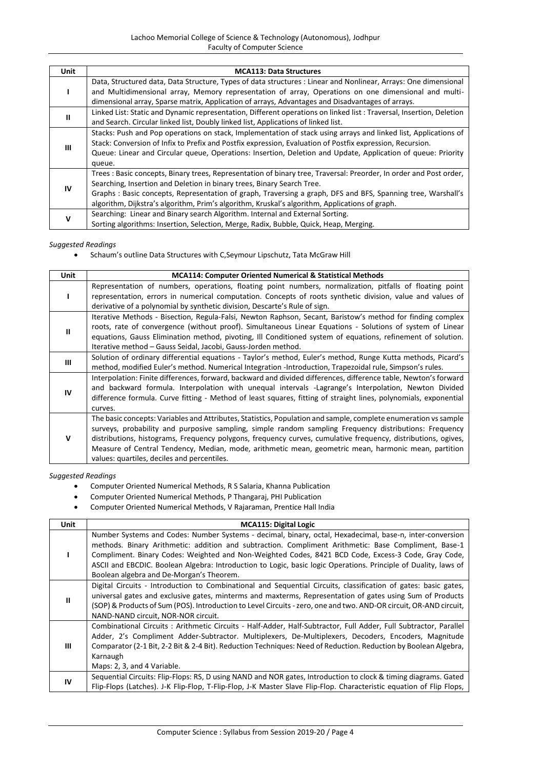| Unit | MCA113: Data Structures |
|---|---|
| I | Data, Structured data, Data Structure, Types of data structures : Linear and Nonlinear, Arrays: One dimensional and Multidimensional array, Memory representation of array, Operations on one dimensional and multi-dimensional array, Sparse matrix, Application of arrays, Advantages and Disadvantages of arrays. |
| II | Linked List: Static and Dynamic representation, Different operations on linked list : Traversal, Insertion, Deletion and Search. Circular linked list, Doubly linked list, Applications of linked list. |
| III | Stacks: Push and Pop operations on stack, Implementation of stack using arrays and linked list, Applications of Stack: Conversion of Infix to Prefix and Postfix expression, Evaluation of Postfix expression, Recursion. Queue: Linear and Circular queue, Operations: Insertion, Deletion and Update, Application of queue: Priority queue. |
| IV | Trees : Basic concepts, Binary trees, Representation of binary tree, Traversal: Preorder, In order and Post order, Searching, Insertion and Deletion in binary trees, Binary Search Tree. Graphs : Basic concepts, Representation of graph, Traversing a graph, DFS and BFS, Spanning tree, Warshall's algorithm, Dijkstra's algorithm, Prim's algorithm, Kruskal's algorithm, Applications of graph. |
| V | Searching: Linear and Binary search Algorithm. Internal and External Sorting. Sorting algorithms: Insertion, Selection, Merge, Radix, Bubble, Quick, Heap, Merging. |

*Suggested Readings*

- Schaum's outline Data Structures with C,Seymour Lipschutz, Tata McGraw Hill

| Unit | MCA114: Computer Oriented Numerical & Statistical Methods |
|---|---|
| I | Representation of numbers, operations, floating point numbers, normalization, pitfalls of floating point representation, errors in numerical computation. Concepts of roots synthetic division, value and values of derivative of a polynomial by synthetic division, Descarte's Rule of sign. |
| II | Iterative Methods - Bisection, Regula-Falsi, Newton Raphson, Secant, Baristow's method for finding complex roots, rate of convergence (without proof). Simultaneous Linear Equations - Solutions of system of Linear equations, Gauss Elimination method, pivoting, Ill Conditioned system of equations, refinement of solution. Iterative method – Gauss Seidal, Jacobi, Gauss-Jorden method. |
| III | Solution of ordinary differential equations - Taylor's method, Euler's method, Runge Kutta methods, Picard's method, modified Euler's method. Numerical Integration -Introduction, Trapezoidal rule, Simpson's rules. |
| IV | Interpolation: Finite differences, forward, backward and divided differences, difference table, Newton's forward and backward formula. Interpolation with unequal intervals -Lagrange's Interpolation, Newton Divided difference formula. Curve fitting - Method of least squares, fitting of straight lines, polynomials, exponential curves. |
| V | The basic concepts: Variables and Attributes, Statistics, Population and sample, complete enumeration vs sample surveys, probability and purposive sampling, simple random sampling Frequency distributions: Frequency distributions, histograms, Frequency polygons, frequency curves, cumulative frequency, distributions, ogives, Measure of Central Tendency, Median, mode, arithmetic mean, geometric mean, harmonic mean, partition values: quartiles, deciles and percentiles. |

*Suggested Readings*

- Computer Oriented Numerical Methods, R S Salaria, Khanna Publication
- Computer Oriented Numerical Methods, P Thangaraj, PHI Publication
- Computer Oriented Numerical Methods, V Rajaraman, Prentice Hall India

| Unit | MCA115: Digital Logic |
|---|---|
| I | Number Systems and Codes: Number Systems - decimal, binary, octal, Hexadecimal, base-n, inter-conversion methods. Binary Arithmetic: addition and subtraction. Compliment Arithmetic: Base Compliment, Base-1 Compliment. Binary Codes: Weighted and Non-Weighted Codes, 8421 BCD Code, Excess-3 Code, Gray Code, ASCII and EBCDIC. Boolean Algebra: Introduction to Logic, basic logic Operations. Principle of Duality, laws of Boolean algebra and De-Morgan's Theorem. |
| II | Digital Circuits - Introduction to Combinational and Sequential Circuits, classification of gates: basic gates, universal gates and exclusive gates, minterms and maxterms, Representation of gates using Sum of Products (SOP) & Products of Sum (POS). Introduction to Level Circuits - zero, one and two. AND-OR circuit, OR-AND circuit, NAND-NAND circuit, NOR-NOR circuit. |
| III | Combinational Circuits : Arithmetic Circuits - Half-Adder, Half-Subtractor, Full Adder, Full Subtractor, Parallel Adder, 2's Compliment Adder-Subtractor. Multiplexers, De-Multiplexers, Decoders, Encoders, Magnitude Comparator (2-1 Bit, 2-2 Bit & 2-4 Bit). Reduction Techniques: Need of Reduction. Reduction by Boolean Algebra, Karnaugh Maps: 2, 3, and 4 Variable. |
| IV | Sequential Circuits: Flip-Flops: RS, D using NAND and NOR gates, Introduction to clock & timing diagrams. Gated Flip-Flops (Latches). J-K Flip-Flop, T-Flip-Flop, J-K Master Slave Flip-Flop. Characteristic equation of Flip Flops, |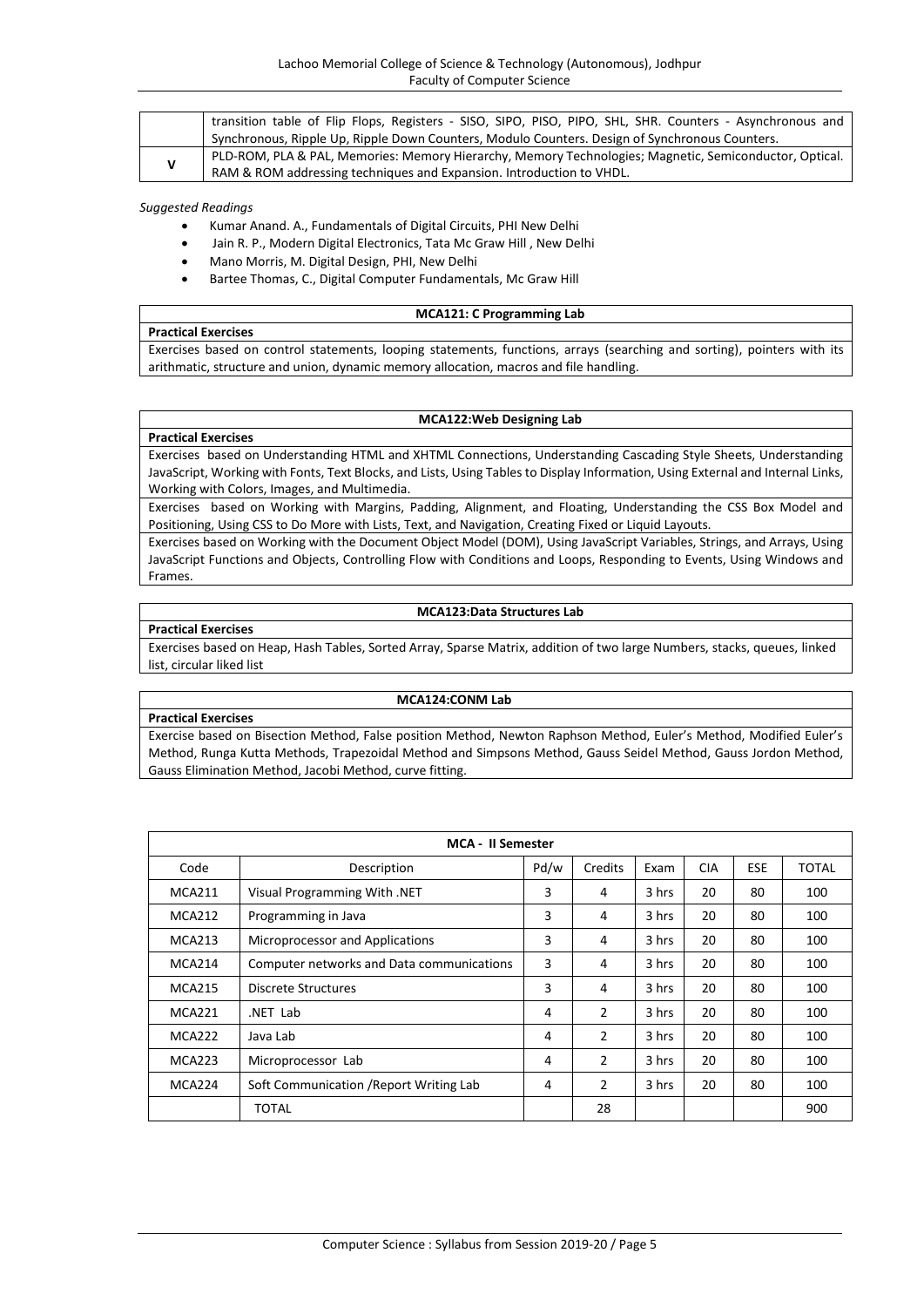|   | transition table of Flip Flops, Registers - SISO, SIPO, PISO, PIPO, SHL, SHR. Counters - Asynchronous and Synchronous, Ripple Up, Ripple Down Counters, Modulo Counters. Design of Synchronous Counters. |
|---|---|
| V | PLD-ROM, PLA & PAL, Memories: Memory Hierarchy, Memory Technologies; Magnetic, Semiconductor, Optical. RAM & ROM addressing techniques and Expansion. Introduction to VHDL. |

*Suggested Readings*

- Kumar Anand. A., Fundamentals of Digital Circuits, PHI New Delhi
- Jain R. P., Modern Digital Electronics, Tata Mc Graw Hill , New Delhi
- Mano Morris, M. Digital Design, PHI, New Delhi
- Bartee Thomas, C., Digital Computer Fundamentals, Mc Graw Hill

### MCA121: C Programming Lab

**Practical Exercises**

Exercises based on control statements, looping statements, functions, arrays (searching and sorting), pointers with its arithmatic, structure and union, dynamic memory allocation, macros and file handling.

### MCA122:Web Designing Lab

**Practical Exercises**

Exercises based on Understanding HTML and XHTML Connections, Understanding Cascading Style Sheets, Understanding JavaScript, Working with Fonts, Text Blocks, and Lists, Using Tables to Display Information, Using External and Internal Links, Working with Colors, Images, and Multimedia.

Exercises based on Working with Margins, Padding, Alignment, and Floating, Understanding the CSS Box Model and Positioning, Using CSS to Do More with Lists, Text, and Navigation, Creating Fixed or Liquid Layouts.

Exercises based on Working with the Document Object Model (DOM), Using JavaScript Variables, Strings, and Arrays, Using JavaScript Functions and Objects, Controlling Flow with Conditions and Loops, Responding to Events, Using Windows and Frames.

### MCA123:Data Structures Lab

**Practical Exercises**

Exercises based on Heap, Hash Tables, Sorted Array, Sparse Matrix, addition of two large Numbers, stacks, queues, linked list, circular liked list

### MCA124:CONM Lab

**Practical Exercises**

Exercise based on Bisection Method, False position Method, Newton Raphson Method, Euler's Method, Modified Euler's Method, Runga Kutta Methods, Trapezoidal Method and Simpsons Method, Gauss Seidel Method, Gauss Jordon Method, Gauss Elimination Method, Jacobi Method, curve fitting.

**MCA - II Semester**

| Code | Description | Pd/w | Credits | Exam | CIA | ESE | TOTAL |
|---|---|---|---|---|---|---|---|
| MCA211 | Visual Programming With .NET | 3 | 4 | 3 hrs | 20 | 80 | 100 |
| MCA212 | Programming in Java | 3 | 4 | 3 hrs | 20 | 80 | 100 |
| MCA213 | Microprocessor and Applications | 3 | 4 | 3 hrs | 20 | 80 | 100 |
| MCA214 | Computer networks and Data communications | 3 | 4 | 3 hrs | 20 | 80 | 100 |
| MCA215 | Discrete Structures | 3 | 4 | 3 hrs | 20 | 80 | 100 |
| MCA221 | .NET Lab | 4 | 2 | 3 hrs | 20 | 80 | 100 |
| MCA222 | Java Lab | 4 | 2 | 3 hrs | 20 | 80 | 100 |
| MCA223 | Microprocessor Lab | 4 | 2 | 3 hrs | 20 | 80 | 100 |
| MCA224 | Soft Communication /Report Writing Lab | 4 | 2 | 3 hrs | 20 | 80 | 100 |
|  | TOTAL |  | 28 |  |  |  | 900 |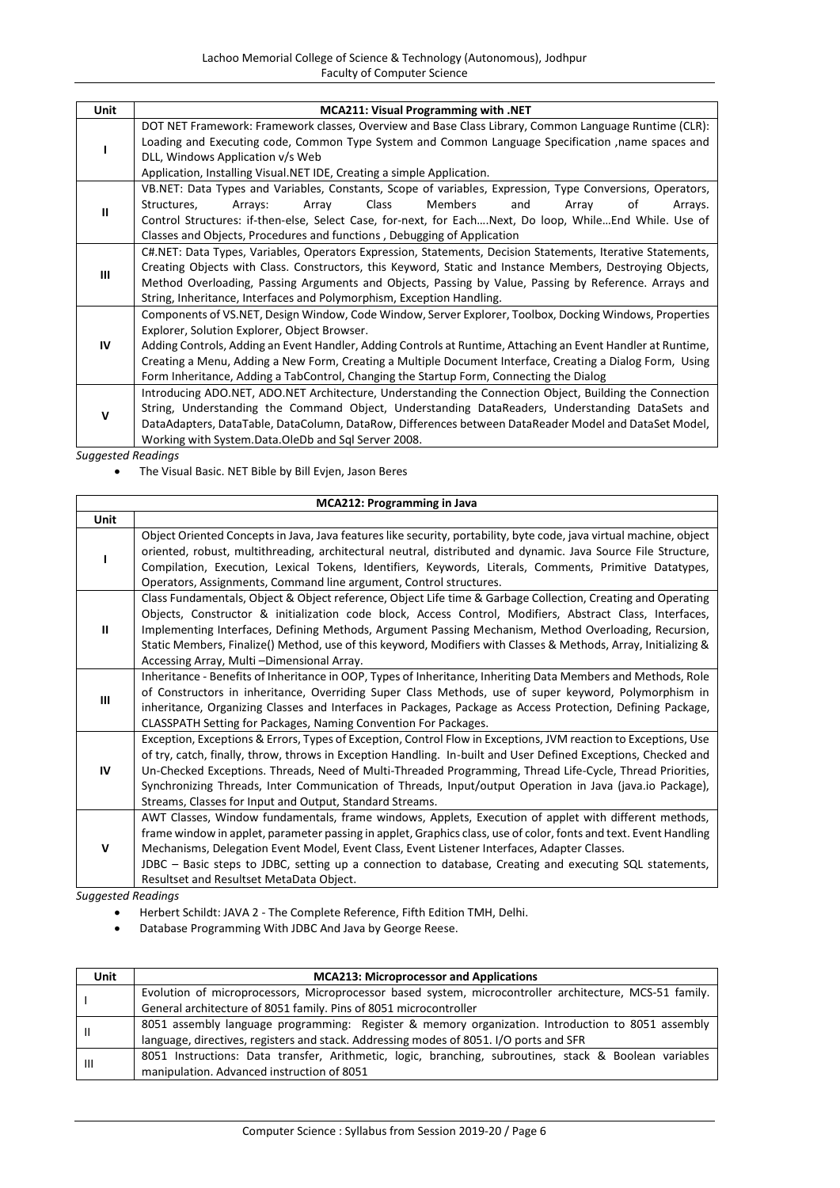| Unit | MCA211: Visual Programming with .NET |
|---|---|
| I | DOT NET Framework: Framework classes, Overview and Base Class Library, Common Language Runtime (CLR): Loading and Executing code, Common Type System and Common Language Specification ,name spaces and DLL, Windows Application v/s Web Application v/s Web Application, Installing Visual.NET IDE, Creating a simple Application. |
| II | VB.NET: Data Types and Variables, Constants, Scope of variables, Expression, Type Conversions, Operators, Structures, Arrays: Array Class Members and Array of Arrays. Control Structures: if-then-else, Select Case, for-next, for Each….Next, Do loop, While…End While. Use of Classes and Objects, Procedures and functions , Debugging of Application |
| III | C#.NET: Data Types, Variables, Operators Expression, Statements, Decision Statements, Iterative Statements, Creating Objects with Class. Constructors, this Keyword, Static and Instance Members, Destroying Objects, Method Overloading, Passing Arguments and Objects, Passing by Value, Passing by Reference. Arrays and String, Inheritance, Interfaces and Polymorphism, Exception Handling. |
| IV | Components of VS.NET, Design Window, Code Window, Server Explorer, Toolbox, Docking Windows, Properties Explorer, Solution Explorer, Object Browser.<br>Adding Controls, Adding an Event Handler, Adding Controls at Runtime, Attaching an Event Handler at Runtime, Creating a Menu, Adding a New Form, Creating a Multiple Document Interface, Creating a Dialog Form, Using Form Inheritance, Adding a TabControl, Changing the Startup Form, Connecting the Dialog |
| V | Introducing ADO.NET, ADO.NET Architecture, Understanding the Connection Object, Building the Connection String, Understanding the Command Object, Understanding DataReaders, Understanding DataSets and DataAdapters, DataTable, DataColumn, DataRow, Differences between DataReader Model and DataSet Model, Working with System.Data.OleDb and Sql Server 2008. |

*Suggested Readings*

- The Visual Basic. NET Bible by Bill Evjen, Jason Beres

| Unit | MCA212: Programming in Java |
|---|---|
| I | Object Oriented Concepts in Java, Java features like security, portability, byte code, java virtual machine, object oriented, robust, multithreading, architectural neutral, distributed and dynamic. Java Source File Structure, Compilation, Execution, Lexical Tokens, Identifiers, Keywords, Literals, Comments, Primitive Datatypes, Operators, Assignments, Command line argument, Control structures. |
| II | Class Fundamentals, Object & Object reference, Object Life time & Garbage Collection, Creating and Operating Objects, Constructor & initialization code block, Access Control, Modifiers, Abstract Class, Interfaces, Implementing Interfaces, Defining Methods, Argument Passing Mechanism, Method Overloading, Recursion, Static Members, Finalize() Method, use of this keyword, Modifiers with Classes & Methods, Array, Initializing & Accessing Array, Multi –Dimensional Array. |
| III | Inheritance - Benefits of Inheritance in OOP, Types of Inheritance, Inheriting Data Members and Methods, Role of Constructors in inheritance, Overriding Super Class Methods, use of super keyword, Polymorphism in inheritance, Organizing Classes and Interfaces in Packages, Package as Access Protection, Defining Package, CLASSPATH Setting for Packages, Naming Convention For Packages. |
| IV | Exception, Exceptions & Errors, Types of Exception, Control Flow in Exceptions, JVM reaction to Exceptions, Use of try, catch, finally, throw, throws in Exception Handling. In-built and User Defined Exceptions, Checked and Un-Checked Exceptions. Threads, Need of Multi-Threaded Programming, Thread Life-Cycle, Thread Priorities, Synchronizing Threads, Inter Communication of Threads, Input/output Operation in Java (java.io Package), Streams, Classes for Input and Output, Standard Streams. |
| V | AWT Classes, Window fundamentals, frame windows, Applets, Execution of applet with different methods, frame window in applet, parameter passing in applet, Graphics class, use of color, fonts and text. Event Handling Mechanisms, Delegation Event Model, Event Class, Event Listener Interfaces, Adapter Classes.<br>JDBC – Basic steps to JDBC, setting up a connection to database, Creating and executing SQL statements, Resultset and Resultset MetaData Object. |

*Suggested Readings*

- Herbert Schildt: JAVA 2 - The Complete Reference, Fifth Edition TMH, Delhi.
- Database Programming With JDBC And Java by George Reese.

| Unit | MCA213: Microprocessor and Applications |
|---|---|
| I | Evolution of microprocessors, Microprocessor based system, microcontroller architecture, MCS-51 family. General architecture of 8051 family. Pins of 8051 microcontroller |
| II | 8051 assembly language programming: Register & memory organization. Introduction to 8051 assembly language, directives, registers and stack. Addressing modes of 8051. I/O ports and SFR |
| III | 8051 Instructions: Data transfer, Arithmetic, logic, branching, subroutines, stack & Boolean variables manipulation. Advanced instruction of 8051 |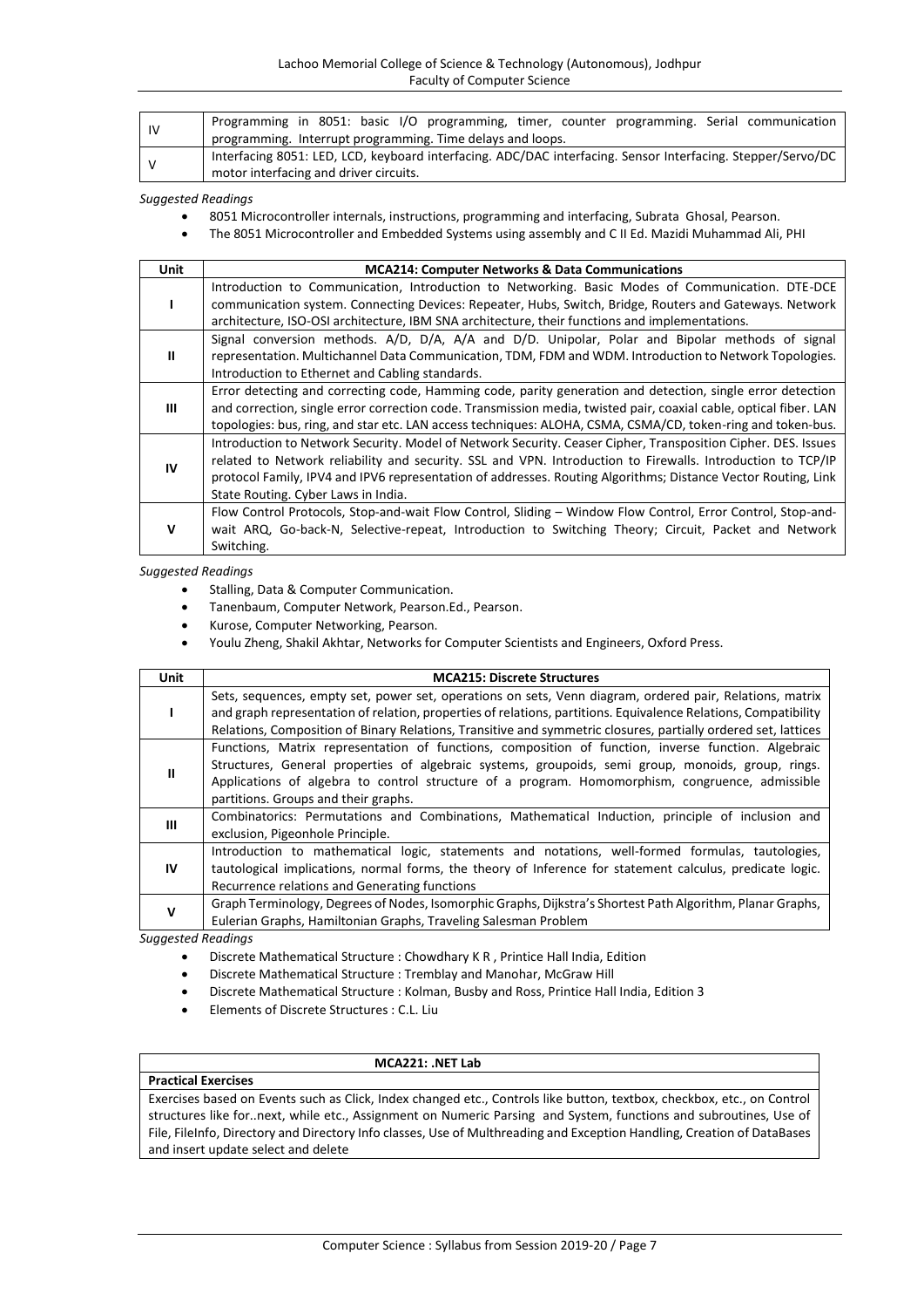| | |
|---|---|
| IV | Programming in 8051: basic I/O programming, timer, counter programming. Serial communication programming. Interrupt programming. Time delays and loops. |
| V | Interfacing 8051: LED, LCD, keyboard interfacing. ADC/DAC interfacing. Sensor Interfacing. Stepper/Servo/DC motor interfacing and driver circuits. |

*Suggested Readings*

- 8051 Microcontroller internals, instructions, programming and interfacing, Subrata Ghosal, Pearson.
- The 8051 Microcontroller and Embedded Systems using assembly and C II Ed. Mazidi Muhammad Ali, PHI

| Unit | MCA214: Computer Networks & Data Communications |
|---|---|
| I | Introduction to Communication, Introduction to Networking. Basic Modes of Communication. DTE-DCE communication system. Connecting Devices: Repeater, Hubs, Switch, Bridge, Routers and Gateways. Network architecture, ISO-OSI architecture, IBM SNA architecture, their functions and implementations. |
| II | Signal conversion methods. A/D, D/A, A/A and D/D. Unipolar, Polar and Bipolar methods of signal representation. Multichannel Data Communication, TDM, FDM and WDM. Introduction to Network Topologies. Introduction to Ethernet and Cabling standards. |
| III | Error detecting and correcting code, Hamming code, parity generation and detection, single error detection and correction, single error correction code. Transmission media, twisted pair, coaxial cable, optical fiber. LAN topologies: bus, ring, and star etc. LAN access techniques: ALOHA, CSMA, CSMA/CD, token-ring and token-bus. |
| IV | Introduction to Network Security. Model of Network Security. Ceaser Cipher, Transposition Cipher. DES. Issues related to Network reliability and security. SSL and VPN. Introduction to Firewalls. Introduction to TCP/IP protocol Family, IPV4 and IPV6 representation of addresses. Routing Algorithms; Distance Vector Routing, Link State Routing. Cyber Laws in India. |
| V | Flow Control Protocols, Stop-and-wait Flow Control, Sliding – Window Flow Control, Error Control, Stop-and-wait ARQ, Go-back-N, Selective-repeat, Introduction to Switching Theory; Circuit, Packet and Network Switching. |

*Suggested Readings*

- Stalling, Data & Computer Communication.
- Tanenbaum, Computer Network, Pearson.Ed., Pearson.
- Kurose, Computer Networking, Pearson.
- Youlu Zheng, Shakil Akhtar, Networks for Computer Scientists and Engineers, Oxford Press.

| Unit | MCA215: Discrete Structures |
|---|---|
| I | Sets, sequences, empty set, power set, operations on sets, Venn diagram, ordered pair, Relations, matrix and graph representation of relation, properties of relations, partitions. Equivalence Relations, Compatibility Relations, Composition of Binary Relations, Transitive and symmetric closures, partially ordered set, lattices |
| II | Functions, Matrix representation of functions, composition of function, inverse function. Algebraic Structures, General properties of algebraic systems, groupoids, semi group, monoids, group, rings. Applications of algebra to control structure of a program. Homomorphism, congruence, admissible partitions. Groups and their graphs. |
| III | Combinatorics: Permutations and Combinations, Mathematical Induction, principle of inclusion and exclusion, Pigeonhole Principle. |
| IV | Introduction to mathematical logic, statements and notations, well-formed formulas, tautologies, tautological implications, normal forms, the theory of Inference for statement calculus, predicate logic. Recurrence relations and Generating functions |
| V | Graph Terminology, Degrees of Nodes, Isomorphic Graphs, Dijkstra's Shortest Path Algorithm, Planar Graphs, Eulerian Graphs, Hamiltonian Graphs, Traveling Salesman Problem |

*Suggested Readings*

- Discrete Mathematical Structure : Chowdhary K R , Printice Hall India, Edition
- Discrete Mathematical Structure : Tremblay and Manohar, McGraw Hill
- Discrete Mathematical Structure : Kolman, Busby and Ross, Printice Hall India, Edition 3
- Elements of Discrete Structures : C.L. Liu

| MCA221: .NET Lab |
|---|
| **Practical Exercises** |
| Exercises based on Events such as Click, Index changed etc., Controls like button, textbox, checkbox, etc., on Control structures like for..next, while etc., Assignment on Numeric Parsing and System, functions and subroutines, Use of File, FileInfo, Directory and Directory Info classes, Use of Multhreading and Exception Handling, Creation of DataBases and insert update select and delete |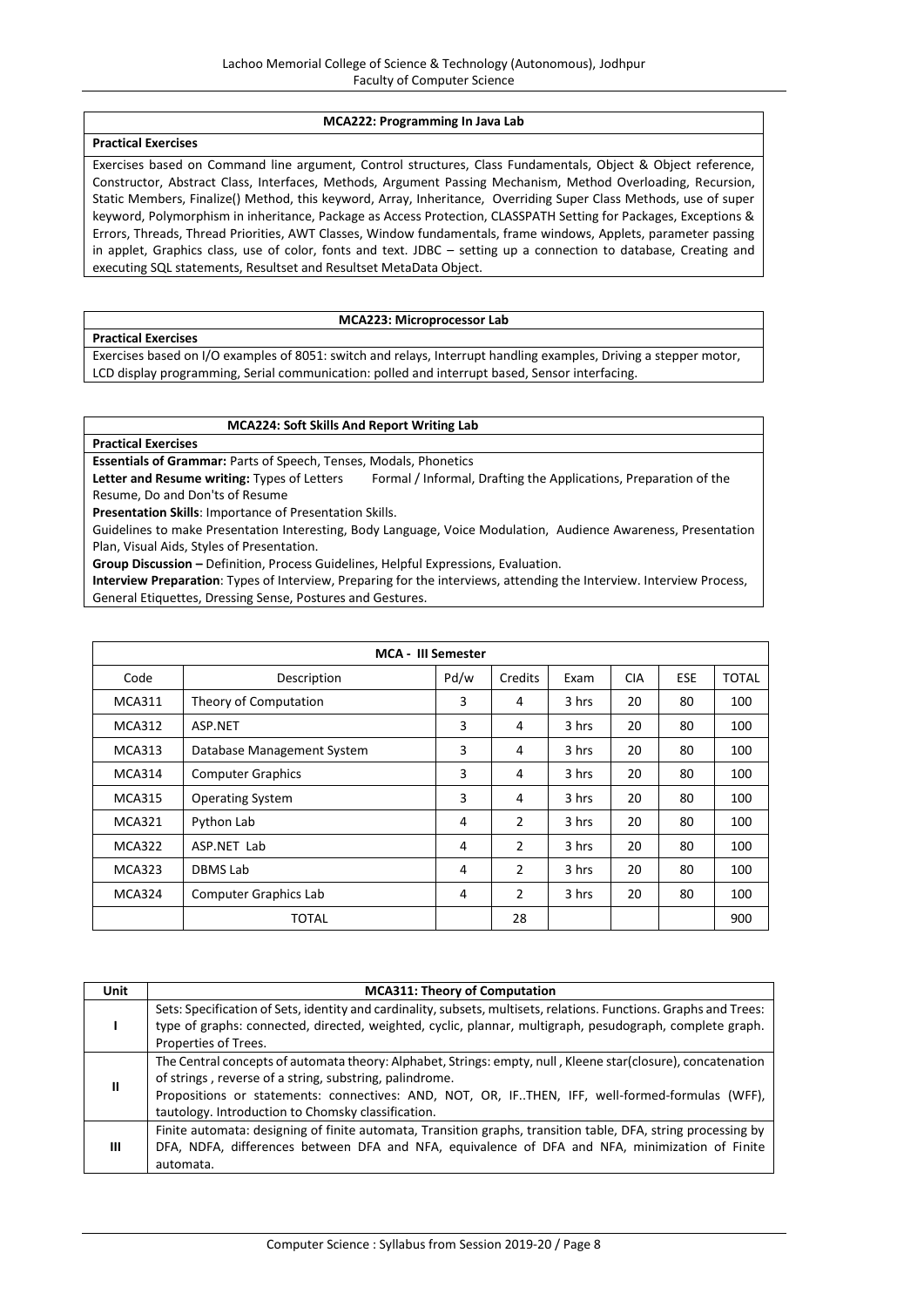### MCA222: Programming In Java Lab

**Practical Exercises**

Exercises based on Command line argument, Control structures, Class Fundamentals, Object & Object reference, Constructor, Abstract Class, Interfaces, Methods, Argument Passing Mechanism, Method Overloading, Recursion, Static Members, Finalize() Method, this keyword, Array, Inheritance, Overriding Super Class Methods, use of super keyword, Polymorphism in inheritance, Package as Access Protection, CLASSPATH Setting for Packages, Exceptions & Errors, Threads, Thread Priorities, AWT Classes, Window fundamentals, frame windows, Applets, parameter passing in applet, Graphics class, use of color, fonts and text. JDBC – setting up a connection to database, Creating and executing SQL statements, Resultset and Resultset MetaData Object.

### MCA223: Microprocessor Lab

**Practical Exercises**

Exercises based on I/O examples of 8051: switch and relays, Interrupt handling examples, Driving a stepper motor, LCD display programming, Serial communication: polled and interrupt based, Sensor interfacing.

### MCA224: Soft Skills And Report Writing Lab

**Practical Exercises**

**Essentials of Grammar:** Parts of Speech, Tenses, Modals, Phonetics

**Letter and Resume writing:** Types of Letters Formal / Informal, Drafting the Applications, Preparation of the Resume, Do and Don'ts of Resume

**Presentation Skills**: Importance of Presentation Skills.

Guidelines to make Presentation Interesting, Body Language, Voice Modulation, Audience Awareness, Presentation Plan, Visual Aids, Styles of Presentation.

**Group Discussion –** Definition, Process Guidelines, Helpful Expressions, Evaluation.

**Interview Preparation**: Types of Interview, Preparing for the interviews, attending the Interview. Interview Process, General Etiquettes, Dressing Sense, Postures and Gestures.

### MCA - III Semester

| Code | Description | Pd/w | Credits | Exam | CIA | ESE | TOTAL |
|---|---|---|---|---|---|---|---|
| MCA311 | Theory of Computation | 3 | 4 | 3 hrs | 20 | 80 | 100 |
| MCA312 | ASP.NET | 3 | 4 | 3 hrs | 20 | 80 | 100 |
| MCA313 | Database Management System | 3 | 4 | 3 hrs | 20 | 80 | 100 |
| MCA314 | Computer Graphics | 3 | 4 | 3 hrs | 20 | 80 | 100 |
| MCA315 | Operating System | 3 | 4 | 3 hrs | 20 | 80 | 100 |
| MCA321 | Python Lab | 4 | 2 | 3 hrs | 20 | 80 | 100 |
| MCA322 | ASP.NET Lab | 4 | 2 | 3 hrs | 20 | 80 | 100 |
| MCA323 | DBMS Lab | 4 | 2 | 3 hrs | 20 | 80 | 100 |
| MCA324 | Computer Graphics Lab | 4 | 2 | 3 hrs | 20 | 80 | 100 |
| | TOTAL | | 28 | | | | 900 |

| Unit | MCA311: Theory of Computation |
|---|---|
| I | Sets: Specification of Sets, identity and cardinality, subsets, multisets, relations. Functions. Graphs and Trees: type of graphs: connected, directed, weighted, cyclic, plannar, multigraph, pesudograph, complete graph. Properties of Trees. |
| II | The Central concepts of automata theory: Alphabet, Strings: empty, null , Kleene star(closure), concatenation of strings , reverse of a string, substring, palindrome. Propositions or statements: connectives: AND, NOT, OR, IF..THEN, IFF, well-formed-formulas (WFF), tautology. Introduction to Chomsky classification. |
| III | Finite automata: designing of finite automata, Transition graphs, transition table, DFA, string processing by DFA, NDFA, differences between DFA and NFA, equivalence of DFA and NFA, minimization of Finite automata. |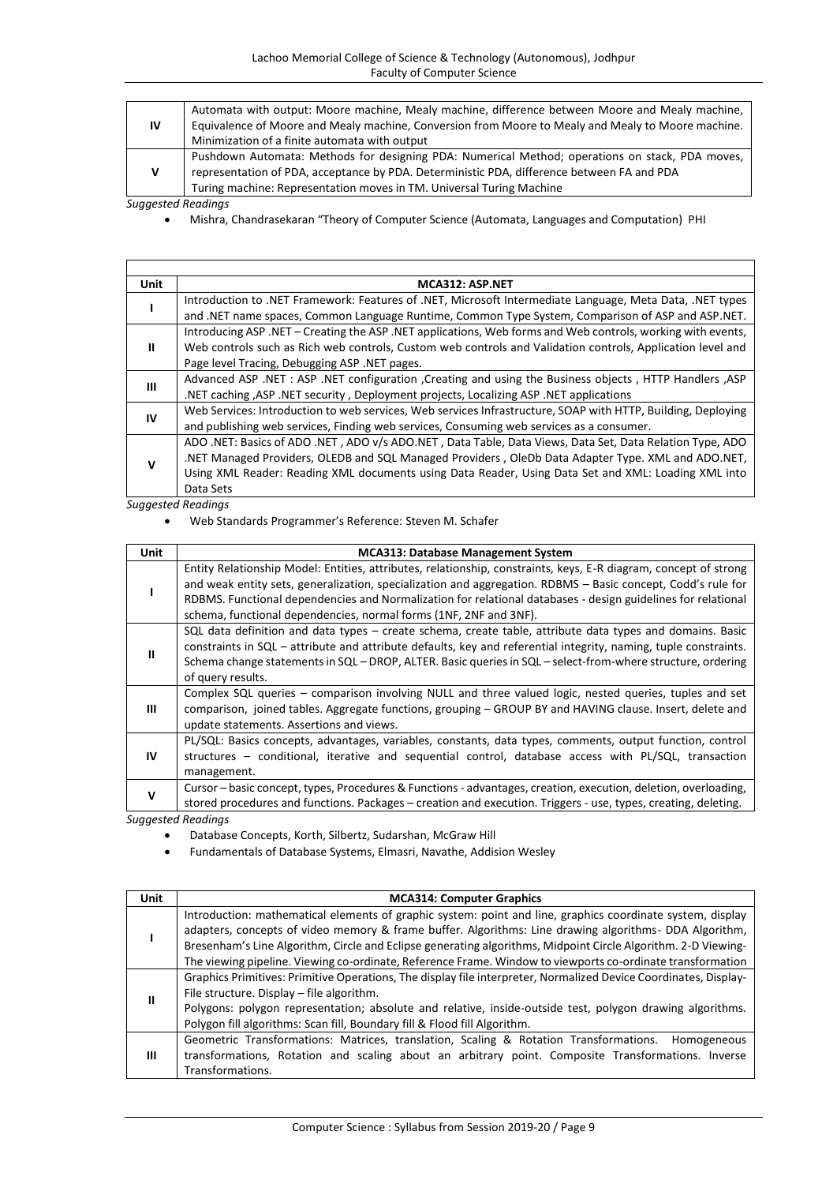| IV | Automata with output: Moore machine, Mealy machine, difference between Moore and Mealy machine, Equivalence of Moore and Mealy machine, Conversion from Moore to Mealy and Mealy to Moore machine. Minimization of a finite automata with output |
|---|---|
| V | Pushdown Automata: Methods for designing PDA: Numerical Method; operations on stack, PDA moves, representation of PDA, acceptance by PDA. Deterministic PDA, difference between FA and PDA<br>Turing machine: Representation moves in TM. Universal Turing Machine |

*Suggested Readings*

- Mishra, Chandrasekaran "Theory of Computer Science (Automata, Languages and Computation) PHI

| Unit | MCA312: ASP.NET |
|---|---|
| I | Introduction to .NET Framework: Features of .NET, Microsoft Intermediate Language, Meta Data, .NET types and .NET name spaces, Common Language Runtime, Common Type System, Comparison of ASP and ASP.NET. |
| II | Introducing ASP .NET – Creating the ASP .NET applications, Web forms and Web controls, working with events, Web controls such as Rich web controls, Custom web controls and Validation controls, Application level and Page level Tracing, Debugging ASP .NET pages. |
| III | Advanced ASP .NET : ASP .NET configuration ,Creating and using the Business objects , HTTP Handlers ,ASP .NET caching ,ASP .NET security , Deployment projects, Localizing ASP .NET applications |
| IV | Web Services: Introduction to web services, Web services Infrastructure, SOAP with HTTP, Building, Deploying and publishing web services, Finding web services, Consuming web services as a consumer. |
| V | ADO .NET: Basics of ADO .NET , ADO v/s ADO.NET , Data Table, Data Views, Data Set, Data Relation Type, ADO .NET Managed Providers, OLEDB and SQL Managed Providers , OleDb Data Adapter Type. XML and ADO.NET, Using XML Reader: Reading XML documents using Data Reader, Using Data Set and XML: Loading XML into Data Sets |

*Suggested Readings*

- Web Standards Programmer's Reference: Steven M. Schafer

| Unit | MCA313: Database Management System |
|---|---|
| I | Entity Relationship Model: Entities, attributes, relationship, constraints, keys, E-R diagram, concept of strong and weak entity sets, generalization, specialization and aggregation. RDBMS – Basic concept, Codd's rule for RDBMS. Functional dependencies and Normalization for relational databases - design guidelines for relational schema, functional dependencies, normal forms (1NF, 2NF and 3NF). |
| II | SQL data definition and data types – create schema, create table, attribute data types and domains. Basic constraints in SQL – attribute and attribute defaults, key and referential integrity, naming, tuple constraints. Schema change statements in SQL – DROP, ALTER. Basic queries in SQL – select-from-where structure, ordering of query results. |
| III | Complex SQL queries – comparison involving NULL and three valued logic, nested queries, tuples and set comparison, joined tables. Aggregate functions, grouping – GROUP BY and HAVING clause. Insert, delete and update statements. Assertions and views. |
| IV | PL/SQL: Basics concepts, advantages, variables, constants, data types, comments, output function, control structures – conditional, iterative and sequential control, database access with PL/SQL, transaction management. |
| V | Cursor – basic concept, types, Procedures & Functions - advantages, creation, execution, deletion, overloading, stored procedures and functions. Packages – creation and execution. Triggers - use, types, creating, deleting. |

*Suggested Readings*

- Database Concepts, Korth, Silbertz, Sudarshan, McGraw Hill
- Fundamentals of Database Systems, Elmasri, Navathe, Addision Wesley

| Unit | MCA314: Computer Graphics |
|---|---|
| I | Introduction: mathematical elements of graphic system: point and line, graphics coordinate system, display adapters, concepts of video memory & frame buffer. Algorithms: Line drawing algorithms- DDA Algorithm, Bresenham's Line Algorithm, Circle and Eclipse generating algorithms, Midpoint Circle Algorithm. 2-D Viewing- The viewing pipeline. Viewing co-ordinate, Reference Frame. Window to viewports co-ordinate transformation |
| II | Graphics Primitives: Primitive Operations, The display file interpreter, Normalized Device Coordinates, Display-File structure. Display – file algorithm.<br>Polygons: polygon representation; absolute and relative, inside-outside test, polygon drawing algorithms. Polygon fill algorithms: Scan fill, Boundary fill & Flood fill Algorithm. |
| III | Geometric Transformations: Matrices, translation, Scaling & Rotation Transformations. Homogeneous transformations, Rotation and scaling about an arbitrary point. Composite Transformations. Inverse Transformations. |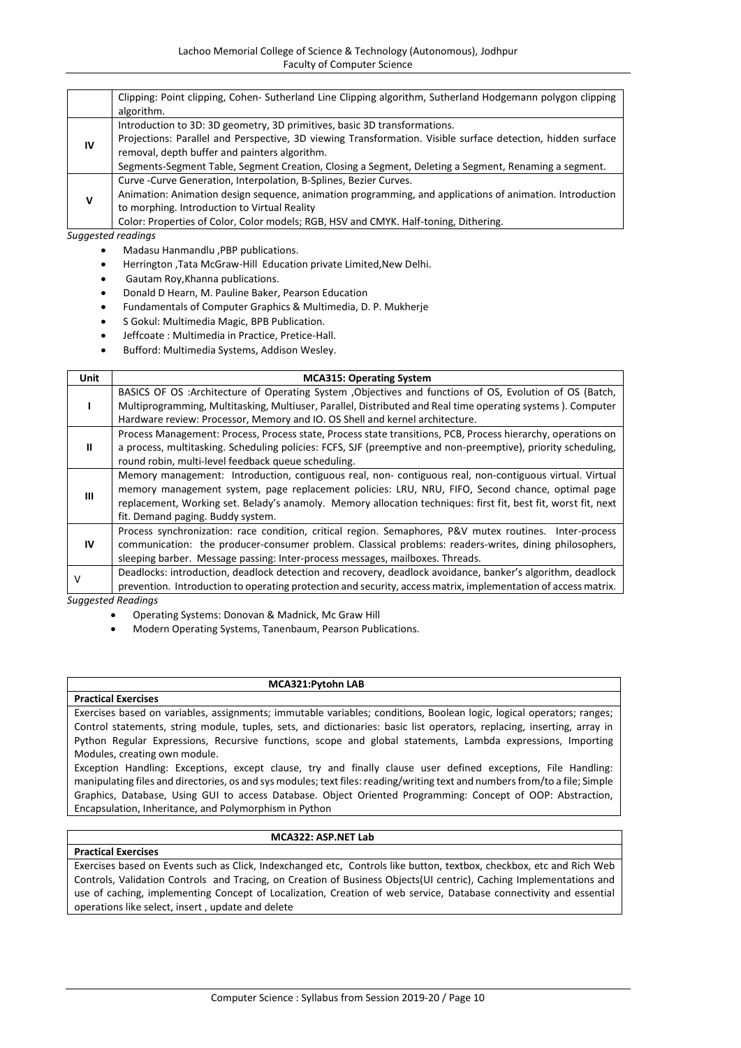| | |
|---|---|
| | Clipping: Point clipping, Cohen- Sutherland Line Clipping algorithm, Sutherland Hodgemann polygon clipping algorithm. |
| **IV** | Introduction to 3D: 3D geometry, 3D primitives, basic 3D transformations. Projections: Parallel and Perspective, 3D viewing Transformation. Visible surface detection, hidden surface removal, depth buffer and painters algorithm. Segments-Segment Table, Segment Creation, Closing a Segment, Deleting a Segment, Renaming a segment. |
| **V** | Curve -Curve Generation, Interpolation, B-Splines, Bezier Curves. Animation: Animation design sequence, animation programming, and applications of animation. Introduction to morphing. Introduction to Virtual Reality Color: Properties of Color, Color models; RGB, HSV and CMYK. Half-toning, Dithering. |

*Suggested readings*

- Madasu Hanmandlu ,PBP publications.
- Herrington ,Tata McGraw-Hill Education private Limited,New Delhi.
- Gautam Roy,Khanna publications.
- Donald D Hearn, M. Pauline Baker, Pearson Education
- Fundamentals of Computer Graphics & Multimedia, D. P. Mukherje
- S Gokul: Multimedia Magic, BPB Publication.
- Jeffcoate : Multimedia in Practice, Pretice-Hall.
- Bufford: Multimedia Systems, Addison Wesley.

| Unit | MCA315: Operating System |
|---|---|
| **I** | BASICS OF OS :Architecture of Operating System ,Objectives and functions of OS, Evolution of OS (Batch, Multiprogramming, Multitasking, Multiuser, Parallel, Distributed and Real time operating systems ). Computer Hardware review: Processor, Memory and IO. OS Shell and kernel architecture. |
| **II** | Process Management: Process, Process state, Process state transitions, PCB, Process hierarchy, operations on a process, multitasking. Scheduling policies: FCFS, SJF (preemptive and non-preemptive), priority scheduling, round robin, multi-level feedback queue scheduling. |
| **III** | Memory management: Introduction, contiguous real, non- contiguous real, non-contiguous virtual. Virtual memory management system, page replacement policies: LRU, NRU, FIFO, Second chance, optimal page replacement, Working set. Belady's anamoly. Memory allocation techniques: first fit, best fit, worst fit, next fit. Demand paging. Buddy system. |
| **IV** | Process synchronization: race condition, critical region. Semaphores, P&V mutex routines. Inter-process communication: the producer-consumer problem. Classical problems: readers-writes, dining philosophers, sleeping barber. Message passing: Inter-process messages, mailboxes. Threads. |
| V | Deadlocks: introduction, deadlock detection and recovery, deadlock avoidance, banker's algorithm, deadlock prevention. Introduction to operating protection and security, access matrix, implementation of access matrix. |

*Suggested Readings*

- Operating Systems: Donovan & Madnick, Mc Graw Hill
- Modern Operating Systems, Tanenbaum, Pearson Publications.

| MCA321:Pytohn LAB |
|---|
| **Practical Exercises** |
| Exercises based on variables, assignments; immutable variables; conditions, Boolean logic, logical operators; ranges; Control statements, string module, tuples, sets, and dictionaries: basic list operators, replacing, inserting, array in Python Regular Expressions, Recursive functions, scope and global statements, Lambda expressions, Importing Modules, creating own module. Exception Handling: Exceptions, except clause, try and finally clause user defined exceptions, File Handling: manipulating files and directories, os and sys modules; text files: reading/writing text and numbers from/to a file; Simple Graphics, Database, Using GUI to access Database. Object Oriented Programming: Concept of OOP: Abstraction, Encapsulation, Inheritance, and Polymorphism in Python |

| MCA322: ASP.NET Lab |
|---|
| **Practical Exercises** |
| Exercises based on Events such as Click, Indexchanged etc, Controls like button, textbox, checkbox, etc and Rich Web Controls, Validation Controls and Tracing, on Creation of Business Objects(UI centric), Caching Implementations and use of caching, implementing Concept of Localization, Creation of web service, Database connectivity and essential operations like select, insert , update and delete |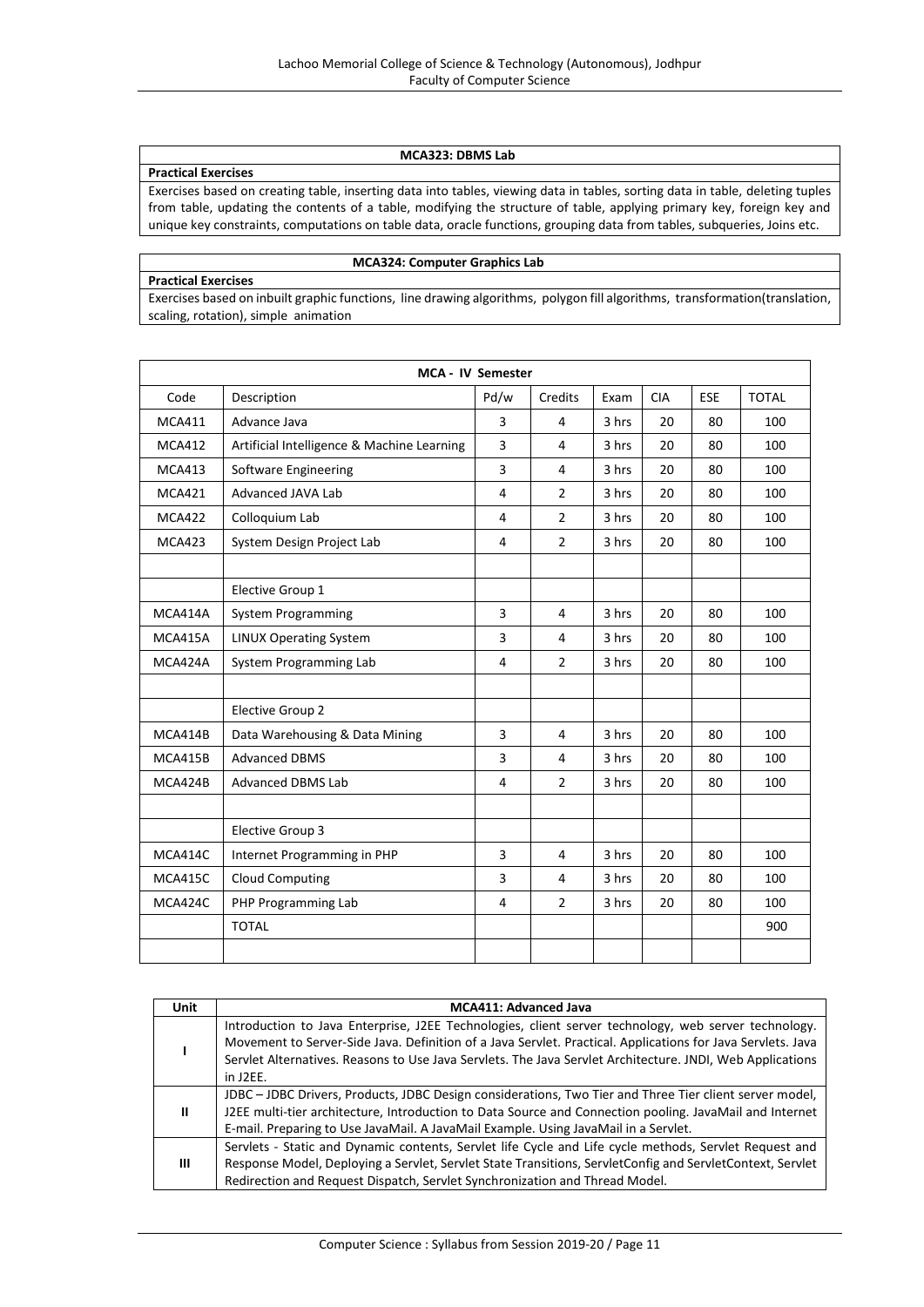| MCA323: DBMS Lab |
|---|
| **Practical Exercises** |
| Exercises based on creating table, inserting data into tables, viewing data in tables, sorting data in table, deleting tuples from table, updating the contents of a table, modifying the structure of table, applying primary key, foreign key and unique key constraints, computations on table data, oracle functions, grouping data from tables, subqueries, Joins etc. |

| MCA324: Computer Graphics Lab |
|---|
| **Practical Exercises** |
| Exercises based on inbuilt graphic functions, line drawing algorithms, polygon fill algorithms, transformation(translation, scaling, rotation), simple animation |

| MCA - IV Semester | | | | | | | |
|---|---|---|---|---|---|---|---|
| Code | Description | Pd/w | Credits | Exam | CIA | ESE | TOTAL |
| MCA411 | Advance Java | 3 | 4 | 3 hrs | 20 | 80 | 100 |
| MCA412 | Artificial Intelligence & Machine Learning | 3 | 4 | 3 hrs | 20 | 80 | 100 |
| MCA413 | Software Engineering | 3 | 4 | 3 hrs | 20 | 80 | 100 |
| MCA421 | Advanced JAVA Lab | 4 | 2 | 3 hrs | 20 | 80 | 100 |
| MCA422 | Colloquium Lab | 4 | 2 | 3 hrs | 20 | 80 | 100 |
| MCA423 | System Design Project Lab | 4 | 2 | 3 hrs | 20 | 80 | 100 |
| | | | | | | | |
| | Elective Group 1 | | | | | | |
| MCA414A | System Programming | 3 | 4 | 3 hrs | 20 | 80 | 100 |
| MCA415A | LINUX Operating System | 3 | 4 | 3 hrs | 20 | 80 | 100 |
| MCA424A | System Programming Lab | 4 | 2 | 3 hrs | 20 | 80 | 100 |
| | | | | | | | |
| | Elective Group 2 | | | | | | |
| MCA414B | Data Warehousing & Data Mining | 3 | 4 | 3 hrs | 20 | 80 | 100 |
| MCA415B | Advanced DBMS | 3 | 4 | 3 hrs | 20 | 80 | 100 |
| MCA424B | Advanced DBMS Lab | 4 | 2 | 3 hrs | 20 | 80 | 100 |
| | | | | | | | |
| | Elective Group 3 | | | | | | |
| MCA414C | Internet Programming in PHP | 3 | 4 | 3 hrs | 20 | 80 | 100 |
| MCA415C | Cloud Computing | 3 | 4 | 3 hrs | 20 | 80 | 100 |
| MCA424C | PHP Programming Lab | 4 | 2 | 3 hrs | 20 | 80 | 100 |
| | TOTAL | | | | | | 900 |
| | | | | | | | |

| Unit | MCA411: Advanced Java |
|---|---|
| I | Introduction to Java Enterprise, J2EE Technologies, client server technology, web server technology. Movement to Server-Side Java. Definition of a Java Servlet. Practical. Applications for Java Servlets. Java Servlet Alternatives. Reasons to Use Java Servlets. The Java Servlet Architecture. JNDI, Web Applications in J2EE. |
| II | JDBC – JDBC Drivers, Products, JDBC Design considerations, Two Tier and Three Tier client server model, J2EE multi-tier architecture, Introduction to Data Source and Connection pooling. JavaMail and Internet E-mail. Preparing to Use JavaMail. A JavaMail Example. Using JavaMail in a Servlet. |
| III | Servlets - Static and Dynamic contents, Servlet life Cycle and Life cycle methods, Servlet Request and Response Model, Deploying a Servlet, Servlet State Transitions, ServletConfig and ServletContext, Servlet Redirection and Request Dispatch, Servlet Synchronization and Thread Model. |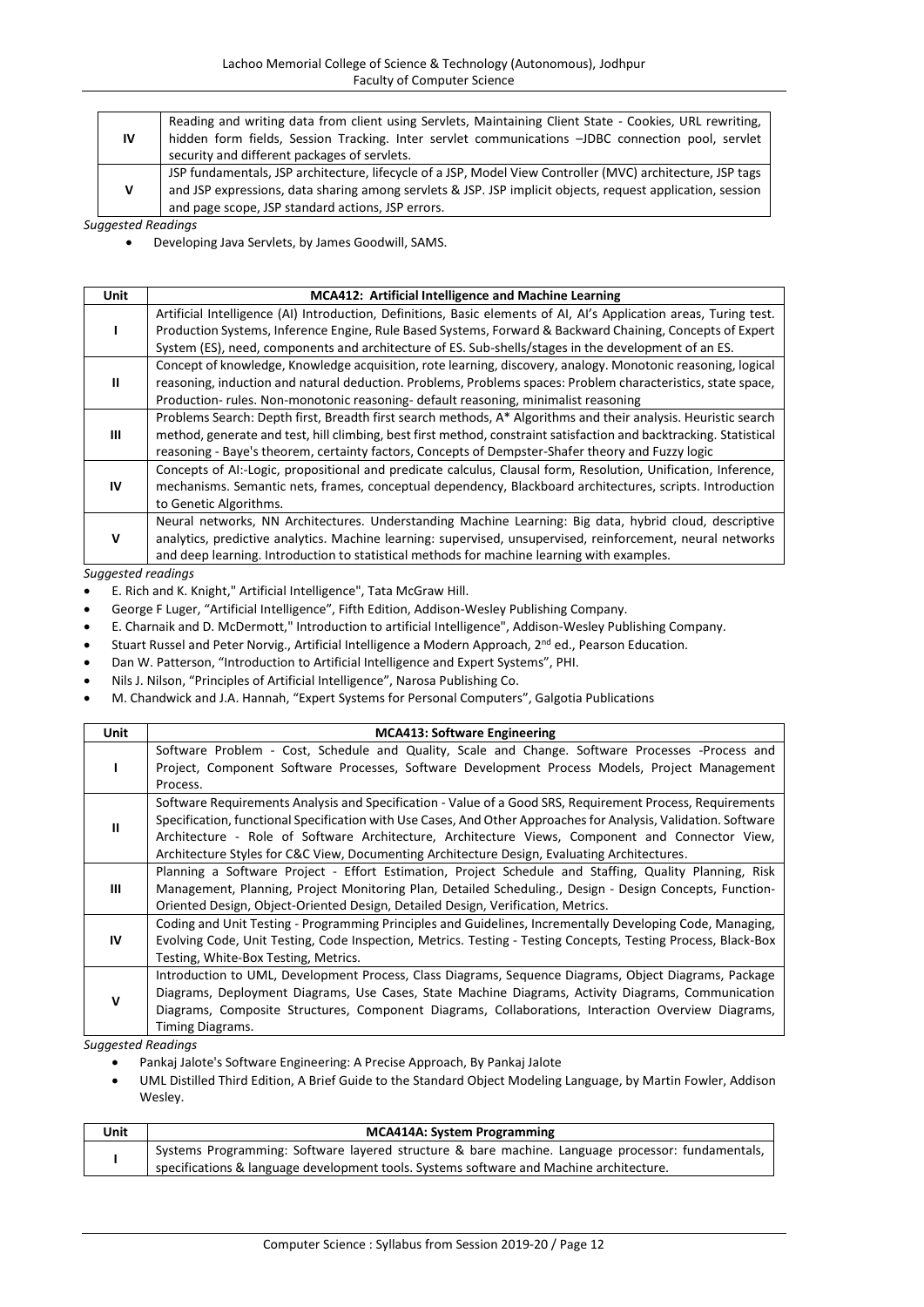| | |
|---|---|
| **IV** | Reading and writing data from client using Servlets, Maintaining Client State - Cookies, URL rewriting, hidden form fields, Session Tracking. Inter servlet communications –JDBC connection pool, servlet security and different packages of servlets. |
| **V** | JSP fundamentals, JSP architecture, lifecycle of a JSP, Model View Controller (MVC) architecture, JSP tags and JSP expressions, data sharing among servlets & JSP. JSP implicit objects, request application, session and page scope, JSP standard actions, JSP errors. |

*Suggested Readings*

- Developing Java Servlets, by James Goodwill, SAMS.

| Unit | MCA412: Artificial Intelligence and Machine Learning |
|---|---|
| **I** | Artificial Intelligence (AI) Introduction, Definitions, Basic elements of AI, AI's Application areas, Turing test. Production Systems, Inference Engine, Rule Based Systems, Forward & Backward Chaining, Concepts of Expert System (ES), need, components and architecture of ES. Sub-shells/stages in the development of an ES. |
| **II** | Concept of knowledge, Knowledge acquisition, rote learning, discovery, analogy. Monotonic reasoning, logical reasoning, induction and natural deduction. Problems, Problems spaces: Problem characteristics, state space, Production- rules. Non-monotonic reasoning- default reasoning, minimalist reasoning |
| **III** | Problems Search: Depth first, Breadth first search methods, A* Algorithms and their analysis. Heuristic search method, generate and test, hill climbing, best first method, constraint satisfaction and backtracking. Statistical reasoning - Baye's theorem, certainty factors, Concepts of Dempster-Shafer theory and Fuzzy logic |
| **IV** | Concepts of AI:-Logic, propositional and predicate calculus, Clausal form, Resolution, Unification, Inference, mechanisms. Semantic nets, frames, conceptual dependency, Blackboard architectures, scripts. Introduction to Genetic Algorithms. |
| **V** | Neural networks, NN Architectures. Understanding Machine Learning: Big data, hybrid cloud, descriptive analytics, predictive analytics. Machine learning: supervised, unsupervised, reinforcement, neural networks and deep learning. Introduction to statistical methods for machine learning with examples. |

*Suggested readings*

- E. Rich and K. Knight," Artificial Intelligence", Tata McGraw Hill.
- George F Luger, "Artificial Intelligence", Fifth Edition, Addison-Wesley Publishing Company.
- E. Charnaik and D. McDermott," Introduction to artificial Intelligence", Addison-Wesley Publishing Company.
- Stuart Russel and Peter Norvig., Artificial Intelligence a Modern Approach, 2nd ed., Pearson Education.
- Dan W. Patterson, "Introduction to Artificial Intelligence and Expert Systems", PHI.
- Nils J. Nilson, "Principles of Artificial Intelligence", Narosa Publishing Co.
- M. Chandwick and J.A. Hannah, "Expert Systems for Personal Computers", Galgotia Publications

| Unit | MCA413: Software Engineering |
|---|---|
| **I** | Software Problem - Cost, Schedule and Quality, Scale and Change. Software Processes -Process and Project, Component Software Processes, Software Development Process Models, Project Management Process. |
| **II** | Software Requirements Analysis and Specification - Value of a Good SRS, Requirement Process, Requirements Specification, functional Specification with Use Cases, And Other Approaches for Analysis, Validation. Software Architecture - Role of Software Architecture, Architecture Views, Component and Connector View, Architecture Styles for C&C View, Documenting Architecture Design, Evaluating Architectures. |
| **III** | Planning a Software Project - Effort Estimation, Project Schedule and Staffing, Quality Planning, Risk Management, Planning, Project Monitoring Plan, Detailed Scheduling., Design - Design Concepts, Function-Oriented Design, Object-Oriented Design, Detailed Design, Verification, Metrics. |
| **IV** | Coding and Unit Testing - Programming Principles and Guidelines, Incrementally Developing Code, Managing, Evolving Code, Unit Testing, Code Inspection, Metrics. Testing - Testing Concepts, Testing Process, Black-Box Testing, White-Box Testing, Metrics. |
| **V** | Introduction to UML, Development Process, Class Diagrams, Sequence Diagrams, Object Diagrams, Package Diagrams, Deployment Diagrams, Use Cases, State Machine Diagrams, Activity Diagrams, Communication Diagrams, Composite Structures, Component Diagrams, Collaborations, Interaction Overview Diagrams, Timing Diagrams. |

*Suggested Readings*

- Pankaj Jalote's Software Engineering: A Precise Approach, By Pankaj Jalote
- UML Distilled Third Edition, A Brief Guide to the Standard Object Modeling Language, by Martin Fowler, Addison Wesley.

| Unit | MCA414A: System Programming |
|---|---|
| **I** | Systems Programming: Software layered structure & bare machine. Language processor: fundamentals, specifications & language development tools. Systems software and Machine architecture. |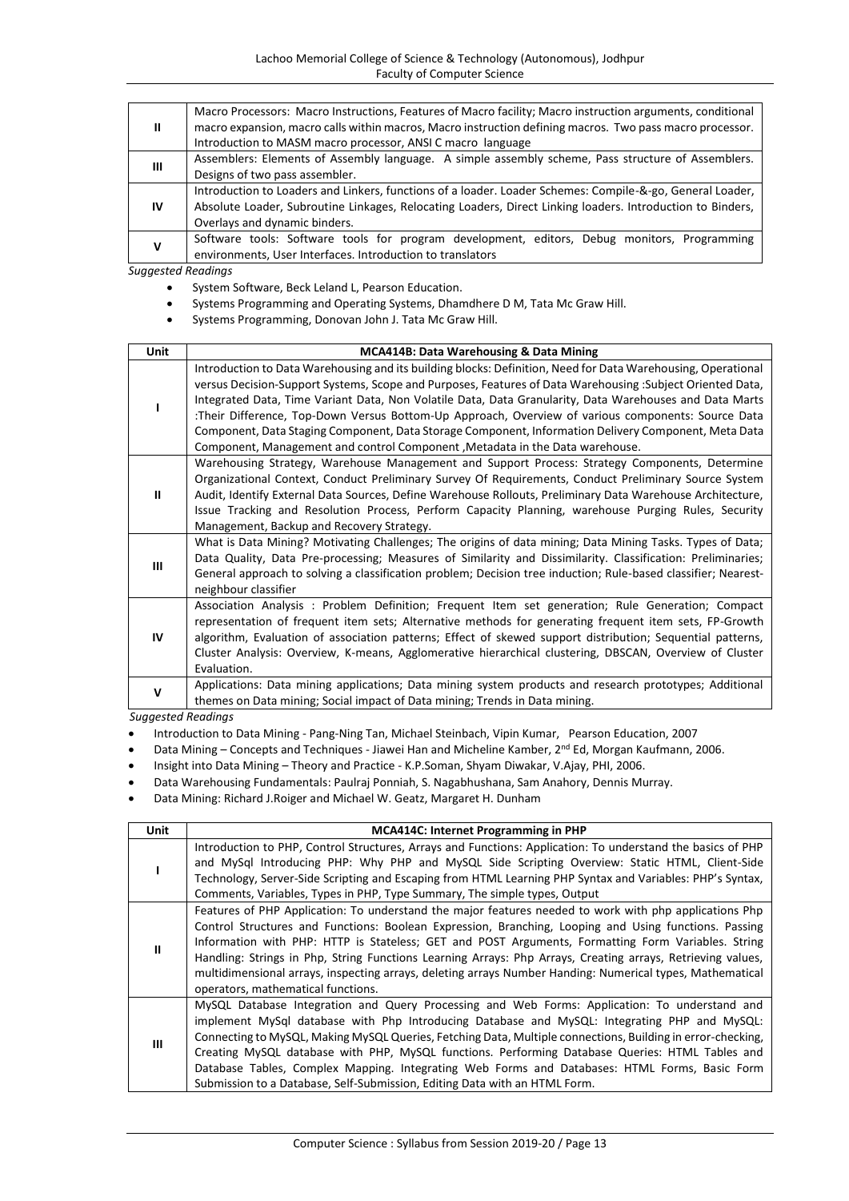| | |
|---|---|
| II | Macro Processors: Macro Instructions, Features of Macro facility; Macro instruction arguments, conditional macro expansion, macro calls within macros, Macro instruction defining macros. Two pass macro processor. Introduction to MASM macro processor, ANSI C macro language |
| III | Assemblers: Elements of Assembly language. A simple assembly scheme, Pass structure of Assemblers. Designs of two pass assembler. |
| IV | Introduction to Loaders and Linkers, functions of a loader. Loader Schemes: Compile-&-go, General Loader, Absolute Loader, Subroutine Linkages, Relocating Loaders, Direct Linking loaders. Introduction to Binders, Overlays and dynamic binders. |
| V | Software tools: Software tools for program development, editors, Debug monitors, Programming environments, User Interfaces. Introduction to translators |

*Suggested Readings*

- System Software, Beck Leland L, Pearson Education.
- Systems Programming and Operating Systems, Dhamdhere D M, Tata Mc Graw Hill.
- Systems Programming, Donovan John J. Tata Mc Graw Hill.

| Unit | MCA414B: Data Warehousing & Data Mining |
|---|---|
| I | Introduction to Data Warehousing and its building blocks: Definition, Need for Data Warehousing, Operational versus Decision-Support Systems, Scope and Purposes, Features of Data Warehousing :Subject Oriented Data, Integrated Data, Time Variant Data, Non Volatile Data, Data Granularity, Data Warehouses and Data Marts :Their Difference, Top-Down Versus Bottom-Up Approach, Overview of various components: Source Data Component, Data Staging Component, Data Storage Component, Information Delivery Component, Meta Data Component, Management and control Component ,Metadata in the Data warehouse. |
| II | Warehousing Strategy, Warehouse Management and Support Process: Strategy Components, Determine Organizational Context, Conduct Preliminary Survey Of Requirements, Conduct Preliminary Source System Audit, Identify External Data Sources, Define Warehouse Rollouts, Preliminary Data Warehouse Architecture, Issue Tracking and Resolution Process, Perform Capacity Planning, warehouse Purging Rules, Security Management, Backup and Recovery Strategy. |
| III | What is Data Mining? Motivating Challenges; The origins of data mining; Data Mining Tasks. Types of Data; Data Quality, Data Pre-processing; Measures of Similarity and Dissimilarity. Classification: Preliminaries; General approach to solving a classification problem; Decision tree induction; Rule-based classifier; Nearest-neighbour classifier |
| IV | Association Analysis : Problem Definition; Frequent Item set generation; Rule Generation; Compact representation of frequent item sets; Alternative methods for generating frequent item sets, FP-Growth algorithm, Evaluation of association patterns; Effect of skewed support distribution; Sequential patterns, Cluster Analysis: Overview, K-means, Agglomerative hierarchical clustering, DBSCAN, Overview of Cluster Evaluation. |
| V | Applications: Data mining applications; Data mining system products and research prototypes; Additional themes on Data mining; Social impact of Data mining; Trends in Data mining. |

*Suggested Readings*

- Introduction to Data Mining - Pang-Ning Tan, Michael Steinbach, Vipin Kumar, Pearson Education, 2007
- Data Mining – Concepts and Techniques - Jiawei Han and Micheline Kamber, 2nd Ed, Morgan Kaufmann, 2006.
- Insight into Data Mining – Theory and Practice - K.P.Soman, Shyam Diwakar, V.Ajay, PHI, 2006.
- Data Warehousing Fundamentals: Paulraj Ponniah, S. Nagabhushana, Sam Anahory, Dennis Murray.
- Data Mining: Richard J.Roiger and Michael W. Geatz, Margaret H. Dunham

| Unit | MCA414C: Internet Programming in PHP |
|---|---|
| I | Introduction to PHP, Control Structures, Arrays and Functions: Application: To understand the basics of PHP and MySql Introducing PHP: Why PHP and MySQL Side Scripting Overview: Static HTML, Client-Side Technology, Server-Side Scripting and Escaping from HTML Learning PHP Syntax and Variables: PHP's Syntax, Comments, Variables, Types in PHP, Type Summary, The simple types, Output |
| II | Features of PHP Application: To understand the major features needed to work with php applications Php Control Structures and Functions: Boolean Expression, Branching, Looping and Using functions. Passing Information with PHP: HTTP is Stateless; GET and POST Arguments, Formatting Form Variables. String Handling: Strings in Php, String Functions Learning Arrays: Php Arrays, Creating arrays, Retrieving values, multidimensional arrays, inspecting arrays, deleting arrays Number Handing: Numerical types, Mathematical operators, mathematical functions. |
| III | MySQL Database Integration and Query Processing and Web Forms: Application: To understand and implement MySql database with Php Introducing Database and MySQL: Integrating PHP and MySQL: Connecting to MySQL, Making MySQL Queries, Fetching Data, Multiple connections, Building in error-checking, Creating MySQL database with PHP, MySQL functions. Performing Database Queries: HTML Tables and Database Tables, Complex Mapping. Integrating Web Forms and Databases: HTML Forms, Basic Form Submission to a Database, Self-Submission, Editing Data with an HTML Form. |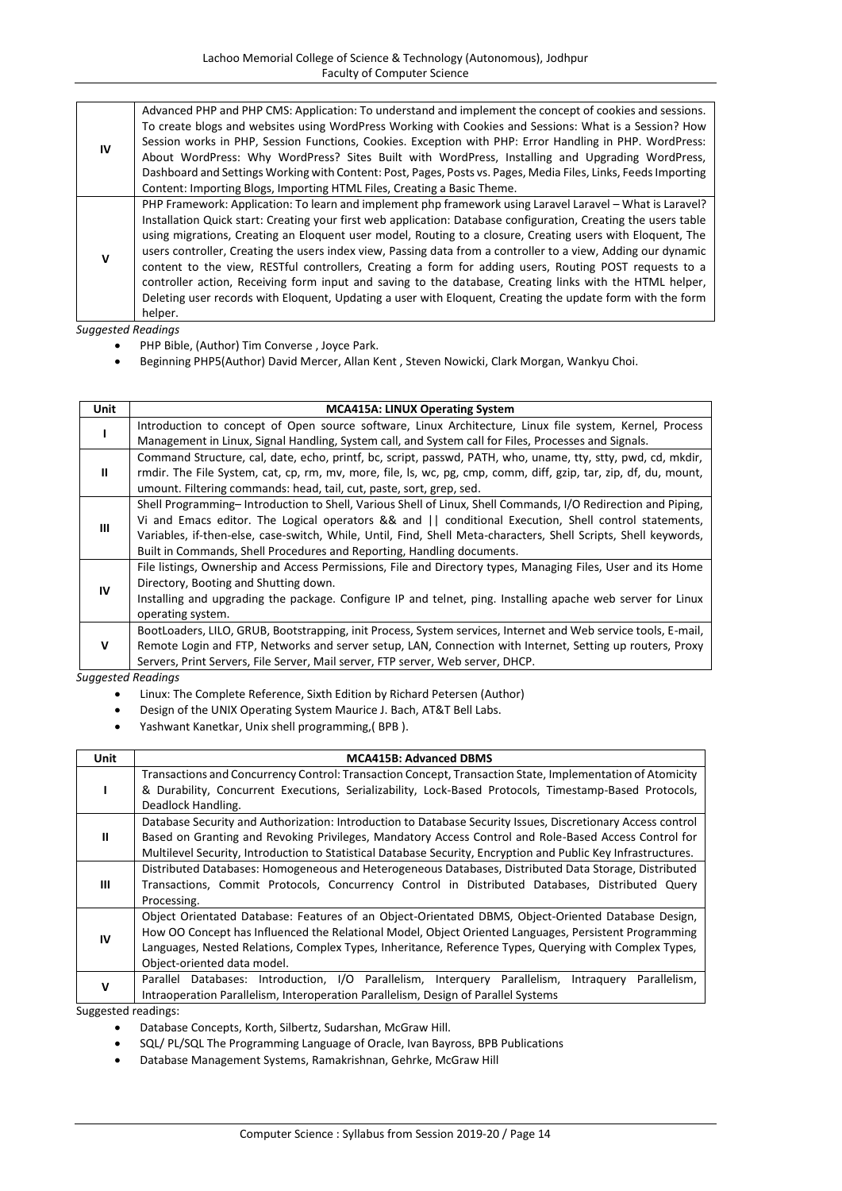| | |
|---|---|
| IV | Advanced PHP and PHP CMS: Application: To understand and implement the concept of cookies and sessions. To create blogs and websites using WordPress Working with Cookies and Sessions: What is a Session? How Session works in PHP, Session Functions, Cookies. Exception with PHP: Error Handling in PHP. WordPress: About WordPress: Why WordPress? Sites Built with WordPress, Installing and Upgrading WordPress, Dashboard and Settings Working with Content: Post, Pages, Posts vs. Pages, Media Files, Links, Feeds Importing Content: Importing Blogs, Importing HTML Files, Creating a Basic Theme. |
| V | PHP Framework: Application: To learn and implement php framework using Laravel Laravel – What is Laravel? Installation Quick start: Creating your first web application: Database configuration, Creating the users table using migrations, Creating an Eloquent user model, Routing to a closure, Creating users with Eloquent, The users controller, Creating the users index view, Passing data from a controller to a view, Adding our dynamic content to the view, RESTful controllers, Creating a form for adding users, Routing POST requests to a controller action, Receiving form input and saving to the database, Creating links with the HTML helper, Deleting user records with Eloquent, Updating a user with Eloquent, Creating the update form with the form helper. |

*Suggested Readings*

- PHP Bible, (Author) Tim Converse , Joyce Park.
- Beginning PHP5(Author) David Mercer, Allan Kent , Steven Nowicki, Clark Morgan, Wankyu Choi.

| Unit | MCA415A: LINUX Operating System |
|---|---|
| I | Introduction to concept of Open source software, Linux Architecture, Linux file system, Kernel, Process Management in Linux, Signal Handling, System call, and System call for Files, Processes and Signals. |
| II | Command Structure, cal, date, echo, printf, bc, script, passwd, PATH, who, uname, tty, stty, pwd, cd, mkdir, rmdir. The File System, cat, cp, rm, mv, more, file, ls, wc, pg, cmp, comm, diff, gzip, tar, zip, df, du, mount, umount. Filtering commands: head, tail, cut, paste, sort, grep, sed. |
| III | Shell Programming– Introduction to Shell, Various Shell of Linux, Shell Commands, I/O Redirection and Piping, Vi and Emacs editor. The Logical operators && and \|\| conditional Execution, Shell control statements, Variables, if-then-else, case-switch, While, Until, Find, Shell Meta-characters, Shell Scripts, Shell keywords, Built in Commands, Shell Procedures and Reporting, Handling documents. |
| IV | File listings, Ownership and Access Permissions, File and Directory types, Managing Files, User and its Home Directory, Booting and Shutting down. Installing and upgrading the package. Configure IP and telnet, ping. Installing apache web server for Linux operating system. |
| V | BootLoaders, LILO, GRUB, Bootstrapping, init Process, System services, Internet and Web service tools, E-mail, Remote Login and FTP, Networks and server setup, LAN, Connection with Internet, Setting up routers, Proxy Servers, Print Servers, File Server, Mail server, FTP server, Web server, DHCP. |

*Suggested Readings*

- Linux: The Complete Reference, Sixth Edition by Richard Petersen (Author)
- Design of the UNIX Operating System Maurice J. Bach, AT&T Bell Labs.
- Yashwant Kanetkar, Unix shell programming,( BPB ).

| Unit | MCA415B: Advanced DBMS |
|---|---|
| I | Transactions and Concurrency Control: Transaction Concept, Transaction State, Implementation of Atomicity & Durability, Concurrent Executions, Serializability, Lock-Based Protocols, Timestamp-Based Protocols, Deadlock Handling. |
| II | Database Security and Authorization: Introduction to Database Security Issues, Discretionary Access control Based on Granting and Revoking Privileges, Mandatory Access Control and Role-Based Access Control for Multilevel Security, Introduction to Statistical Database Security, Encryption and Public Key Infrastructures. |
| III | Distributed Databases: Homogeneous and Heterogeneous Databases, Distributed Data Storage, Distributed Transactions, Commit Protocols, Concurrency Control in Distributed Databases, Distributed Query Processing. |
| IV | Object Orientated Database: Features of an Object-Orientated DBMS, Object-Oriented Database Design, How OO Concept has Influenced the Relational Model, Object Oriented Languages, Persistent Programming Languages, Nested Relations, Complex Types, Inheritance, Reference Types, Querying with Complex Types, Object-oriented data model. |
| V | Parallel Databases: Introduction, I/O Parallelism, Interquery Parallelism, Intraquery Parallelism, Intraoperation Parallelism, Interoperation Parallelism, Design of Parallel Systems |

Suggested readings:

- Database Concepts, Korth, Silbertz, Sudarshan, McGraw Hill.
- SQL/ PL/SQL The Programming Language of Oracle, Ivan Bayross, BPB Publications
- Database Management Systems, Ramakrishnan, Gehrke, McGraw Hill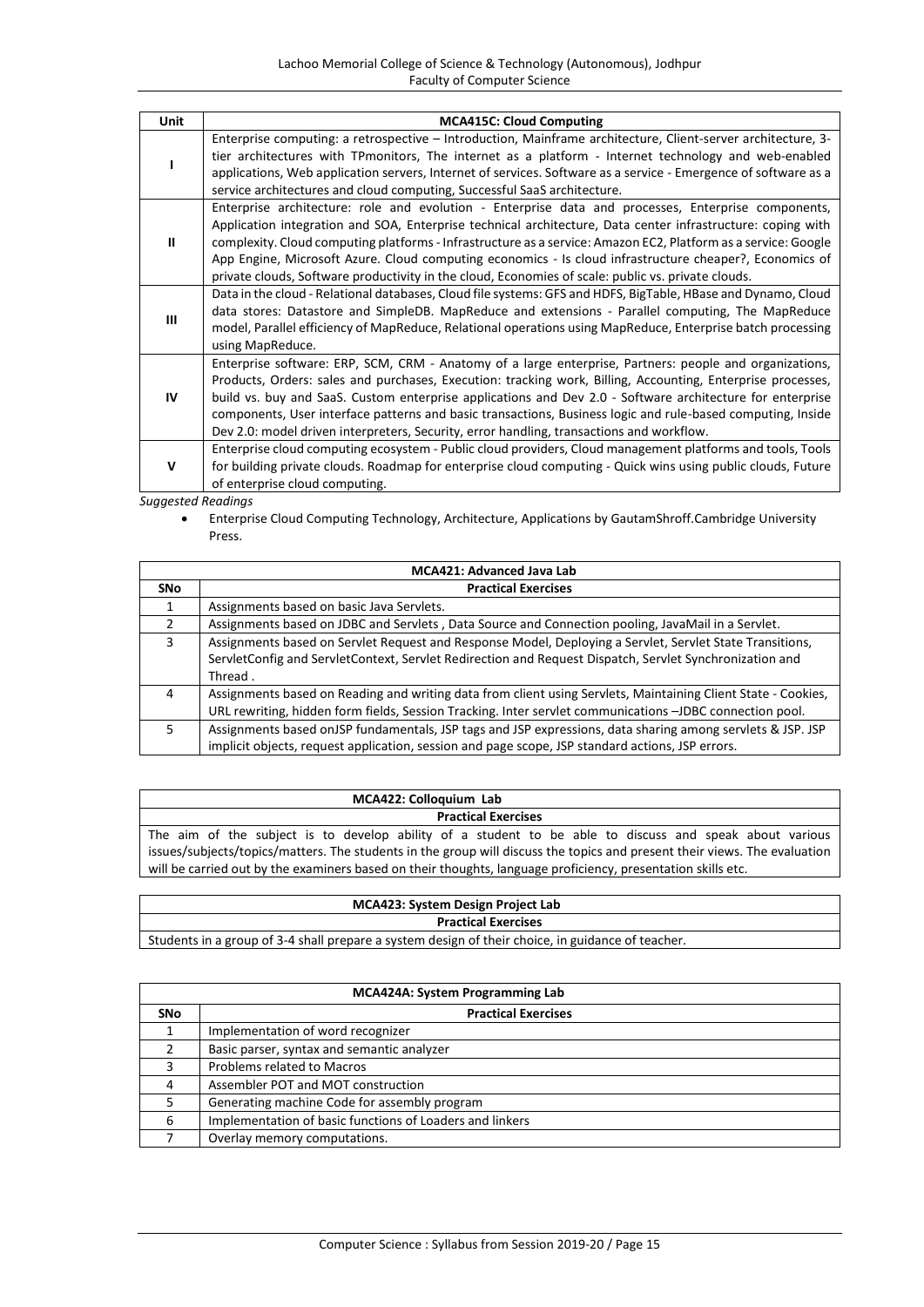| Unit | MCA415C: Cloud Computing |
|---|---|
| I | Enterprise computing: a retrospective – Introduction, Mainframe architecture, Client-server architecture, 3-tier architectures with TPmonitors, The internet as a platform - Internet technology and web-enabled applications, Web application servers, Internet of services. Software as a service - Emergence of software as a service architectures and cloud computing, Successful SaaS architecture. |
| II | Enterprise architecture: role and evolution - Enterprise data and processes, Enterprise components, Application integration and SOA, Enterprise technical architecture, Data center infrastructure: coping with complexity. Cloud computing platforms - Infrastructure as a service: Amazon EC2, Platform as a service: Google App Engine, Microsoft Azure. Cloud computing economics - Is cloud infrastructure cheaper?, Economics of private clouds, Software productivity in the cloud, Economies of scale: public vs. private clouds. |
| III | Data in the cloud - Relational databases, Cloud file systems: GFS and HDFS, BigTable, HBase and Dynamo, Cloud data stores: Datastore and SimpleDB. MapReduce and extensions - Parallel computing, The MapReduce model, Parallel efficiency of MapReduce, Relational operations using MapReduce, Enterprise batch processing using MapReduce. |
| IV | Enterprise software: ERP, SCM, CRM - Anatomy of a large enterprise, Partners: people and organizations, Products, Orders: sales and purchases, Execution: tracking work, Billing, Accounting, Enterprise processes, build vs. buy and SaaS. Custom enterprise applications and Dev 2.0 - Software architecture for enterprise components, User interface patterns and basic transactions, Business logic and rule-based computing, Inside Dev 2.0: model driven interpreters, Security, error handling, transactions and workflow. |
| V | Enterprise cloud computing ecosystem - Public cloud providers, Cloud management platforms and tools, Tools for building private clouds. Roadmap for enterprise cloud computing - Quick wins using public clouds, Future of enterprise cloud computing. |

*Suggested Readings*

- Enterprise Cloud Computing Technology, Architecture, Applications by GautamShroff.Cambridge University Press.

| MCA421: Advanced Java Lab | |
|---|---|
| **SNo** | **Practical Exercises** |
| 1 | Assignments based on basic Java Servlets. |
| 2 | Assignments based on JDBC and Servlets , Data Source and Connection pooling, JavaMail in a Servlet. |
| 3 | Assignments based on Servlet Request and Response Model, Deploying a Servlet, Servlet State Transitions, ServletConfig and ServletContext, Servlet Redirection and Request Dispatch, Servlet Synchronization and Thread . |
| 4 | Assignments based on Reading and writing data from client using Servlets, Maintaining Client State - Cookies, URL rewriting, hidden form fields, Session Tracking. Inter servlet communications –JDBC connection pool. |
| 5 | Assignments based onJSP fundamentals, JSP tags and JSP expressions, data sharing among servlets & JSP. JSP implicit objects, request application, session and page scope, JSP standard actions, JSP errors. |

| MCA422: Colloquium Lab |
|---|
| **Practical Exercises** |
| The aim of the subject is to develop ability of a student to be able to discuss and speak about various issues/subjects/topics/matters. The students in the group will discuss the topics and present their views. The evaluation will be carried out by the examiners based on their thoughts, language proficiency, presentation skills etc. |

| MCA423: System Design Project Lab |
|---|
| **Practical Exercises** |
| Students in a group of 3-4 shall prepare a system design of their choice, in guidance of teacher. |

| MCA424A: System Programming Lab | |
|---|---|
| **SNo** | **Practical Exercises** |
| 1 | Implementation of word recognizer |
| 2 | Basic parser, syntax and semantic analyzer |
| 3 | Problems related to Macros |
| 4 | Assembler POT and MOT construction |
| 5 | Generating machine Code for assembly program |
| 6 | Implementation of basic functions of Loaders and linkers |
| 7 | Overlay memory computations. |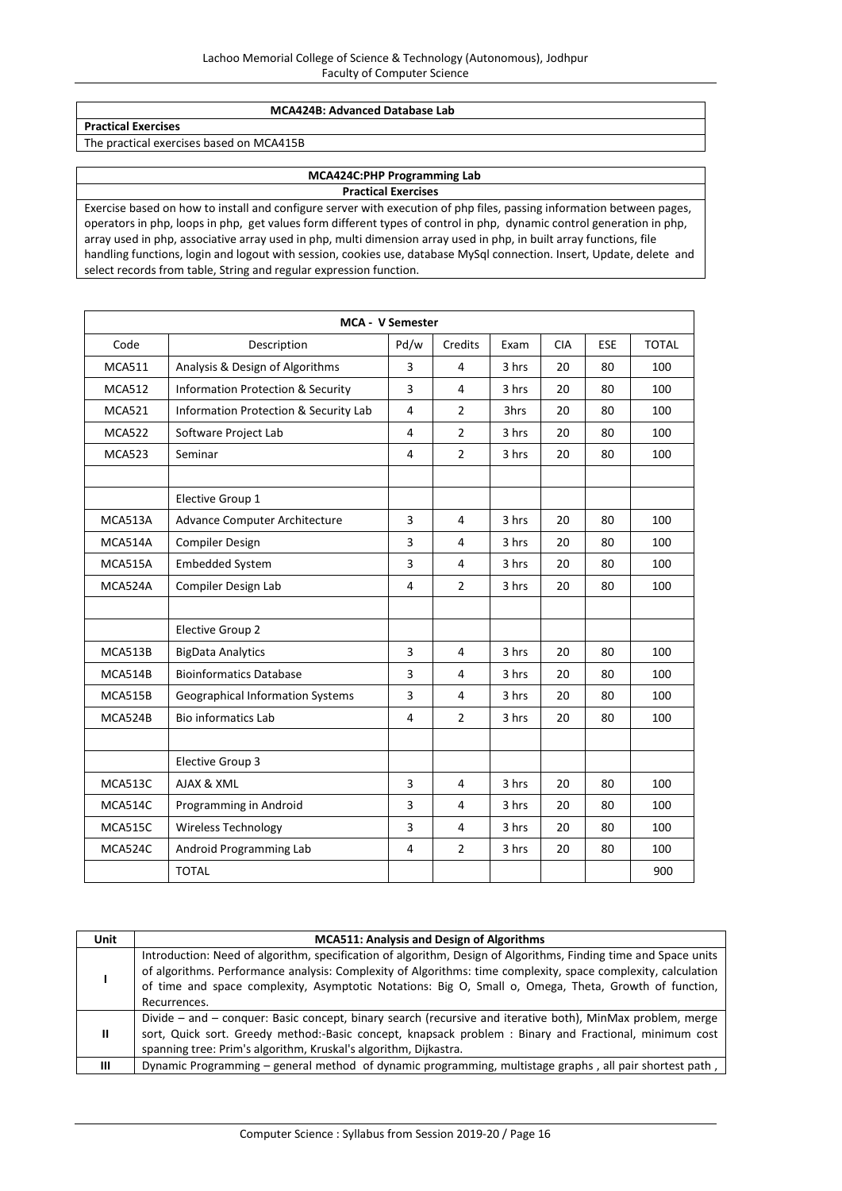| MCA424B: Advanced Database Lab |
|---|
| **Practical Exercises** |
| The practical exercises based on MCA415B |

| MCA424C:PHP Programming Lab |
|---|
| **Practical Exercises** |
| Exercise based on how to install and configure server with execution of php files, passing information between pages, operators in php, loops in php, get values form different types of control in php, dynamic control generation in php, array used in php, associative array used in php, multi dimension array used in php, in built array functions, file handling functions, login and logout with session, cookies use, database MySql connection. Insert, Update, delete and select records from table, String and regular expression function. |

| MCA - V Semester | | | | | | | |
|---|---|---|---|---|---|---|---|
| Code | Description | Pd/w | Credits | Exam | CIA | ESE | TOTAL |
| MCA511 | Analysis & Design of Algorithms | 3 | 4 | 3 hrs | 20 | 80 | 100 |
| MCA512 | Information Protection & Security | 3 | 4 | 3 hrs | 20 | 80 | 100 |
| MCA521 | Information Protection & Security Lab | 4 | 2 | 3hrs | 20 | 80 | 100 |
| MCA522 | Software Project Lab | 4 | 2 | 3 hrs | 20 | 80 | 100 |
| MCA523 | Seminar | 4 | 2 | 3 hrs | 20 | 80 | 100 |
| | | | | | | | |
| | Elective Group 1 | | | | | | |
| MCA513A | Advance Computer Architecture | 3 | 4 | 3 hrs | 20 | 80 | 100 |
| MCA514A | Compiler Design | 3 | 4 | 3 hrs | 20 | 80 | 100 |
| MCA515A | Embedded System | 3 | 4 | 3 hrs | 20 | 80 | 100 |
| MCA524A | Compiler Design Lab | 4 | 2 | 3 hrs | 20 | 80 | 100 |
| | | | | | | | |
| | Elective Group 2 | | | | | | |
| MCA513B | BigData Analytics | 3 | 4 | 3 hrs | 20 | 80 | 100 |
| MCA514B | Bioinformatics Database | 3 | 4 | 3 hrs | 20 | 80 | 100 |
| MCA515B | Geographical Information Systems | 3 | 4 | 3 hrs | 20 | 80 | 100 |
| MCA524B | Bio informatics Lab | 4 | 2 | 3 hrs | 20 | 80 | 100 |
| | | | | | | | |
| | Elective Group 3 | | | | | | |
| MCA513C | AJAX & XML | 3 | 4 | 3 hrs | 20 | 80 | 100 |
| MCA514C | Programming in Android | 3 | 4 | 3 hrs | 20 | 80 | 100 |
| MCA515C | Wireless Technology | 3 | 4 | 3 hrs | 20 | 80 | 100 |
| MCA524C | Android Programming Lab | 4 | 2 | 3 hrs | 20 | 80 | 100 |
| | TOTAL | | | | | | 900 |

| Unit | MCA511: Analysis and Design of Algorithms |
|---|---|
| I | Introduction: Need of algorithm, specification of algorithm, Design of Algorithms, Finding time and Space units of algorithms. Performance analysis: Complexity of Algorithms: time complexity, space complexity, calculation of time and space complexity, Asymptotic Notations: Big O, Small o, Omega, Theta, Growth of function, Recurrences. |
| II | Divide – and – conquer: Basic concept, binary search (recursive and iterative both), MinMax problem, merge sort, Quick sort. Greedy method:-Basic concept, knapsack problem : Binary and Fractional, minimum cost spanning tree: Prim's algorithm, Kruskal's algorithm, Dijkastra. |
| III | Dynamic Programming – general method of dynamic programming, multistage graphs , all pair shortest path , |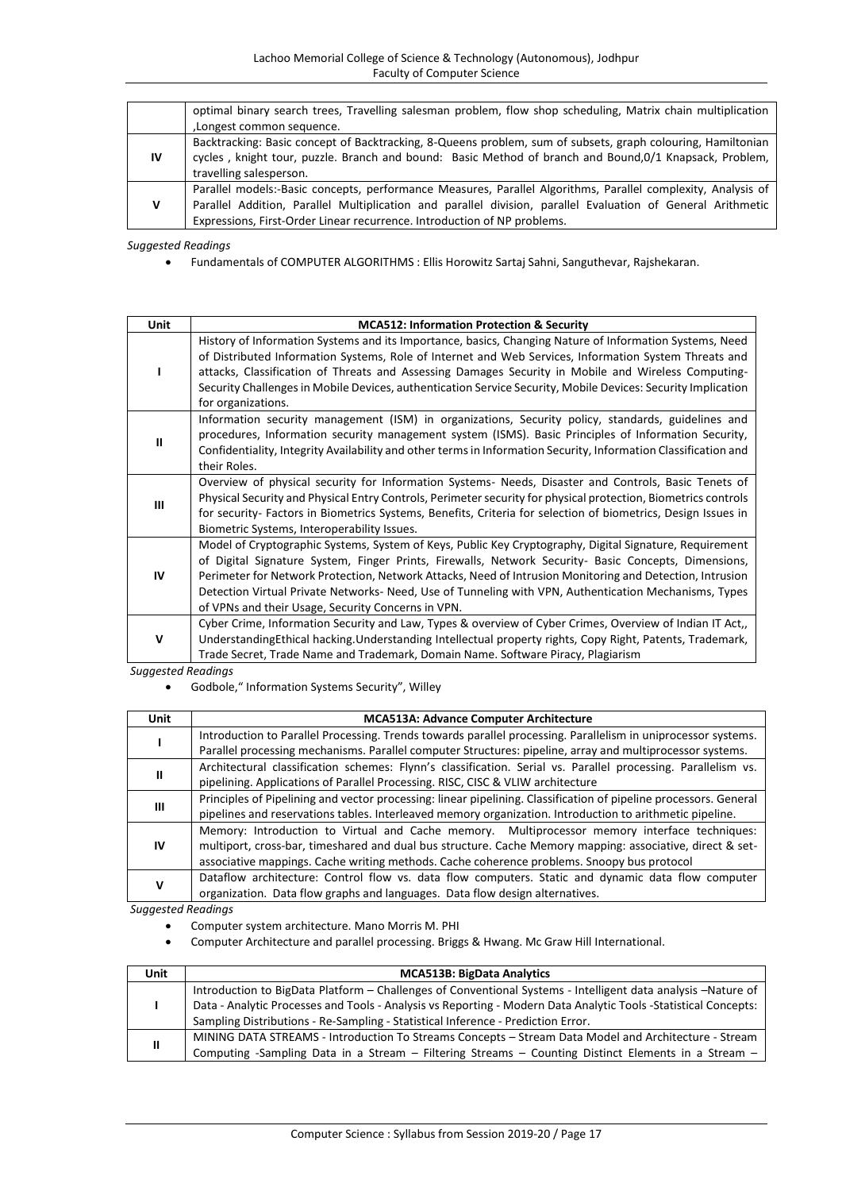| | |
|---|---|
| | optimal binary search trees, Travelling salesman problem, flow shop scheduling, Matrix chain multiplication ,Longest common sequence. |
| **IV** | Backtracking: Basic concept of Backtracking, 8-Queens problem, sum of subsets, graph colouring, Hamiltonian cycles , knight tour, puzzle. Branch and bound: Basic Method of branch and Bound,0/1 Knapsack, Problem, travelling salesperson. |
| **V** | Parallel models:-Basic concepts, performance Measures, Parallel Algorithms, Parallel complexity, Analysis of Parallel Addition, Parallel Multiplication and parallel division, parallel Evaluation of General Arithmetic Expressions, First-Order Linear recurrence. Introduction of NP problems. |

*Suggested Readings*

- Fundamentals of COMPUTER ALGORITHMS : Ellis Horowitz Sartaj Sahni, Sanguthevar, Rajshekaran.

| Unit | MCA512: Information Protection & Security |
|---|---|
| **I** | History of Information Systems and its Importance, basics, Changing Nature of Information Systems, Need of Distributed Information Systems, Role of Internet and Web Services, Information System Threats and attacks, Classification of Threats and Assessing Damages Security in Mobile and Wireless Computing- Security Challenges in Mobile Devices, authentication Service Security, Mobile Devices: Security Implication for organizations. |
| **II** | Information security management (ISM) in organizations, Security policy, standards, guidelines and procedures, Information security management system (ISMS). Basic Principles of Information Security, Confidentiality, Integrity Availability and other terms in Information Security, Information Classification and their Roles. |
| **III** | Overview of physical security for Information Systems- Needs, Disaster and Controls, Basic Tenets of Physical Security and Physical Entry Controls, Perimeter security for physical protection, Biometrics controls for security- Factors in Biometrics Systems, Benefits, Criteria for selection of biometrics, Design Issues in Biometric Systems, Interoperability Issues. |
| **IV** | Model of Cryptographic Systems, System of Keys, Public Key Cryptography, Digital Signature, Requirement of Digital Signature System, Finger Prints, Firewalls, Network Security- Basic Concepts, Dimensions, Perimeter for Network Protection, Network Attacks, Need of Intrusion Monitoring and Detection, Intrusion Detection Virtual Private Networks- Need, Use of Tunneling with VPN, Authentication Mechanisms, Types of VPNs and their Usage, Security Concerns in VPN. |
| **V** | Cyber Crime, Information Security and Law, Types & overview of Cyber Crimes, Overview of Indian IT Act,, UnderstandingEthical hacking.Understanding Intellectual property rights, Copy Right, Patents, Trademark, Trade Secret, Trade Name and Trademark, Domain Name. Software Piracy, Plagiarism |

*Suggested Readings*

- Godbole," Information Systems Security", Willey

| Unit | MCA513A: Advance Computer Architecture |
|---|---|
| **I** | Introduction to Parallel Processing. Trends towards parallel processing. Parallelism in uniprocessor systems. Parallel processing mechanisms. Parallel computer Structures: pipeline, array and multiprocessor systems. |
| **II** | Architectural classification schemes: Flynn's classification. Serial vs. Parallel processing. Parallelism vs. pipelining. Applications of Parallel Processing. RISC, CISC & VLIW architecture |
| **III** | Principles of Pipelining and vector processing: linear pipelining. Classification of pipeline processors. General pipelines and reservations tables. Interleaved memory organization. Introduction to arithmetic pipeline. |
| **IV** | Memory: Introduction to Virtual and Cache memory. Multiprocessor memory interface techniques: multiport, cross-bar, timeshared and dual bus structure. Cache Memory mapping: associative, direct & set-associative mappings. Cache writing methods. Cache coherence problems. Snoopy bus protocol |
| **V** | Dataflow architecture: Control flow vs. data flow computers. Static and dynamic data flow computer organization. Data flow graphs and languages. Data flow design alternatives. |

*Suggested Readings*

- Computer system architecture. Mano Morris M. PHI
- Computer Architecture and parallel processing. Briggs & Hwang. Mc Graw Hill International.

| Unit | MCA513B: BigData Analytics |
|---|---|
| **I** | Introduction to BigData Platform – Challenges of Conventional Systems - Intelligent data analysis –Nature of Data - Analytic Processes and Tools - Analysis vs Reporting - Modern Data Analytic Tools -Statistical Concepts: Sampling Distributions - Re-Sampling - Statistical Inference - Prediction Error. |
| **II** | MINING DATA STREAMS - Introduction To Streams Concepts – Stream Data Model and Architecture - Stream Computing -Sampling Data in a Stream – Filtering Streams – Counting Distinct Elements in a Stream – |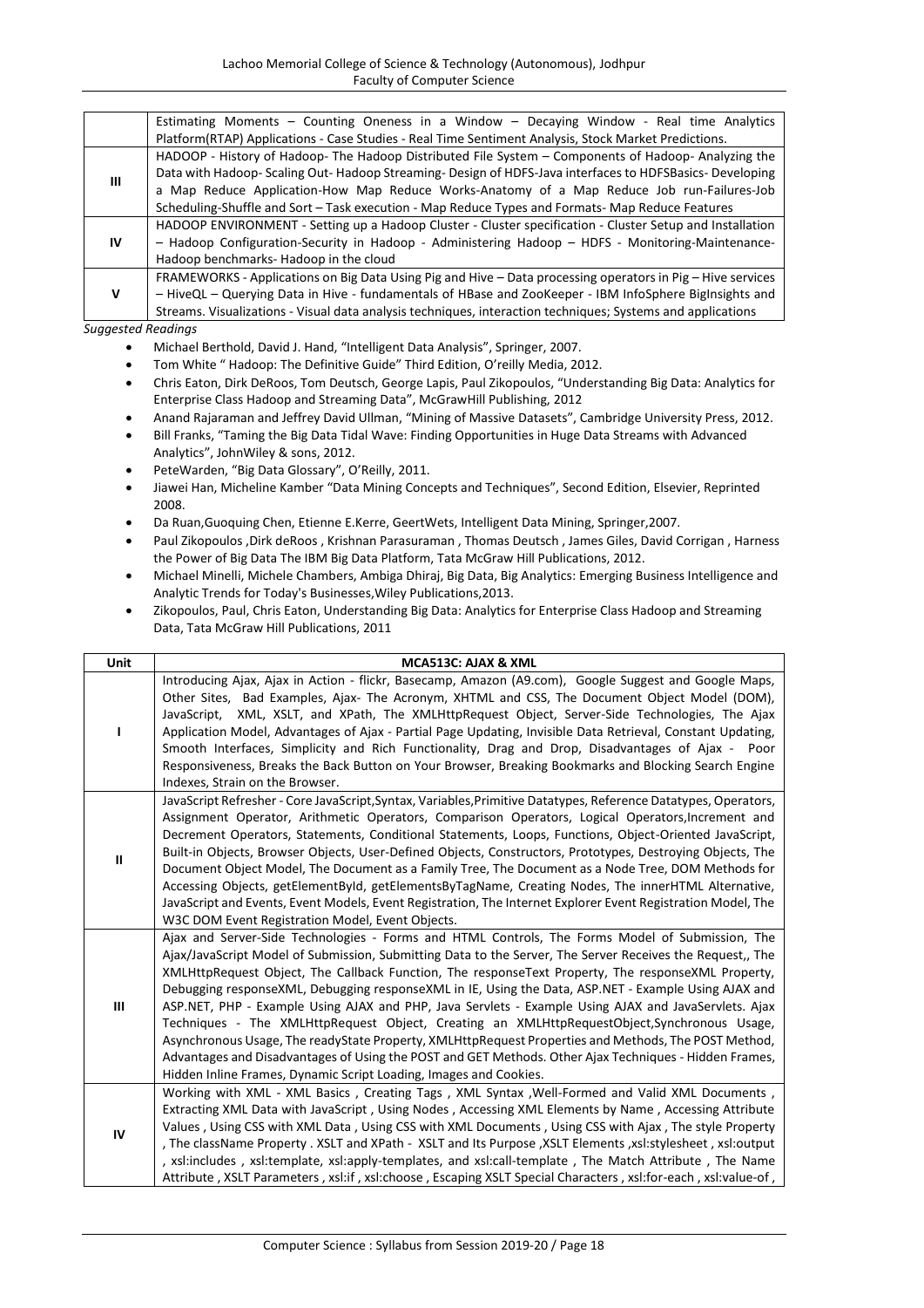| | |
|---|---|
| | Estimating Moments – Counting Oneness in a Window – Decaying Window - Real time Analytics Platform(RTAP) Applications - Case Studies - Real Time Sentiment Analysis, Stock Market Predictions. |
| III | HADOOP - History of Hadoop- The Hadoop Distributed File System – Components of Hadoop- Analyzing the Data with Hadoop- Scaling Out- Hadoop Streaming- Design of HDFS-Java interfaces to HDFSBasics- Developing a Map Reduce Application-How Map Reduce Works-Anatomy of a Map Reduce Job run-Failures-Job Scheduling-Shuffle and Sort – Task execution - Map Reduce Types and Formats- Map Reduce Features |
| IV | HADOOP ENVIRONMENT - Setting up a Hadoop Cluster - Cluster specification - Cluster Setup and Installation – Hadoop Configuration-Security in Hadoop - Administering Hadoop – HDFS - Monitoring-Maintenance-Hadoop benchmarks- Hadoop in the cloud |
| V | FRAMEWORKS - Applications on Big Data Using Pig and Hive – Data processing operators in Pig – Hive services – HiveQL – Querying Data in Hive - fundamentals of HBase and ZooKeeper - IBM InfoSphere BigInsights and Streams. Visualizations - Visual data analysis techniques, interaction techniques; Systems and applications |

*Suggested Readings*

- Michael Berthold, David J. Hand, "Intelligent Data Analysis", Springer, 2007.
- Tom White " Hadoop: The Definitive Guide" Third Edition, O'reilly Media, 2012.
- Chris Eaton, Dirk DeRoos, Tom Deutsch, George Lapis, Paul Zikopoulos, "Understanding Big Data: Analytics for Enterprise Class Hadoop and Streaming Data", McGrawHill Publishing, 2012
- Anand Rajaraman and Jeffrey David Ullman, "Mining of Massive Datasets", Cambridge University Press, 2012.
- Bill Franks, "Taming the Big Data Tidal Wave: Finding Opportunities in Huge Data Streams with Advanced Analytics", JohnWiley & sons, 2012.
- PeteWarden, "Big Data Glossary", O'Reilly, 2011.
- Jiawei Han, Micheline Kamber "Data Mining Concepts and Techniques", Second Edition, Elsevier, Reprinted 2008.
- Da Ruan,Guoquing Chen, Etienne E.Kerre, GeertWets, Intelligent Data Mining, Springer,2007.
- Paul Zikopoulos ,Dirk deRoos , Krishnan Parasuraman , Thomas Deutsch , James Giles, David Corrigan , Harness the Power of Big Data The IBM Big Data Platform, Tata McGraw Hill Publications, 2012.
- Michael Minelli, Michele Chambers, Ambiga Dhiraj, Big Data, Big Analytics: Emerging Business Intelligence and Analytic Trends for Today's Businesses,Wiley Publications,2013.
- Zikopoulos, Paul, Chris Eaton, Understanding Big Data: Analytics for Enterprise Class Hadoop and Streaming Data, Tata McGraw Hill Publications, 2011

| Unit | MCA513C: AJAX & XML |
|---|---|
| I | Introducing Ajax, Ajax in Action - flickr, Basecamp, Amazon (A9.com), Google Suggest and Google Maps, Other Sites, Bad Examples, Ajax- The Acronym, XHTML and CSS, The Document Object Model (DOM), JavaScript, XML, XSLT, and XPath, The XMLHttpRequest Object, Server-Side Technologies, The Ajax Application Model, Advantages of Ajax - Partial Page Updating, Invisible Data Retrieval, Constant Updating, Smooth Interfaces, Simplicity and Rich Functionality, Drag and Drop, Disadvantages of Ajax - Poor Responsiveness, Breaks the Back Button on Your Browser, Breaking Bookmarks and Blocking Search Engine Indexes, Strain on the Browser. |
| II | JavaScript Refresher - Core JavaScript,Syntax, Variables,Primitive Datatypes, Reference Datatypes, Operators, Assignment Operator, Arithmetic Operators, Comparison Operators, Logical Operators,Increment and Decrement Operators, Statements, Conditional Statements, Loops, Functions, Object-Oriented JavaScript, Built-in Objects, Browser Objects, User-Defined Objects, Constructors, Prototypes, Destroying Objects, The Document Object Model, The Document as a Family Tree, The Document as a Node Tree, DOM Methods for Accessing Objects, getElementById, getElementsByTagName, Creating Nodes, The innerHTML Alternative, JavaScript and Events, Event Models, Event Registration, The Internet Explorer Event Registration Model, The W3C DOM Event Registration Model, Event Objects. |
| III | Ajax and Server-Side Technologies - Forms and HTML Controls, The Forms Model of Submission, The Ajax/JavaScript Model of Submission, Submitting Data to the Server, The Server Receives the Request,, The XMLHttpRequest Object, The Callback Function, The responseText Property, The responseXML Property, Debugging responseXML, Debugging responseXML in IE, Using the Data, ASP.NET - Example Using AJAX and ASP.NET, PHP - Example Using AJAX and PHP, Java Servlets - Example Using AJAX and JavaServlets. Ajax Techniques - The XMLHttpRequest Object, Creating an XMLHttpRequestObject,Synchronous Usage, Asynchronous Usage, The readyState Property, XMLHttpRequest Properties and Methods, The POST Method, Advantages and Disadvantages of Using the POST and GET Methods. Other Ajax Techniques - Hidden Frames, Hidden Inline Frames, Dynamic Script Loading, Images and Cookies. |
| IV | Working with XML - XML Basics , Creating Tags , XML Syntax ,Well-Formed and Valid XML Documents , Extracting XML Data with JavaScript , Using Nodes , Accessing XML Elements by Name , Accessing Attribute Values , Using CSS with XML Data , Using CSS with XML Documents , Using CSS with Ajax , The style Property , The className Property . XSLT and XPath - XSLT and Its Purpose ,XSLT Elements ,xsl:stylesheet , xsl:output , xsl:includes , xsl:template, xsl:apply-templates, and xsl:call-template , The Match Attribute , The Name Attribute , XSLT Parameters , xsl:if , xsl:choose , Escaping XSLT Special Characters , xsl:for-each , xsl:value-of , |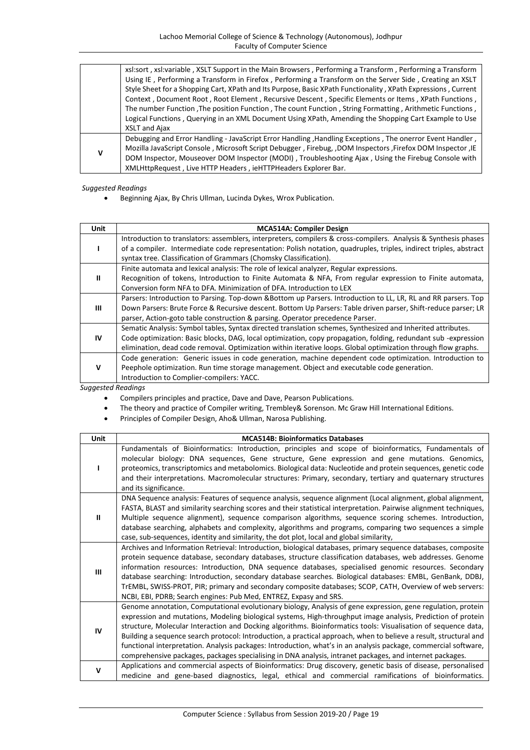| | |
|---|---|
| | xsl:sort , xsl:variable , XSLT Support in the Main Browsers , Performing a Transform , Performing a Transform Using IE , Performing a Transform in Firefox , Performing a Transform on the Server Side , Creating an XSLT Style Sheet for a Shopping Cart, XPath and Its Purpose, Basic XPath Functionality , XPath Expressions , Current Context , Document Root , Root Element , Recursive Descent , Specific Elements or Items , XPath Functions , The number Function ,The position Function , The count Function , String Formatting , Arithmetic Functions , Logical Functions , Querying in an XML Document Using XPath, Amending the Shopping Cart Example to Use XSLT and Ajax |
| V | Debugging and Error Handling - JavaScript Error Handling ,Handling Exceptions , The onerror Event Handler , Mozilla JavaScript Console , Microsoft Script Debugger , Firebug, ,DOM Inspectors ,Firefox DOM Inspector ,IE DOM Inspector, Mouseover DOM Inspector (MODI) , Troubleshooting Ajax , Using the Firebug Console with XMLHttpRequest , Live HTTP Headers , ieHTTPHeaders Explorer Bar. |

*Suggested Readings*

- Beginning Ajax, By Chris Ullman, Lucinda Dykes, Wrox Publication.

| Unit | MCA514A: Compiler Design |
|---|---|
| I | Introduction to translators: assemblers, interpreters, compilers & cross-compilers. Analysis & Synthesis phases of a compiler. Intermediate code representation: Polish notation, quadruples, triples, indirect triples, abstract syntax tree. Classification of Grammars (Chomsky Classification). |
| II | Finite automata and lexical analysis: The role of lexical analyzer, Regular expressions. Recognition of tokens, Introduction to Finite Automata & NFA, From regular expression to Finite automata, Conversion form NFA to DFA. Minimization of DFA. Introduction to LEX |
| III | Parsers: Introduction to Parsing. Top-down &Bottom up Parsers. Introduction to LL, LR, RL and RR parsers. Top Down Parsers: Brute Force & Recursive descent. Bottom Up Parsers: Table driven parser, Shift-reduce parser; LR parser, Action-goto table construction & parsing. Operator precedence Parser. |
| IV | Sematic Analysis: Symbol tables, Syntax directed translation schemes, Synthesized and Inherited attributes. Code optimization: Basic blocks, DAG, local optimization, copy propagation, folding, redundant sub -expression elimination, dead code removal. Optimization within iterative loops. Global optimization through flow graphs. |
| V | Code generation: Generic issues in code generation, machine dependent code optimization. Introduction to Peephole optimization. Run time storage management. Object and executable code generation. Introduction to Complier-compilers: YACC. |

*Suggested Readings*

- Compilers principles and practice, Dave and Dave, Pearson Publications.
- The theory and practice of Compiler writing, Trembley& Sorenson. Mc Graw Hill International Editions.
- Principles of Compiler Design, Aho& Ullman, Narosa Publishing.

| Unit | MCA514B: Bioinformatics Databases |
|---|---|
| I | Fundamentals of Bioinformatics: Introduction, principles and scope of bioinformatics, Fundamentals of molecular biology: DNA sequences, Gene structure, Gene expression and gene mutations. Genomics, proteomics, transcriptomics and metabolomics. Biological data: Nucleotide and protein sequences, genetic code and their interpretations. Macromolecular structures: Primary, secondary, tertiary and quaternary structures and its significance. |
| II | DNA Sequence analysis: Features of sequence analysis, sequence alignment (Local alignment, global alignment, FASTA, BLAST and similarity searching scores and their statistical interpretation. Pairwise alignment techniques, Multiple sequence alignment), sequence comparison algorithms, sequence scoring schemes. Introduction, database searching, alphabets and complexity, algorithms and programs, comparing two sequences a simple case, sub-sequences, identity and similarity, the dot plot, local and global similarity, |
| III | Archives and Information Retrieval: Introduction, biological databases, primary sequence databases, composite protein sequence database, secondary databases, structure classification databases, web addresses. Genome information resources: Introduction, DNA sequence databases, specialised genomic resources. Secondary database searching: Introduction, secondary database searches. Biological databases: EMBL, GenBank, DDBJ, TrEMBL, SWISS-PROT, PIR; primary and secondary composite databases; SCOP, CATH, Overview of web servers: NCBI, EBI, PDRB; Search engines: Pub Med, ENTREZ, Expasy and SRS. |
| IV | Genome annotation, Computational evolutionary biology, Analysis of gene expression, gene regulation, protein expression and mutations, Modeling biological systems, High-throughput image analysis, Prediction of protein structure, Molecular Interaction and Docking algorithms. Bioinformatics tools: Visualisation of sequence data, Building a sequence search protocol: Introduction, a practical approach, when to believe a result, structural and functional interpretation. Analysis packages: Introduction, what's in an analysis package, commercial software, comprehensive packages, packages specialising in DNA analysis, intranet packages, and internet packages. |
| V | Applications and commercial aspects of Bioinformatics: Drug discovery, genetic basis of disease, personalised medicine and gene-based diagnostics, legal, ethical and commercial ramifications of bioinformatics. |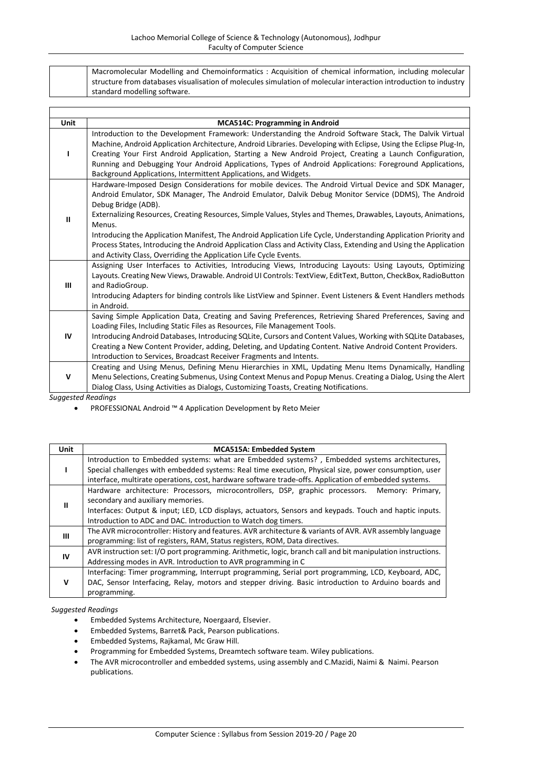| | |
|---|---|
| | Macromolecular Modelling and Chemoinformatics : Acquisition of chemical information, including molecular structure from databases visualisation of molecules simulation of molecular interaction introduction to industry standard modelling software. |

| Unit | MCA514C: Programming in Android |
|---|---|
| I | Introduction to the Development Framework: Understanding the Android Software Stack, The Dalvik Virtual Machine, Android Application Architecture, Android Libraries. Developing with Eclipse, Using the Eclipse Plug-In, Creating Your First Android Application, Starting a New Android Project, Creating a Launch Configuration, Running and Debugging Your Android Applications, Types of Android Applications: Foreground Applications, Background Applications, Intermittent Applications, and Widgets. |
| II | Hardware-Imposed Design Considerations for mobile devices. The Android Virtual Device and SDK Manager, Android Emulator, SDK Manager, The Android Emulator, Dalvik Debug Monitor Service (DDMS), The Android Debug Bridge (ADB).<br>Externalizing Resources, Creating Resources, Simple Values, Styles and Themes, Drawables, Layouts, Animations, Menus.<br>Introducing the Application Manifest, The Android Application Life Cycle, Understanding Application Priority and Process States, Introducing the Android Application Class and Activity Class, Extending and Using the Application and Activity Class, Overriding the Application Life Cycle Events. |
| III | Assigning User Interfaces to Activities, Introducing Views, Introducing Layouts: Using Layouts, Optimizing Layouts. Creating New Views, Drawable. Android UI Controls: TextView, EditText, Button, CheckBox, RadioButton and RadioGroup.<br>Introducing Adapters for binding controls like ListView and Spinner. Event Listeners & Event Handlers methods in Android. |
| IV | Saving Simple Application Data, Creating and Saving Preferences, Retrieving Shared Preferences, Saving and Loading Files, Including Static Files as Resources, File Management Tools.<br>Introducing Android Databases, Introducing SQLite, Cursors and Content Values, Working with SQLite Databases, Creating a New Content Provider, adding, Deleting, and Updating Content. Native Android Content Providers. Introduction to Services, Broadcast Receiver Fragments and Intents. |
| V | Creating and Using Menus, Defining Menu Hierarchies in XML, Updating Menu Items Dynamically, Handling Menu Selections, Creating Submenus, Using Context Menus and Popup Menus. Creating a Dialog, Using the Alert Dialog Class, Using Activities as Dialogs, Customizing Toasts, Creating Notifications. |

*Suggested Readings*

- PROFESSIONAL Android ™ 4 Application Development by Reto Meier

| Unit | MCA515A: Embedded System |
|---|---|
| I | Introduction to Embedded systems: what are Embedded systems? , Embedded systems architectures, Special challenges with embedded systems: Real time execution, Physical size, power consumption, user interface, multirate operations, cost, hardware software trade-offs. Application of embedded systems. |
| II | Hardware architecture: Processors, microcontrollers, DSP, graphic processors. Memory: Primary, secondary and auxiliary memories.<br>Interfaces: Output & input; LED, LCD displays, actuators, Sensors and keypads. Touch and haptic inputs. Introduction to ADC and DAC. Introduction to Watch dog timers. |
| III | The AVR microcontroller: History and features. AVR architecture & variants of AVR. AVR assembly language programming: list of registers, RAM, Status registers, ROM, Data directives. |
| IV | AVR instruction set: I/O port programming. Arithmetic, logic, branch call and bit manipulation instructions. Addressing modes in AVR. Introduction to AVR programming in C |
| V | Interfacing: Timer programming, Interrupt programming, Serial port programming, LCD, Keyboard, ADC, DAC, Sensor Interfacing, Relay, motors and stepper driving. Basic introduction to Arduino boards and programming. |

*Suggested Readings*

- Embedded Systems Architecture, Noergaard, Elsevier.
- Embedded Systems, Barret& Pack, Pearson publications.
- Embedded Systems, Rajkamal, Mc Graw Hill.
- Programming for Embedded Systems, Dreamtech software team. Wiley publications.
- The AVR microcontroller and embedded systems, using assembly and C.Mazidi, Naimi & Naimi. Pearson publications.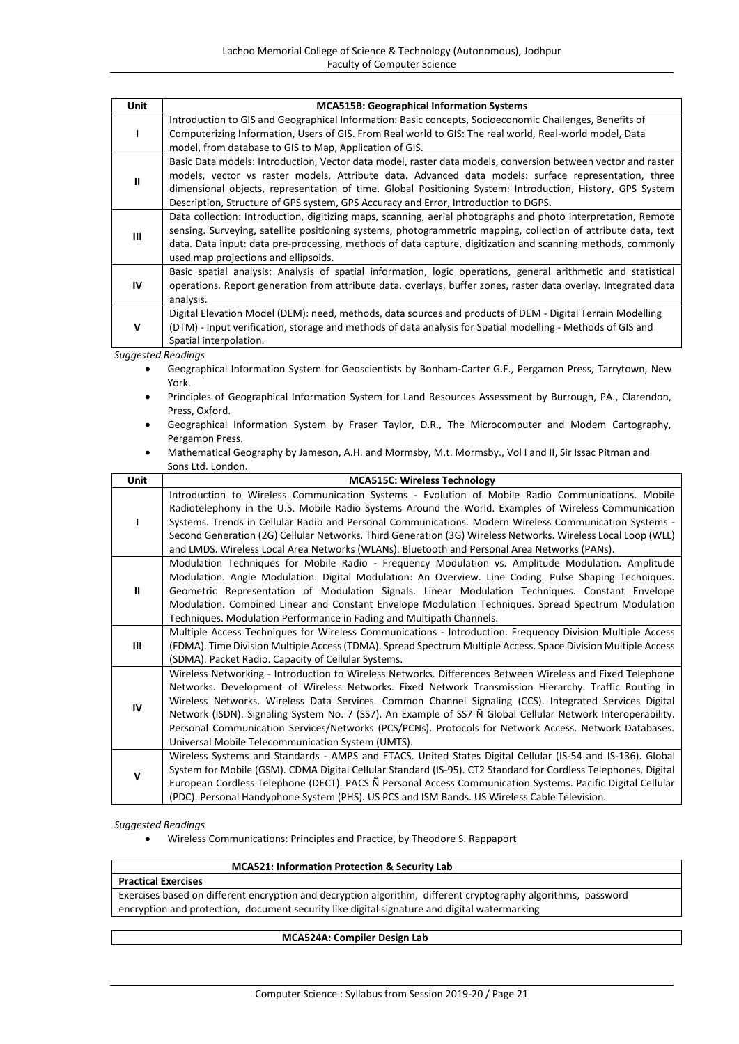| Unit | MCA515B: Geographical Information Systems |
|---|---|
| I | Introduction to GIS and Geographical Information: Basic concepts, Socioeconomic Challenges, Benefits of Computerizing Information, Users of GIS. From Real world to GIS: The real world, Real-world model, Data model, from database to GIS to Map, Application of GIS. |
| II | Basic Data models: Introduction, Vector data model, raster data models, conversion between vector and raster models, vector vs raster models. Attribute data. Advanced data models: surface representation, three dimensional objects, representation of time. Global Positioning System: Introduction, History, GPS System Description, Structure of GPS system, GPS Accuracy and Error, Introduction to DGPS. |
| III | Data collection: Introduction, digitizing maps, scanning, aerial photographs and photo interpretation, Remote sensing. Surveying, satellite positioning systems, photogrammetric mapping, collection of attribute data, text data. Data input: data pre-processing, methods of data capture, digitization and scanning methods, commonly used map projections and ellipsoids. |
| IV | Basic spatial analysis: Analysis of spatial information, logic operations, general arithmetic and statistical operations. Report generation from attribute data. overlays, buffer zones, raster data overlay. Integrated data analysis. |
| V | Digital Elevation Model (DEM): need, methods, data sources and products of DEM - Digital Terrain Modelling (DTM) - Input verification, storage and methods of data analysis for Spatial modelling - Methods of GIS and Spatial interpolation. |

*Suggested Readings*

- Geographical Information System for Geoscientists by Bonham-Carter G.F., Pergamon Press, Tarrytown, New York.
- Principles of Geographical Information System for Land Resources Assessment by Burrough, PA., Clarendon, Press, Oxford.
- Geographical Information System by Fraser Taylor, D.R., The Microcomputer and Modem Cartography, Pergamon Press.
- Mathematical Geography by Jameson, A.H. and Mormsby, M.t. Mormsby., Vol I and II, Sir Issac Pitman and Sons Ltd. London.

| Unit | MCA515C: Wireless Technology |
|---|---|
| I | Introduction to Wireless Communication Systems - Evolution of Mobile Radio Communications. Mobile Radiotelephony in the U.S. Mobile Radio Systems Around the World. Examples of Wireless Communication Systems. Trends in Cellular Radio and Personal Communications. Modern Wireless Communication Systems - Second Generation (2G) Cellular Networks. Third Generation (3G) Wireless Networks. Wireless Local Loop (WLL) and LMDS. Wireless Local Area Networks (WLANs). Bluetooth and Personal Area Networks (PANs). |
| II | Modulation Techniques for Mobile Radio - Frequency Modulation vs. Amplitude Modulation. Amplitude Modulation. Angle Modulation. Digital Modulation: An Overview. Line Coding. Pulse Shaping Techniques. Geometric Representation of Modulation Signals. Linear Modulation Techniques. Constant Envelope Modulation. Combined Linear and Constant Envelope Modulation Techniques. Spread Spectrum Modulation Techniques. Modulation Performance in Fading and Multipath Channels. |
| III | Multiple Access Techniques for Wireless Communications - Introduction. Frequency Division Multiple Access (FDMA). Time Division Multiple Access (TDMA). Spread Spectrum Multiple Access. Space Division Multiple Access (SDMA). Packet Radio. Capacity of Cellular Systems. |
| IV | Wireless Networking - Introduction to Wireless Networks. Differences Between Wireless and Fixed Telephone Networks. Development of Wireless Networks. Fixed Network Transmission Hierarchy. Traffic Routing in Wireless Networks. Wireless Data Services. Common Channel Signaling (CCS). Integrated Services Digital Network (ISDN). Signaling System No. 7 (SS7). An Example of SS7 Ñ Global Cellular Network Interoperability. Personal Communication Services/Networks (PCS/PCNs). Protocols for Network Access. Network Databases. Universal Mobile Telecommunication System (UMTS). |
| V | Wireless Systems and Standards - AMPS and ETACS. United States Digital Cellular (IS-54 and IS-136). Global System for Mobile (GSM). CDMA Digital Cellular Standard (IS-95). CT2 Standard for Cordless Telephones. Digital European Cordless Telephone (DECT). PACS Ñ Personal Access Communication Systems. Pacific Digital Cellular (PDC). Personal Handyphone System (PHS). US PCS and ISM Bands. US Wireless Cable Television. |

*Suggested Readings*

- Wireless Communications: Principles and Practice, by Theodore S. Rappaport

| MCA521: Information Protection & Security Lab |
|---|
| **Practical Exercises** |
| Exercises based on different encryption and decryption algorithm, different cryptography algorithms, password encryption and protection, document security like digital signature and digital watermarking |

| MCA524A: Compiler Design Lab |
|---|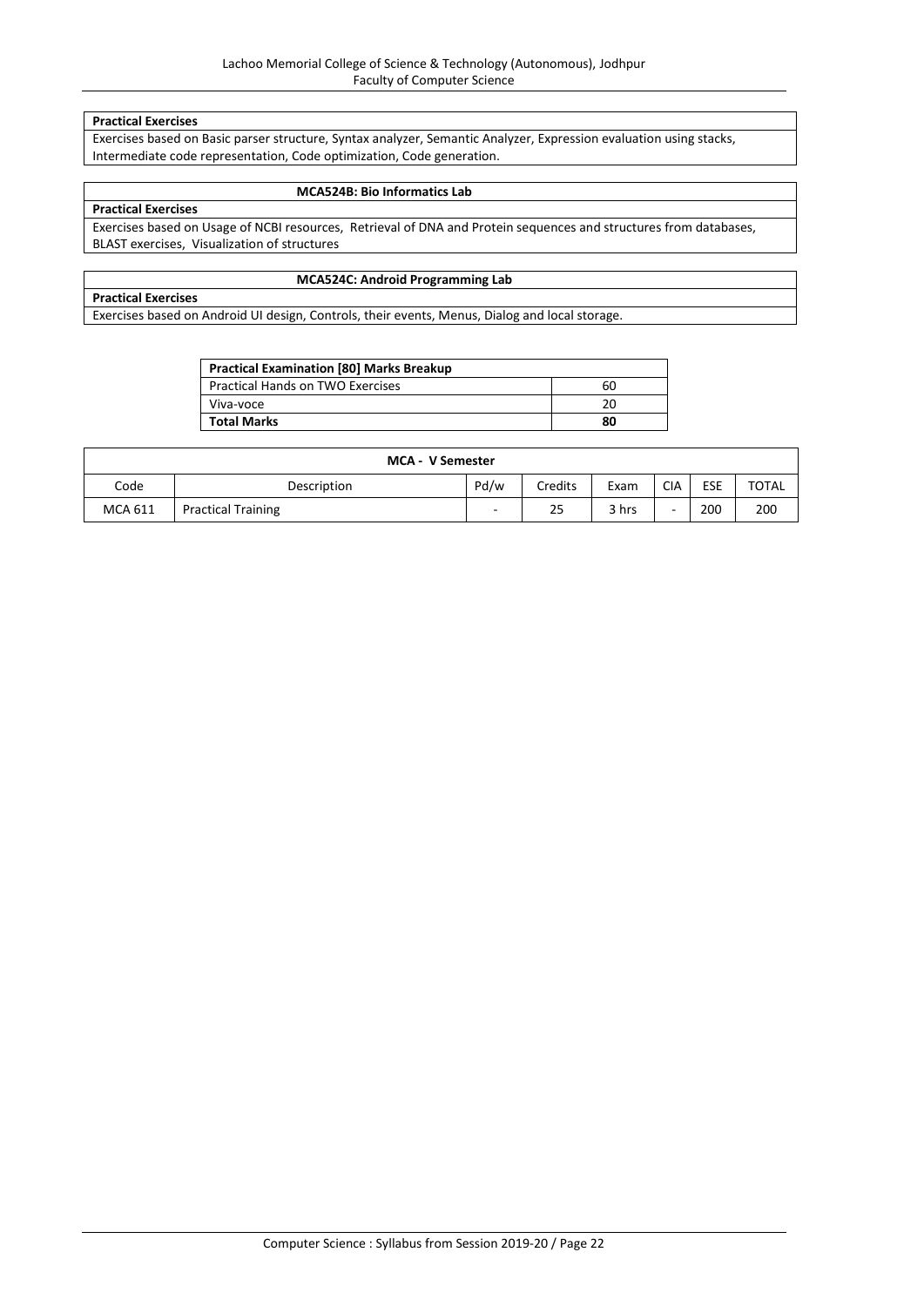**Practical Exercises**

Exercises based on Basic parser structure, Syntax analyzer, Semantic Analyzer, Expression evaluation using stacks, Intermediate code representation, Code optimization, Code generation.

### MCA524B: Bio Informatics Lab

**Practical Exercises**

Exercises based on Usage of NCBI resources, Retrieval of DNA and Protein sequences and structures from databases, BLAST exercises, Visualization of structures

### MCA524C: Android Programming Lab

**Practical Exercises**

Exercises based on Android UI design, Controls, their events, Menus, Dialog and local storage.

| **Practical Examination [80] Marks Breakup** | |
|---|---|
| Practical Hands on TWO Exercises | 60 |
| Viva-voce | 20 |
| **Total Marks** | **80** |

| **MCA - V Semester** | | | | | | | |
|---|---|---|---|---|---|---|---|
| Code | Description | Pd/w | Credits | Exam | CIA | ESE | TOTAL |
| MCA 611 | Practical Training | - | 25 | 3 hrs | - | 200 | 200 |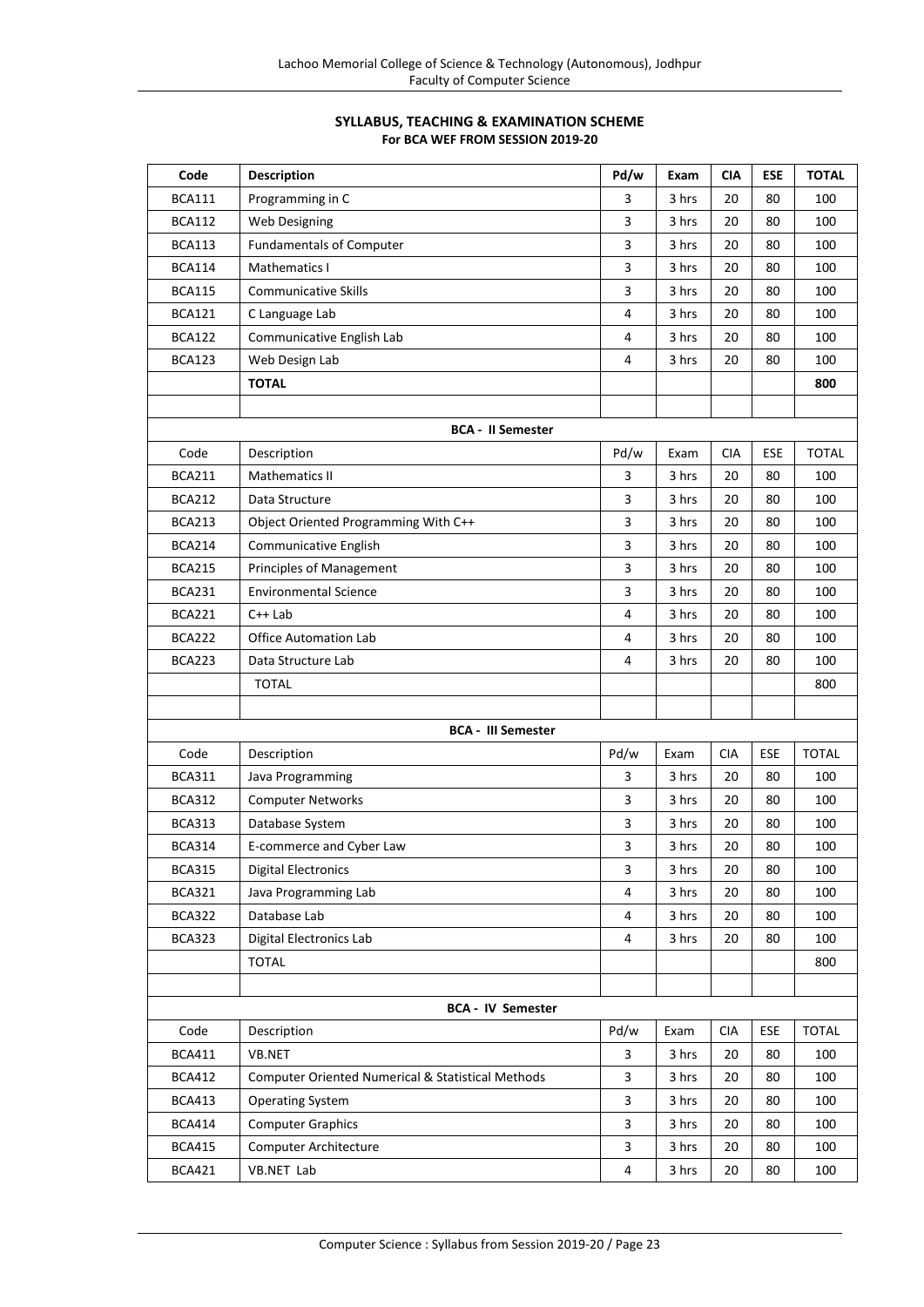**SYLLABUS, TEACHING & EXAMINATION SCHEME**
**For BCA WEF FROM SESSION 2019-20**

| Code | Description | Pd/w | Exam | CIA | ESE | TOTAL |
|---|---|---|---|---|---|---|
| BCA111 | Programming in C | 3 | 3 hrs | 20 | 80 | 100 |
| BCA112 | Web Designing | 3 | 3 hrs | 20 | 80 | 100 |
| BCA113 | Fundamentals of Computer | 3 | 3 hrs | 20 | 80 | 100 |
| BCA114 | Mathematics I | 3 | 3 hrs | 20 | 80 | 100 |
| BCA115 | Communicative Skills | 3 | 3 hrs | 20 | 80 | 100 |
| BCA121 | C Language Lab | 4 | 3 hrs | 20 | 80 | 100 |
| BCA122 | Communicative English Lab | 4 | 3 hrs | 20 | 80 | 100 |
| BCA123 | Web Design Lab | 4 | 3 hrs | 20 | 80 | 100 |
| | **TOTAL** | | | | | **800** |
| | | | | | | |
| | **BCA - II Semester** | | | | | |
| Code | Description | Pd/w | Exam | CIA | ESE | TOTAL |
| BCA211 | Mathematics II | 3 | 3 hrs | 20 | 80 | 100 |
| BCA212 | Data Structure | 3 | 3 hrs | 20 | 80 | 100 |
| BCA213 | Object Oriented Programming With C++ | 3 | 3 hrs | 20 | 80 | 100 |
| BCA214 | Communicative English | 3 | 3 hrs | 20 | 80 | 100 |
| BCA215 | Principles of Management | 3 | 3 hrs | 20 | 80 | 100 |
| BCA231 | Environmental Science | 3 | 3 hrs | 20 | 80 | 100 |
| BCA221 | C++ Lab | 4 | 3 hrs | 20 | 80 | 100 |
| BCA222 | Office Automation Lab | 4 | 3 hrs | 20 | 80 | 100 |
| BCA223 | Data Structure Lab | 4 | 3 hrs | 20 | 80 | 100 |
| | TOTAL | | | | | 800 |
| | | | | | | |
| | **BCA - III Semester** | | | | | |
| Code | Description | Pd/w | Exam | CIA | ESE | TOTAL |
| BCA311 | Java Programming | 3 | 3 hrs | 20 | 80 | 100 |
| BCA312 | Computer Networks | 3 | 3 hrs | 20 | 80 | 100 |
| BCA313 | Database System | 3 | 3 hrs | 20 | 80 | 100 |
| BCA314 | E-commerce and Cyber Law | 3 | 3 hrs | 20 | 80 | 100 |
| BCA315 | Digital Electronics | 3 | 3 hrs | 20 | 80 | 100 |
| BCA321 | Java Programming Lab | 4 | 3 hrs | 20 | 80 | 100 |
| BCA322 | Database Lab | 4 | 3 hrs | 20 | 80 | 100 |
| BCA323 | Digital Electronics Lab | 4 | 3 hrs | 20 | 80 | 100 |
| | TOTAL | | | | | 800 |
| | | | | | | |
| | **BCA - IV Semester** | | | | | |
| Code | Description | Pd/w | Exam | CIA | ESE | TOTAL |
| BCA411 | VB.NET | 3 | 3 hrs | 20 | 80 | 100 |
| BCA412 | Computer Oriented Numerical & Statistical Methods | 3 | 3 hrs | 20 | 80 | 100 |
| BCA413 | Operating System | 3 | 3 hrs | 20 | 80 | 100 |
| BCA414 | Computer Graphics | 3 | 3 hrs | 20 | 80 | 100 |
| BCA415 | Computer Architecture | 3 | 3 hrs | 20 | 80 | 100 |
| BCA421 | VB.NET Lab | 4 | 3 hrs | 20 | 80 | 100 |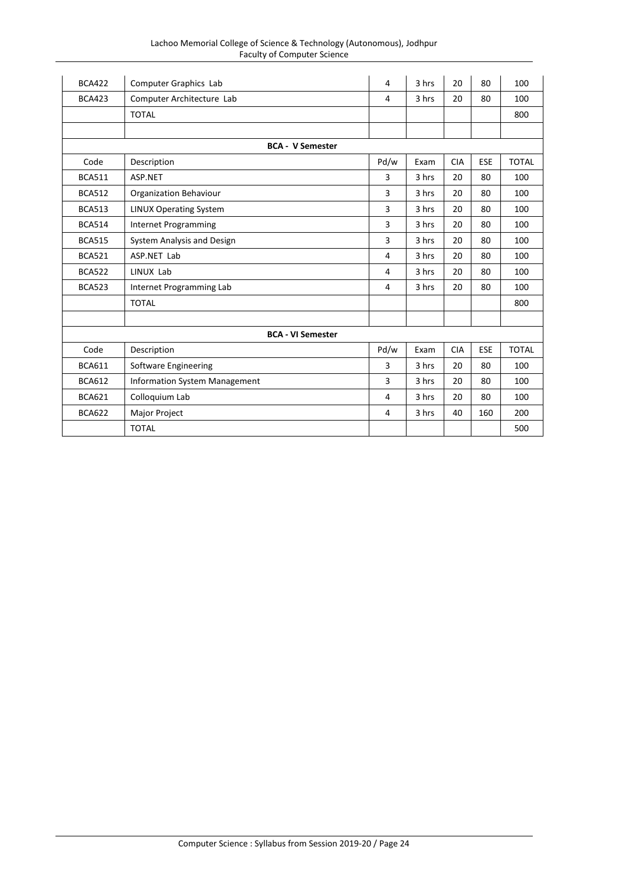| Code | Description | Pd/w | Exam | CIA | ESE | TOTAL |
|---|---|---|---|---|---|---|
| BCA422 | Computer Graphics Lab | 4 | 3 hrs | 20 | 80 | 100 |
| BCA423 | Computer Architecture Lab | 4 | 3 hrs | 20 | 80 | 100 |
| | TOTAL | | | | | 800 |
| | | | | | | |
| **BCA - V Semester** | | | | | | |
| Code | Description | Pd/w | Exam | CIA | ESE | TOTAL |
| BCA511 | ASP.NET | 3 | 3 hrs | 20 | 80 | 100 |
| BCA512 | Organization Behaviour | 3 | 3 hrs | 20 | 80 | 100 |
| BCA513 | LINUX Operating System | 3 | 3 hrs | 20 | 80 | 100 |
| BCA514 | Internet Programming | 3 | 3 hrs | 20 | 80 | 100 |
| BCA515 | System Analysis and Design | 3 | 3 hrs | 20 | 80 | 100 |
| BCA521 | ASP.NET Lab | 4 | 3 hrs | 20 | 80 | 100 |
| BCA522 | LINUX Lab | 4 | 3 hrs | 20 | 80 | 100 |
| BCA523 | Internet Programming Lab | 4 | 3 hrs | 20 | 80 | 100 |
| | TOTAL | | | | | 800 |
| | | | | | | |
| **BCA - VI Semester** | | | | | | |
| Code | Description | Pd/w | Exam | CIA | ESE | TOTAL |
| BCA611 | Software Engineering | 3 | 3 hrs | 20 | 80 | 100 |
| BCA612 | Information System Management | 3 | 3 hrs | 20 | 80 | 100 |
| BCA621 | Colloquium Lab | 4 | 3 hrs | 20 | 80 | 100 |
| BCA622 | Major Project | 4 | 3 hrs | 40 | 160 | 200 |
| | TOTAL | | | | | 500 |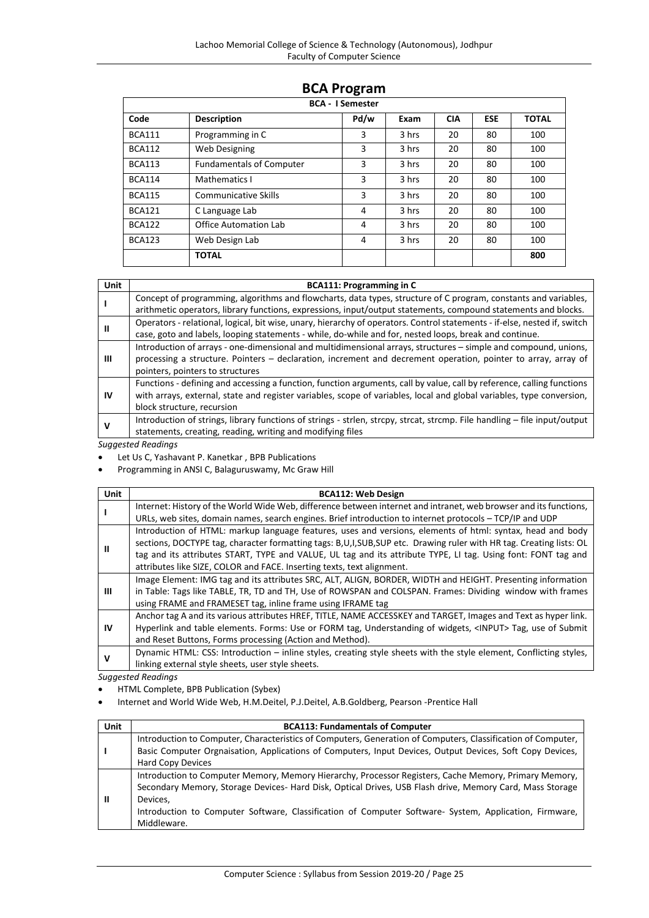# BCA Program

| BCA - I Semester | | | | | | |
|---|---|---|---|---|---|---|
| **Code** | **Description** | **Pd/w** | **Exam** | **CIA** | **ESE** | **TOTAL** |
| BCA111 | Programming in C | 3 | 3 hrs | 20 | 80 | 100 |
| BCA112 | Web Designing | 3 | 3 hrs | 20 | 80 | 100 |
| BCA113 | Fundamentals of Computer | 3 | 3 hrs | 20 | 80 | 100 |
| BCA114 | Mathematics I | 3 | 3 hrs | 20 | 80 | 100 |
| BCA115 | Communicative Skills | 3 | 3 hrs | 20 | 80 | 100 |
| BCA121 | C Language Lab | 4 | 3 hrs | 20 | 80 | 100 |
| BCA122 | Office Automation Lab | 4 | 3 hrs | 20 | 80 | 100 |
| BCA123 | Web Design Lab | 4 | 3 hrs | 20 | 80 | 100 |
| | **TOTAL** | | | | | **800** |

| Unit | BCA111: Programming in C |
|---|---|
| **I** | Concept of programming, algorithms and flowcharts, data types, structure of C program, constants and variables, arithmetic operators, library functions, expressions, input/output statements, compound statements and blocks. |
| **II** | Operators - relational, logical, bit wise, unary, hierarchy of operators. Control statements - if-else, nested if, switch case, goto and labels, looping statements - while, do-while and for, nested loops, break and continue. |
| **III** | Introduction of arrays - one-dimensional and multidimensional arrays, structures – simple and compound, unions, processing a structure. Pointers – declaration, increment and decrement operation, pointer to array, array of pointers, pointers to structures |
| **IV** | Functions - defining and accessing a function, function arguments, call by value, call by reference, calling functions with arrays, external, state and register variables, scope of variables, local and global variables, type conversion, block structure, recursion |
| **V** | Introduction of strings, library functions of strings - strlen, strcpy, strcat, strcmp. File handling – file input/output statements, creating, reading, writing and modifying files |

*Suggested Readings*

- Let Us C, Yashavant P. Kanetkar , BPB Publications
- Programming in ANSI C, Balaguruswamy, Mc Graw Hill

| Unit | BCA112: Web Design |
|---|---|
| **I** | Internet: History of the World Wide Web, difference between internet and intranet, web browser and its functions, URLs, web sites, domain names, search engines. Brief introduction to internet protocols – TCP/IP and UDP |
| **II** | Introduction of HTML: markup language features, uses and versions, elements of html: syntax, head and body sections, DOCTYPE tag, character formatting tags: B,U,I,SUB,SUP etc. Drawing ruler with HR tag. Creating lists: OL tag and its attributes START, TYPE and VALUE, UL tag and its attribute TYPE, LI tag. Using font: FONT tag and attributes like SIZE, COLOR and FACE. Inserting texts, text alignment. |
| **III** | Image Element: IMG tag and its attributes SRC, ALT, ALIGN, BORDER, WIDTH and HEIGHT. Presenting information in Table: Tags like TABLE, TR, TD and TH, Use of ROWSPAN and COLSPAN. Frames: Dividing window with frames using FRAME and FRAMESET tag, inline frame using IFRAME tag |
| **IV** | Anchor tag A and its various attributes HREF, TITLE, NAME ACCESSKEY and TARGET, Images and Text as hyper link. Hyperlink and table elements. Forms: Use or FORM tag, Understanding of widgets, <INPUT> Tag, use of Submit and Reset Buttons, Forms processing (Action and Method). |
| **V** | Dynamic HTML: CSS: Introduction – inline styles, creating style sheets with the style element, Conflicting styles, linking external style sheets, user style sheets. |

*Suggested Readings*

- HTML Complete, BPB Publication (Sybex)
- Internet and World Wide Web, H.M.Deitel, P.J.Deitel, A.B.Goldberg, Pearson -Prentice Hall

| Unit | BCA113: Fundamentals of Computer |
|---|---|
| **I** | Introduction to Computer, Characteristics of Computers, Generation of Computers, Classification of Computer, Basic Computer Orgnaisation, Applications of Computers, Input Devices, Output Devices, Soft Copy Devices, Hard Copy Devices |
| **II** | Introduction to Computer Memory, Memory Hierarchy, Processor Registers, Cache Memory, Primary Memory, Secondary Memory, Storage Devices- Hard Disk, Optical Drives, USB Flash drive, Memory Card, Mass Storage Devices,<br>Introduction to Computer Software, Classification of Computer Software- System, Application, Firmware, Middleware. |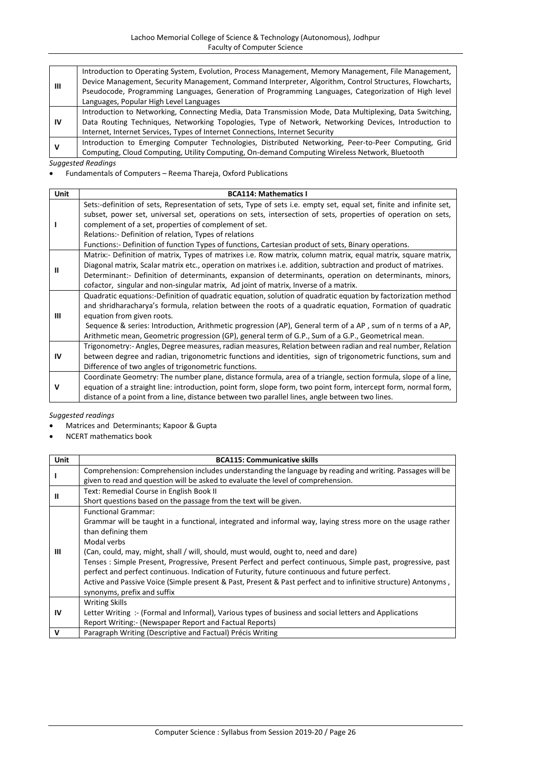| | |
|---|---|
| III | Introduction to Operating System, Evolution, Process Management, Memory Management, File Management, Device Management, Security Management, Command Interpreter, Algorithm, Control Structures, Flowcharts, Pseudocode, Programming Languages, Generation of Programming Languages, Categorization of High level Languages, Popular High Level Languages |
| IV | Introduction to Networking, Connecting Media, Data Transmission Mode, Data Multiplexing, Data Switching, Data Routing Techniques, Networking Topologies, Type of Network, Networking Devices, Introduction to Internet, Internet Services, Types of Internet Connections, Internet Security |
| V | Introduction to Emerging Computer Technologies, Distributed Networking, Peer-to-Peer Computing, Grid Computing, Cloud Computing, Utility Computing, On-demand Computing Wireless Network, Bluetooth |

*Suggested Readings*

- Fundamentals of Computers – Reema Thareja, Oxford Publications

| Unit | BCA114: Mathematics I |
|---|---|
| I | Sets:-definition of sets, Representation of sets, Type of sets i.e. empty set, equal set, finite and infinite set, subset, power set, universal set, operations on sets, intersection of sets, properties of operation on sets, complement of a set, properties of complement of set.<br>Relations:- Definition of relation, Types of relations<br>Functions:- Definition of function Types of functions, Cartesian product of sets, Binary operations. |
| II | Matrix:- Definition of matrix, Types of matrixes i.e. Row matrix, column matrix, equal matrix, square matrix, Diagonal matrix, Scalar matrix etc., operation on matrixes i.e. addition, subtraction and product of matrixes.<br>Determinant:- Definition of determinants, expansion of determinants, operation on determinants, minors, cofactor, singular and non-singular matrix, Ad joint of matrix, Inverse of a matrix. |
| III | Quadratic equations:-Definition of quadratic equation, solution of quadratic equation by factorization method and shridharacharya's formula, relation between the roots of a quadratic equation, Formation of quadratic equation from given roots.<br>Sequence & series: Introduction, Arithmetic progression (AP), General term of a AP , sum of n terms of a AP, Arithmetic mean, Geometric progression (GP), general term of G.P., Sum of a G.P., Geometrical mean. |
| IV | Trigonometry:- Angles, Degree measures, radian measures, Relation between radian and real number, Relation between degree and radian, trigonometric functions and identities, sign of trigonometric functions, sum and Difference of two angles of trigonometric functions. |
| V | Coordinate Geometry: The number plane, distance formula, area of a triangle, section formula, slope of a line, equation of a straight line: introduction, point form, slope form, two point form, intercept form, normal form, distance of a point from a line, distance between two parallel lines, angle between two lines. |

*Suggested readings*

- Matrices and Determinants; Kapoor & Gupta
- NCERT mathematics book

| Unit | BCA115: Communicative skills |
|---|---|
| I | Comprehension: Comprehension includes understanding the language by reading and writing. Passages will be given to read and question will be asked to evaluate the level of comprehension. |
| II | Text: Remedial Course in English Book II<br>Short questions based on the passage from the text will be given. |
| III | Functional Grammar:<br>Grammar will be taught in a functional, integrated and informal way, laying stress more on the usage rather than defining them<br>Modal verbs<br>(Can, could, may, might, shall / will, should, must would, ought to, need and dare)<br>Tenses : Simple Present, Progressive, Present Perfect and perfect continuous, Simple past, progressive, past perfect and perfect continuous. Indication of Futurity, future continuous and future perfect.<br>Active and Passive Voice (Simple present & Past, Present & Past perfect and to infinitive structure) Antonyms , synonyms, prefix and suffix |
| IV | Writing Skills<br>Letter Writing :- (Formal and Informal), Various types of business and social letters and Applications<br>Report Writing:- (Newspaper Report and Factual Reports) |
| V | Paragraph Writing (Descriptive and Factual) Précis Writing |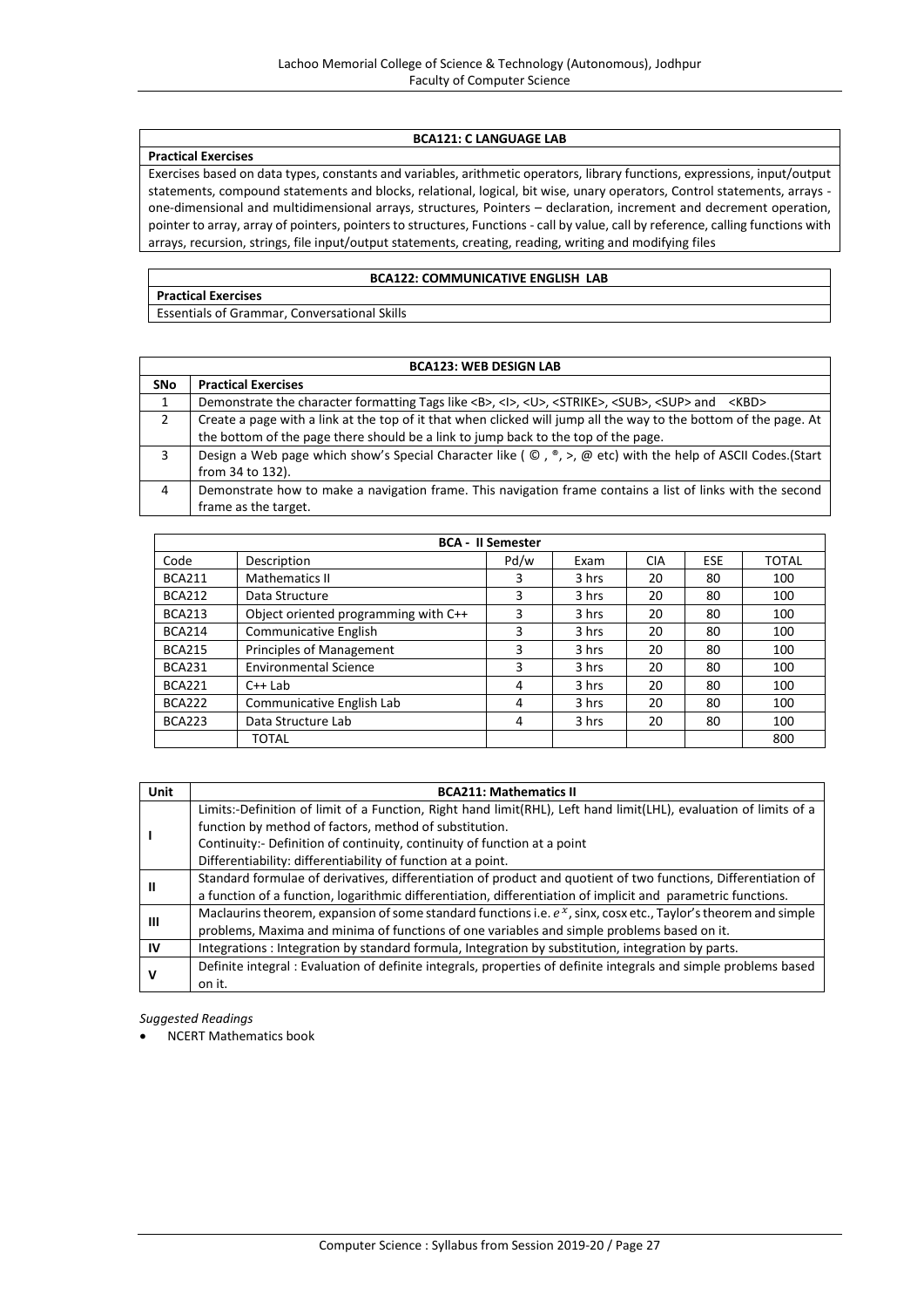### BCA121: C LANGUAGE LAB

**Practical Exercises**

Exercises based on data types, constants and variables, arithmetic operators, library functions, expressions, input/output statements, compound statements and blocks, relational, logical, bit wise, unary operators, Control statements, arrays - one-dimensional and multidimensional arrays, structures, Pointers – declaration, increment and decrement operation, pointer to array, array of pointers, pointers to structures, Functions - call by value, call by reference, calling functions with arrays, recursion, strings, file input/output statements, creating, reading, writing and modifying files

### BCA122: COMMUNICATIVE ENGLISH LAB

**Practical Exercises**

Essentials of Grammar, Conversational Skills

### BCA123: WEB DESIGN LAB

| SNo | Practical Exercises |
|---|---|
| 1 | Demonstrate the character formatting Tags like <B>, <I>, <U>, <STRIKE>, <SUB>, <SUP> and <KBD> |
| 2 | Create a page with a link at the top of it that when clicked will jump all the way to the bottom of the page. At the bottom of the page there should be a link to jump back to the top of the page. |
| 3 | Design a Web page which show's Special Character like ( ©, ®, >, @ etc) with the help of ASCII Codes.(Start from 34 to 132). |
| 4 | Demonstrate how to make a navigation frame. This navigation frame contains a list of links with the second frame as the target. |

### BCA - II Semester

| Code | Description | Pd/w | Exam | CIA | ESE | TOTAL |
|---|---|---|---|---|---|---|
| BCA211 | Mathematics II | 3 | 3 hrs | 20 | 80 | 100 |
| BCA212 | Data Structure | 3 | 3 hrs | 20 | 80 | 100 |
| BCA213 | Object oriented programming with C++ | 3 | 3 hrs | 20 | 80 | 100 |
| BCA214 | Communicative English | 3 | 3 hrs | 20 | 80 | 100 |
| BCA215 | Principles of Management | 3 | 3 hrs | 20 | 80 | 100 |
| BCA231 | Environmental Science | 3 | 3 hrs | 20 | 80 | 100 |
| BCA221 | C++ Lab | 4 | 3 hrs | 20 | 80 | 100 |
| BCA222 | Communicative English Lab | 4 | 3 hrs | 20 | 80 | 100 |
| BCA223 | Data Structure Lab | 4 | 3 hrs | 20 | 80 | 100 |
| | TOTAL | | | | | 800 |

| Unit | BCA211: Mathematics II |
|---|---|
| I | Limits:-Definition of limit of a Function, Right hand limit(RHL), Left hand limit(LHL), evaluation of limits of a function by method of factors, method of substitution.<br>Continuity:- Definition of continuity, continuity of function at a point<br>Differentiability: differentiability of function at a point. |
| II | Standard formulae of derivatives, differentiation of product and quotient of two functions, Differentiation of a function of a function, logarithmic differentiation, differentiation of implicit and parametric functions. |
| III | Maclaurins theorem, expansion of some standard functions i.e. $e^x$, sinx, cosx etc., Taylor's theorem and simple problems, Maxima and minima of functions of one variables and simple problems based on it. |
| IV | Integrations : Integration by standard formula, Integration by substitution, integration by parts. |
| V | Definite integral : Evaluation of definite integrals, properties of definite integrals and simple problems based on it. |

*Suggested Readings*

- NCERT Mathematics book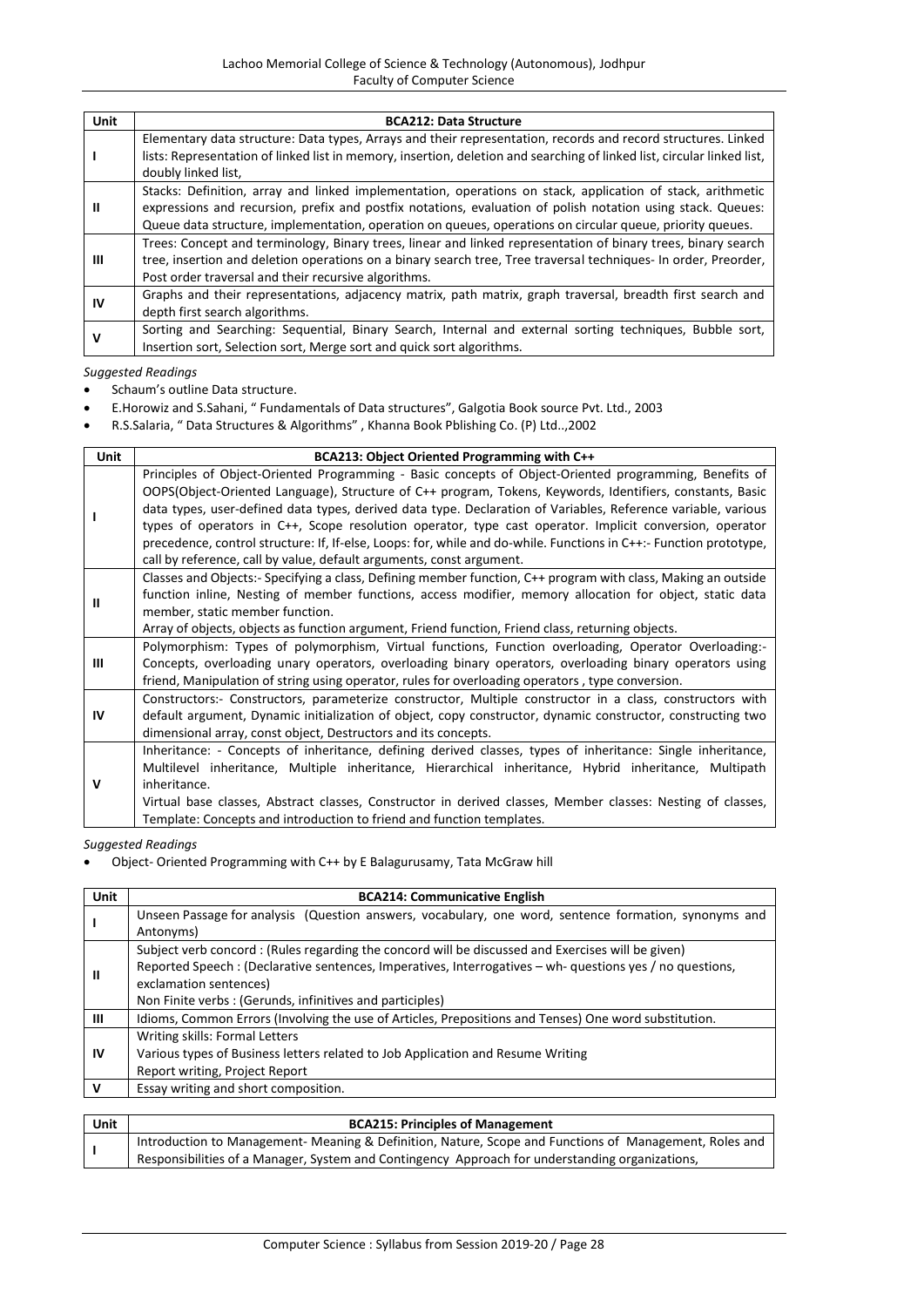| Unit | BCA212: Data Structure |
|---|---|
| I | Elementary data structure: Data types, Arrays and their representation, records and record structures. Linked lists: Representation of linked list in memory, insertion, deletion and searching of linked list, circular linked list, doubly linked list, |
| II | Stacks: Definition, array and linked implementation, operations on stack, application of stack, arithmetic expressions and recursion, prefix and postfix notations, evaluation of polish notation using stack. Queues: Queue data structure, implementation, operation on queues, operations on circular queue, priority queues. |
| III | Trees: Concept and terminology, Binary trees, linear and linked representation of binary trees, binary search tree, insertion and deletion operations on a binary search tree, Tree traversal techniques- In order, Preorder, Post order traversal and their recursive algorithms. |
| IV | Graphs and their representations, adjacency matrix, path matrix, graph traversal, breadth first search and depth first search algorithms. |
| V | Sorting and Searching: Sequential, Binary Search, Internal and external sorting techniques, Bubble sort, Insertion sort, Selection sort, Merge sort and quick sort algorithms. |

*Suggested Readings*

- Schaum's outline Data structure.
- E.Horowiz and S.Sahani, " Fundamentals of Data structures", Galgotia Book source Pvt. Ltd., 2003
- R.S.Salaria, " Data Structures & Algorithms" , Khanna Book Pblishing Co. (P) Ltd..,2002

| Unit | BCA213: Object Oriented Programming with C++ |
|---|---|
| I | Principles of Object-Oriented Programming - Basic concepts of Object-Oriented programming, Benefits of OOPS(Object-Oriented Language), Structure of C++ program, Tokens, Keywords, Identifiers, constants, Basic data types, user-defined data types, derived data type. Declaration of Variables, Reference variable, various types of operators in C++, Scope resolution operator, type cast operator. Implicit conversion, operator precedence, control structure: If, If-else, Loops: for, while and do-while. Functions in C++:- Function prototype, call by reference, call by value, default arguments, const argument. |
| II | Classes and Objects:- Specifying a class, Defining member function, C++ program with class, Making an outside function inline, Nesting of member functions, access modifier, memory allocation for object, static data member, static member function. Array of objects, objects as function argument, Friend function, Friend class, returning objects. |
| III | Polymorphism: Types of polymorphism, Virtual functions, Function overloading, Operator Overloading:- Concepts, overloading unary operators, overloading binary operators, overloading binary operators using friend, Manipulation of string using operator, rules for overloading operators , type conversion. |
| IV | Constructors:- Constructors, parameterize constructor, Multiple constructor in a class, constructors with default argument, Dynamic initialization of object, copy constructor, dynamic constructor, constructing two dimensional array, const object, Destructors and its concepts. |
| V | Inheritance: - Concepts of inheritance, defining derived classes, types of inheritance: Single inheritance, Multilevel inheritance, Multiple inheritance, Hierarchical inheritance, Hybrid inheritance, Multipath inheritance. Virtual base classes, Abstract classes, Constructor in derived classes, Member classes: Nesting of classes, Template: Concepts and introduction to friend and function templates. |

*Suggested Readings*

- Object- Oriented Programming with C++ by E Balagurusamy, Tata McGraw hill

| Unit | BCA214: Communicative English |
|---|---|
| I | Unseen Passage for analysis (Question answers, vocabulary, one word, sentence formation, synonyms and Antonyms) |
| II | Subject verb concord : (Rules regarding the concord will be discussed and Exercises will be given) Reported Speech : (Declarative sentences, Imperatives, Interrogatives – wh- questions yes / no questions, exclamation sentences) Non Finite verbs : (Gerunds, infinitives and participles) |
| III | Idioms, Common Errors (Involving the use of Articles, Prepositions and Tenses) One word substitution. |
| IV | Writing skills: Formal Letters Various types of Business letters related to Job Application and Resume Writing Report writing, Project Report |
| V | Essay writing and short composition. |

| Unit | BCA215: Principles of Management |
|---|---|
| I | Introduction to Management- Meaning & Definition, Nature, Scope and Functions of Management, Roles and Responsibilities of a Manager, System and Contingency Approach for understanding organizations, |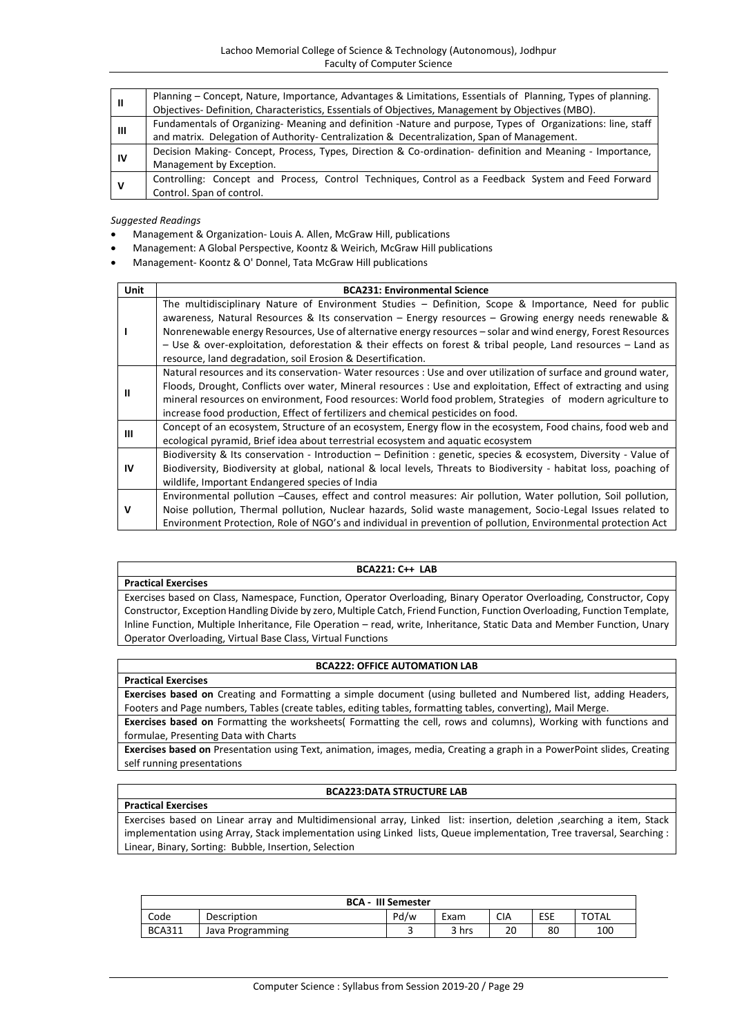| | |
|---|---|
| **II** | Planning – Concept, Nature, Importance, Advantages & Limitations, Essentials of Planning, Types of planning. Objectives- Definition, Characteristics, Essentials of Objectives, Management by Objectives (MBO). |
| **III** | Fundamentals of Organizing- Meaning and definition -Nature and purpose, Types of Organizations: line, staff and matrix. Delegation of Authority- Centralization & Decentralization, Span of Management. |
| **IV** | Decision Making- Concept, Process, Types, Direction & Co-ordination- definition and Meaning - Importance, Management by Exception. |
| **V** | Controlling: Concept and Process, Control Techniques, Control as a Feedback System and Feed Forward Control. Span of control. |

*Suggested Readings*

- Management & Organization- Louis A. Allen, McGraw Hill, publications
- Management: A Global Perspective, Koontz & Weirich, McGraw Hill publications
- Management- Koontz & O' Donnel, Tata McGraw Hill publications

| Unit | BCA231: Environmental Science |
|---|---|
| I | The multidisciplinary Nature of Environment Studies – Definition, Scope & Importance, Need for public awareness, Natural Resources & Its conservation – Energy resources – Growing energy needs renewable & Nonrenewable energy Resources, Use of alternative energy resources – solar and wind energy, Forest Resources – Use & over-exploitation, deforestation & their effects on forest & tribal people, Land resources – Land as resource, land degradation, soil Erosion & Desertification. |
| II | Natural resources and its conservation- Water resources : Use and over utilization of surface and ground water, Floods, Drought, Conflicts over water, Mineral resources : Use and exploitation, Effect of extracting and using mineral resources on environment, Food resources: World food problem, Strategies of modern agriculture to increase food production, Effect of fertilizers and chemical pesticides on food. |
| III | Concept of an ecosystem, Structure of an ecosystem, Energy flow in the ecosystem, Food chains, food web and ecological pyramid, Brief idea about terrestrial ecosystem and aquatic ecosystem |
| IV | Biodiversity & Its conservation - Introduction – Definition : genetic, species & ecosystem, Diversity - Value of Biodiversity, Biodiversity at global, national & local levels, Threats to Biodiversity - habitat loss, poaching of wildlife, Important Endangered species of India |
| V | Environmental pollution –Causes, effect and control measures: Air pollution, Water pollution, Soil pollution, Noise pollution, Thermal pollution, Nuclear hazards, Solid waste management, Socio-Legal Issues related to Environment Protection, Role of NGO's and individual in prevention of pollution, Environmental protection Act |

| BCA221: C++ LAB |
|---|
| **Practical Exercises** |
| Exercises based on Class, Namespace, Function, Operator Overloading, Binary Operator Overloading, Constructor, Copy Constructor, Exception Handling Divide by zero, Multiple Catch, Friend Function, Function Overloading, Function Template, Inline Function, Multiple Inheritance, File Operation – read, write, Inheritance, Static Data and Member Function, Unary Operator Overloading, Virtual Base Class, Virtual Functions |

| BCA222: OFFICE AUTOMATION LAB |
|---|
| **Practical Exercises** |
| **Exercises based on** Creating and Formatting a simple document (using bulleted and Numbered list, adding Headers, Footers and Page numbers, Tables (create tables, editing tables, formatting tables, converting), Mail Merge. |
| **Exercises based on** Formatting the worksheets( Formatting the cell, rows and columns), Working with functions and formulae, Presenting Data with Charts |
| **Exercises based on** Presentation using Text, animation, images, media, Creating a graph in a PowerPoint slides, Creating self running presentations |

| BCA223:DATA STRUCTURE LAB |
|---|
| **Practical Exercises** |
| Exercises based on Linear array and Multidimensional array, Linked list: insertion, deletion ,searching a item, Stack implementation using Array, Stack implementation using Linked lists, Queue implementation, Tree traversal, Searching : Linear, Binary, Sorting: Bubble, Insertion, Selection |

| BCA - III Semester | | | | | | |
|---|---|---|---|---|---|---|
| Code | Description | Pd/w | Exam | CIA | ESE | TOTAL |
| BCA311 | Java Programming | 3 | 3 hrs | 20 | 80 | 100 |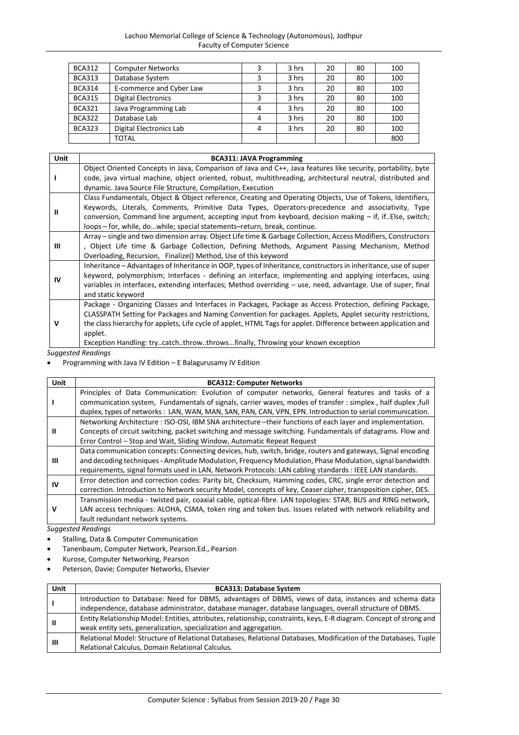| BCA312 | Computer Networks | 3 | 3 hrs | 20 | 80 | 100 |
|---|---|---|---|---|---|---|
| BCA313 | Database System | 3 | 3 hrs | 20 | 80 | 100 |
| BCA314 | E-commerce and Cyber Law | 3 | 3 hrs | 20 | 80 | 100 |
| BCA315 | Digital Electronics | 3 | 3 hrs | 20 | 80 | 100 |
| BCA321 | Java Programming Lab | 4 | 3 hrs | 20 | 80 | 100 |
| BCA322 | Database Lab | 4 | 3 hrs | 20 | 80 | 100 |
| BCA323 | Digital Electronics Lab | 4 | 3 hrs | 20 | 80 | 100 |
| | TOTAL | | | | | 800 |

| Unit | BCA311: JAVA Programming |
|---|---|
| I | Object Oriented Concepts in Java, Comparison of Java and C++, Java features like security, portability, byte code, java virtual machine, object oriented, robust, multithreading, architectural neutral, distributed and dynamic. Java Source File Structure, Compilation, Execution |
| II | Class Fundamentals, Object & Object reference, Creating and Operating Objects, Use of Tokens, Identifiers, Keywords, Literals, Comments, Primitive Data Types, Operators-precedence and associativity, Type conversion, Command line argument, accepting input from keyboard, decision making – if, if..Else, switch; loops – for, while, do…while; special statements–return, break, continue. |
| III | Array – single and two dimension array. Object Life time & Garbage Collection, Access Modifiers, Constructors , Object Life time & Garbage Collection, Defining Methods, Argument Passing Mechanism, Method Overloading, Recursion, Finalize() Method, Use of this keyword |
| IV | Inheritance – Advantages of Inheritance in OOP, types of Inheritance, constructors in inheritance, use of super keyword, polymorphism; Interfaces - defining an interface, implementing and applying interfaces, using variables in interfaces, extending interfaces; Method overriding – use, need, advantage. Use of super, final and static keyword |
| V | Package - Organizing Classes and Interfaces in Packages, Package as Access Protection, defining Package, CLASSPATH Setting for Packages and Naming Convention for packages. Applets, Applet security restrictions, the class hierarchy for applets, Life cycle of applet, HTML Tags for applet. Difference between application and applet.<br>Exception Handling: try..catch..throw..throws...finally, Throwing your known exception |

*Suggested Readings*

- Programming with Java IV Edition – E Balagurusamy IV Edition

| Unit | BCA312: Computer Networks |
|---|---|
| I | Principles of Data Communication: Evolution of computer networks, General features and tasks of a communication system, Fundamentals of signals, carrier waves, modes of transfer : simplex , half duplex ,full duplex, types of networks : LAN, WAN, MAN, SAN, PAN, CAN, VPN, EPN. Introduction to serial communication. |
| II | Networking Architecture : ISO-OSI, IBM SNA architecture –their functions of each layer and implementation. Concepts of circuit switching, packet switching and message switching. Fundamentals of datagrams. Flow and Error Control – Stop and Wait, Sliding Window, Automatic Repeat Request |
| III | Data communication concepts: Connecting devices, hub, switch, bridge, routers and gateways, Signal encoding and decoding techniques - Amplitude Modulation, Frequency Modulation, Phase Modulation, signal bandwidth requirements, signal formats used in LAN, Network Protocols: LAN cabling standards : IEEE LAN standards. |
| IV | Error detection and correction codes: Parity bit, Checksum, Hamming codes, CRC, single error detection and correction. Introduction to Network security Model, concepts of key, Ceaser cipher, transposition cipher, DES. |
| V | Transmission media - twisted pair, coaxial cable, optical-fibre. LAN topologies: STAR, BUS and RING network, LAN access techniques: ALOHA, CSMA, token ring and token bus. Issues related with network reliability and fault redundant network systems. |

*Suggested Readings*

- Stalling, Data & Computer Communication
- Tanenbaum, Computer Network, Pearson.Ed., Pearson
- Kurose, Computer Networking, Pearson
- Peterson, Davie; Computer Networks, Elsevier

| Unit | BCA313: Database System |
|---|---|
| I | Introduction to Database: Need for DBMS, advantages of DBMS, views of data, instances and schema data independence, database administrator, database manager, database languages, overall structure of DBMS. |
| II | Entity Relationship Model: Entities, attributes, relationship, constraints, keys, E-R diagram. Concept of strong and weak entity sets, generalization, specialization and aggregation. |
| III | Relational Model: Structure of Relational Databases, Relational Databases, Modification of the Databases, Tuple Relational Calculus, Domain Relational Calculus. |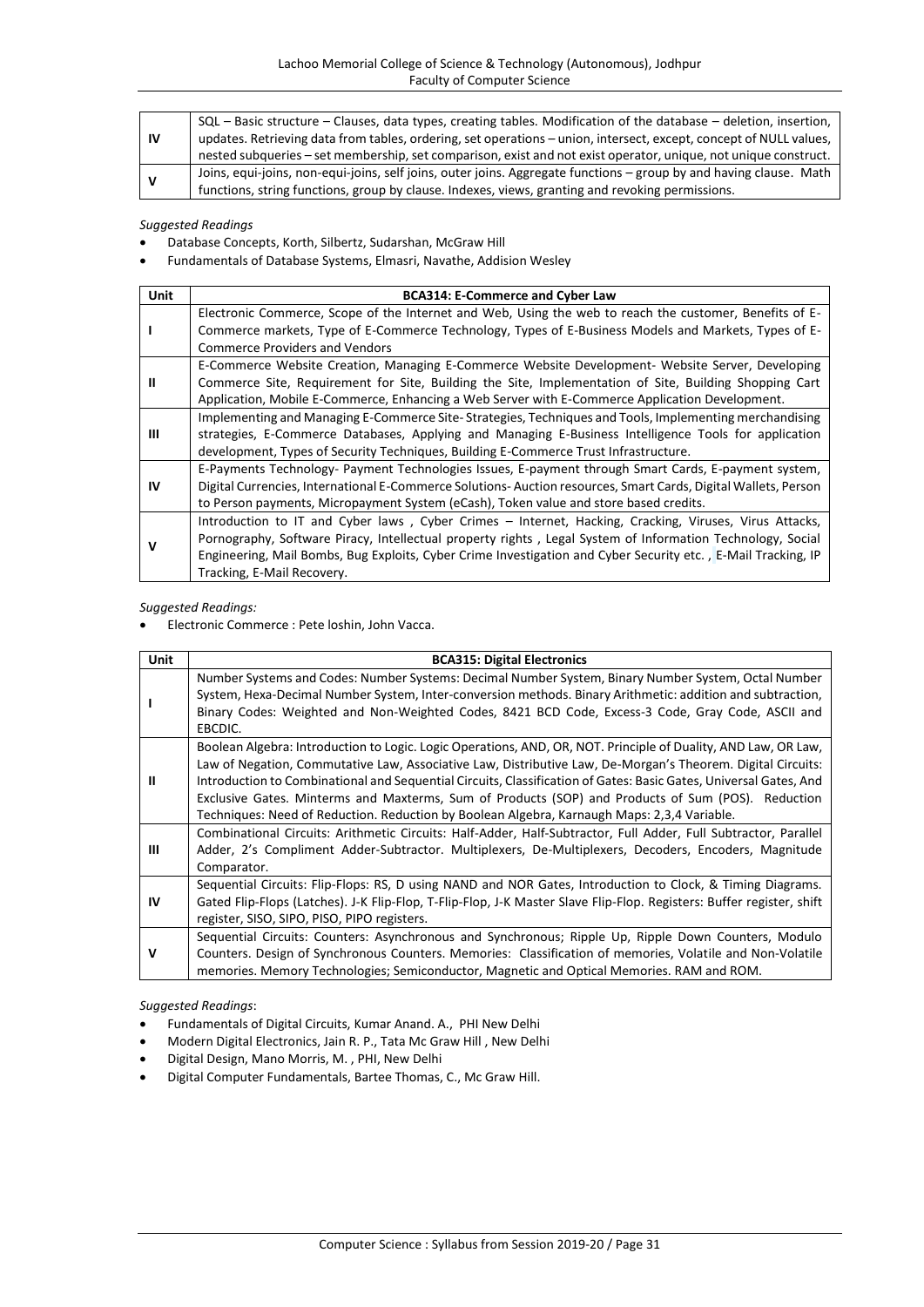| | |
|---|---|
| **IV** | SQL – Basic structure – Clauses, data types, creating tables. Modification of the database – deletion, insertion, updates. Retrieving data from tables, ordering, set operations – union, intersect, except, concept of NULL values, nested subqueries – set membership, set comparison, exist and not exist operator, unique, not unique construct. |
| **V** | Joins, equi-joins, non-equi-joins, self joins, outer joins. Aggregate functions – group by and having clause. Math functions, string functions, group by clause. Indexes, views, granting and revoking permissions. |

*Suggested Readings*

- Database Concepts, Korth, Silbertz, Sudarshan, McGraw Hill
- Fundamentals of Database Systems, Elmasri, Navathe, Addision Wesley

| Unit | BCA314: E-Commerce and Cyber Law |
|---|---|
| **I** | Electronic Commerce, Scope of the Internet and Web, Using the web to reach the customer, Benefits of E-Commerce markets, Type of E-Commerce Technology, Types of E-Business Models and Markets, Types of E-Commerce Providers and Vendors |
| **II** | E-Commerce Website Creation, Managing E-Commerce Website Development- Website Server, Developing Commerce Site, Requirement for Site, Building the Site, Implementation of Site, Building Shopping Cart Application, Mobile E-Commerce, Enhancing a Web Server with E-Commerce Application Development. |
| **III** | Implementing and Managing E-Commerce Site- Strategies, Techniques and Tools, Implementing merchandising strategies, E-Commerce Databases, Applying and Managing E-Business Intelligence Tools for application development, Types of Security Techniques, Building E-Commerce Trust Infrastructure. |
| **IV** | E-Payments Technology- Payment Technologies Issues, E-payment through Smart Cards, E-payment system, Digital Currencies, International E-Commerce Solutions- Auction resources, Smart Cards, Digital Wallets, Person to Person payments, Micropayment System (eCash), Token value and store based credits. |
| **V** | Introduction to IT and Cyber laws , Cyber Crimes – Internet, Hacking, Cracking, Viruses, Virus Attacks, Pornography, Software Piracy, Intellectual property rights , Legal System of Information Technology, Social Engineering, Mail Bombs, Bug Exploits, Cyber Crime Investigation and Cyber Security etc. , E-Mail Tracking, IP Tracking, E-Mail Recovery. |

*Suggested Readings:*

- Electronic Commerce : Pete loshin, John Vacca.

| Unit | BCA315: Digital Electronics |
|---|---|
| **I** | Number Systems and Codes: Number Systems: Decimal Number System, Binary Number System, Octal Number System, Hexa-Decimal Number System, Inter-conversion methods. Binary Arithmetic: addition and subtraction, Binary Codes: Weighted and Non-Weighted Codes, 8421 BCD Code, Excess-3 Code, Gray Code, ASCII and EBCDIC. |
| **II** | Boolean Algebra: Introduction to Logic. Logic Operations, AND, OR, NOT. Principle of Duality, AND Law, OR Law, Law of Negation, Commutative Law, Associative Law, Distributive Law, De-Morgan's Theorem. Digital Circuits: Introduction to Combinational and Sequential Circuits, Classification of Gates: Basic Gates, Universal Gates, And Exclusive Gates. Minterms and Maxterms, Sum of Products (SOP) and Products of Sum (POS). Reduction Techniques: Need of Reduction. Reduction by Boolean Algebra, Karnaugh Maps: 2,3,4 Variable. |
| **III** | Combinational Circuits: Arithmetic Circuits: Half-Adder, Half-Subtractor, Full Adder, Full Subtractor, Parallel Adder, 2's Compliment Adder-Subtractor. Multiplexers, De-Multiplexers, Decoders, Encoders, Magnitude Comparator. |
| **IV** | Sequential Circuits: Flip-Flops: RS, D using NAND and NOR Gates, Introduction to Clock, & Timing Diagrams. Gated Flip-Flops (Latches). J-K Flip-Flop, T-Flip-Flop, J-K Master Slave Flip-Flop. Registers: Buffer register, shift register, SISO, SIPO, PISO, PIPO registers. |
| **V** | Sequential Circuits: Counters: Asynchronous and Synchronous; Ripple Up, Ripple Down Counters, Modulo Counters. Design of Synchronous Counters. Memories: Classification of memories, Volatile and Non-Volatile memories. Memory Technologies; Semiconductor, Magnetic and Optical Memories. RAM and ROM. |

*Suggested Readings*:

- Fundamentals of Digital Circuits, Kumar Anand. A., PHI New Delhi
- Modern Digital Electronics, Jain R. P., Tata Mc Graw Hill , New Delhi
- Digital Design, Mano Morris, M. , PHI, New Delhi
- Digital Computer Fundamentals, Bartee Thomas, C., Mc Graw Hill.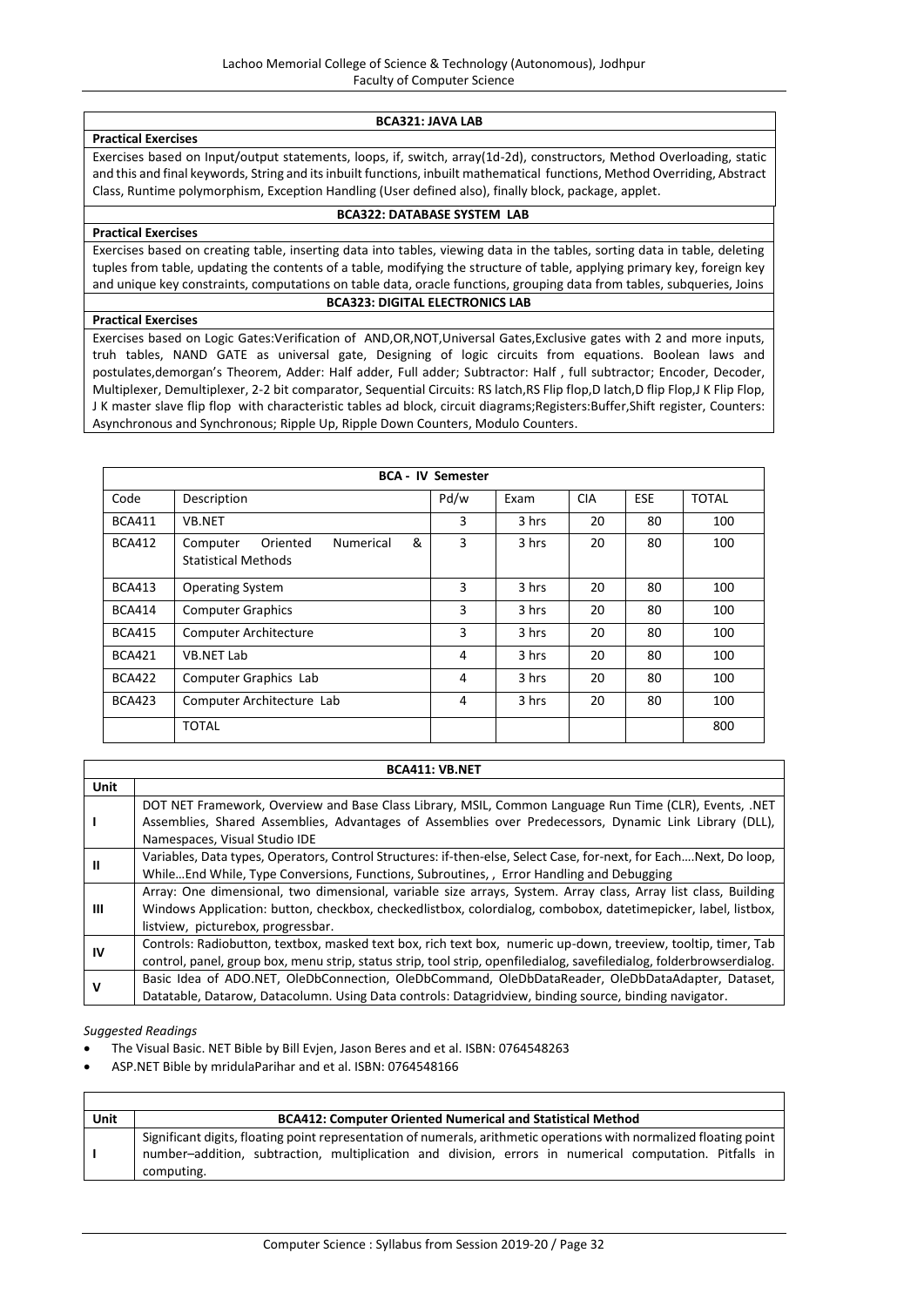### BCA321: JAVA LAB

**Practical Exercises**

Exercises based on Input/output statements, loops, if, switch, array(1d-2d), constructors, Method Overloading, static and this and final keywords, String and its inbuilt functions, inbuilt mathematical functions, Method Overriding, Abstract Class, Runtime polymorphism, Exception Handling (User defined also), finally block, package, applet.

### BCA322: DATABASE SYSTEM LAB

**Practical Exercises**

Exercises based on creating table, inserting data into tables, viewing data in the tables, sorting data in table, deleting tuples from table, updating the contents of a table, modifying the structure of table, applying primary key, foreign key and unique key constraints, computations on table data, oracle functions, grouping data from tables, subqueries, Joins

### BCA323: DIGITAL ELECTRONICS LAB

**Practical Exercises**

Exercises based on Logic Gates:Verification of AND,OR,NOT,Universal Gates,Exclusive gates with 2 and more inputs, truh tables, NAND GATE as universal gate, Designing of logic circuits from equations. Boolean laws and postulates,demorgan's Theorem, Adder: Half adder, Full adder; Subtractor: Half , full subtractor; Encoder, Decoder, Multiplexer, Demultiplexer, 2-2 bit comparator, Sequential Circuits: RS latch,RS Flip flop,D latch,D flip Flop,J K Flip Flop, J K master slave flip flop with characteristic tables ad block, circuit diagrams;Registers:Buffer,Shift register, Counters: Asynchronous and Synchronous; Ripple Up, Ripple Down Counters, Modulo Counters.

## BCA - IV Semester

| Code | Description | Pd/w | Exam | CIA | ESE | TOTAL |
|---|---|---|---|---|---|---|
| BCA411 | VB.NET | 3 | 3 hrs | 20 | 80 | 100 |
| BCA412 | Computer Oriented Numerical & Statistical Methods | 3 | 3 hrs | 20 | 80 | 100 |
| BCA413 | Operating System | 3 | 3 hrs | 20 | 80 | 100 |
| BCA414 | Computer Graphics | 3 | 3 hrs | 20 | 80 | 100 |
| BCA415 | Computer Architecture | 3 | 3 hrs | 20 | 80 | 100 |
| BCA421 | VB.NET Lab | 4 | 3 hrs | 20 | 80 | 100 |
| BCA422 | Computer Graphics Lab | 4 | 3 hrs | 20 | 80 | 100 |
| BCA423 | Computer Architecture Lab | 4 | 3 hrs | 20 | 80 | 100 |
| | TOTAL | | | | | 800 |

### BCA411: VB.NET

| Unit | |
|---|---|
| I | DOT NET Framework, Overview and Base Class Library, MSIL, Common Language Run Time (CLR), Events, .NET Assemblies, Shared Assemblies, Advantages of Assemblies over Predecessors, Dynamic Link Library (DLL), Namespaces, Visual Studio IDE |
| II | Variables, Data types, Operators, Control Structures: if-then-else, Select Case, for-next, for Each….Next, Do loop, While…End While, Type Conversions, Functions, Subroutines, , Error Handling and Debugging |
| III | Array: One dimensional, two dimensional, variable size arrays, System. Array class, Array list class, Building Windows Application: button, checkbox, checkedlistbox, colordialog, combobox, datetimepicker, label, listbox, listview, picturebox, progressbar. |
| IV | Controls: Radiobutton, textbox, masked text box, rich text box, numeric up-down, treeview, tooltip, timer, Tab control, panel, group box, menu strip, status strip, tool strip, openfiledialog, savefiledialog, folderbrowserdialog. |
| V | Basic Idea of ADO.NET, OleDbConnection, OleDbCommand, OleDbDataReader, OleDbDataAdapter, Dataset, Datatable, Datarow, Datacolumn. Using Data controls: Datagridview, binding source, binding navigator. |

*Suggested Readings*

- The Visual Basic. NET Bible by Bill Evjen, Jason Beres and et al. ISBN: 0764548263
- ASP.NET Bible by mridulaParihar and et al. ISBN: 0764548166

| Unit | BCA412: Computer Oriented Numerical and Statistical Method |
|---|---|
| I | Significant digits, floating point representation of numerals, arithmetic operations with normalized floating point number–addition, subtraction, multiplication and division, errors in numerical computation. Pitfalls in computing. |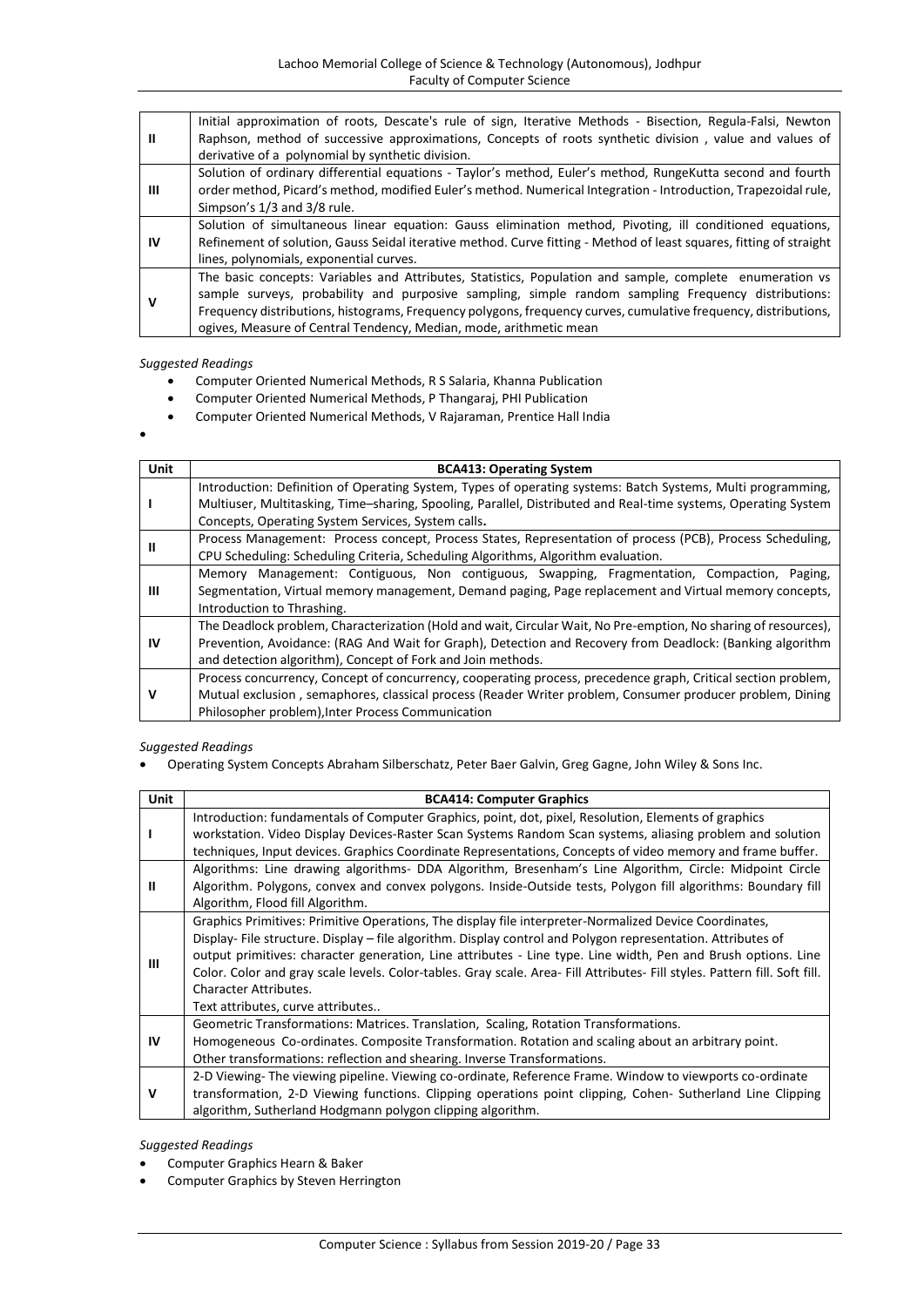| | |
|---|---|
| **II** | Initial approximation of roots, Descate's rule of sign, Iterative Methods - Bisection, Regula-Falsi, Newton Raphson, method of successive approximations, Concepts of roots synthetic division , value and values of derivative of a polynomial by synthetic division. |
| **III** | Solution of ordinary differential equations - Taylor's method, Euler's method, RungeKutta second and fourth order method, Picard's method, modified Euler's method. Numerical Integration - Introduction, Trapezoidal rule, Simpson's 1/3 and 3/8 rule. |
| **IV** | Solution of simultaneous linear equation: Gauss elimination method, Pivoting, ill conditioned equations, Refinement of solution, Gauss Seidal iterative method. Curve fitting - Method of least squares, fitting of straight lines, polynomials, exponential curves. |
| **V** | The basic concepts: Variables and Attributes, Statistics, Population and sample, complete enumeration vs sample surveys, probability and purposive sampling, simple random sampling Frequency distributions: Frequency distributions, histograms, Frequency polygons, frequency curves, cumulative frequency, distributions, ogives, Measure of Central Tendency, Median, mode, arithmetic mean |

*Suggested Readings*

- Computer Oriented Numerical Methods, R S Salaria, Khanna Publication
- Computer Oriented Numerical Methods, P Thangaraj, PHI Publication
- Computer Oriented Numerical Methods, V Rajaraman, Prentice Hall India

| Unit | BCA413: Operating System |
|---|---|
| **I** | Introduction: Definition of Operating System, Types of operating systems: Batch Systems, Multi programming, Multiuser, Multitasking, Time–sharing, Spooling, Parallel, Distributed and Real-time systems, Operating System Concepts, Operating System Services, System calls**.** |
| **II** | Process Management: Process concept, Process States, Representation of process (PCB), Process Scheduling, CPU Scheduling: Scheduling Criteria, Scheduling Algorithms, Algorithm evaluation. |
| **III** | Memory Management: Contiguous, Non contiguous, Swapping, Fragmentation, Compaction, Paging, Segmentation, Virtual memory management, Demand paging, Page replacement and Virtual memory concepts, Introduction to Thrashing. |
| **IV** | The Deadlock problem, Characterization (Hold and wait, Circular Wait, No Pre-emption, No sharing of resources), Prevention, Avoidance: (RAG And Wait for Graph), Detection and Recovery from Deadlock: (Banking algorithm and detection algorithm), Concept of Fork and Join methods. |
| **V** | Process concurrency, Concept of concurrency, cooperating process, precedence graph, Critical section problem, Mutual exclusion , semaphores, classical process (Reader Writer problem, Consumer producer problem, Dining Philosopher problem),Inter Process Communication |

*Suggested Readings*

- Operating System Concepts Abraham Silberschatz, Peter Baer Galvin, Greg Gagne, John Wiley & Sons Inc.

| Unit | BCA414: Computer Graphics |
|---|---|
| **I** | Introduction: fundamentals of Computer Graphics, point, dot, pixel, Resolution, Elements of graphics workstation. Video Display Devices-Raster Scan Systems Random Scan systems, aliasing problem and solution techniques, Input devices. Graphics Coordinate Representations, Concepts of video memory and frame buffer. |
| **II** | Algorithms: Line drawing algorithms- DDA Algorithm, Bresenham's Line Algorithm, Circle: Midpoint Circle Algorithm. Polygons, convex and convex polygons. Inside-Outside tests, Polygon fill algorithms: Boundary fill Algorithm, Flood fill Algorithm. |
| **III** | Graphics Primitives: Primitive Operations, The display file interpreter-Normalized Device Coordinates, Display- File structure. Display – file algorithm. Display control and Polygon representation. Attributes of output primitives: character generation, Line attributes - Line type. Line width, Pen and Brush options. Line Color. Color and gray scale levels. Color-tables. Gray scale. Area- Fill Attributes- Fill styles. Pattern fill. Soft fill. Character Attributes. Text attributes, curve attributes.. |
| **IV** | Geometric Transformations: Matrices. Translation, Scaling, Rotation Transformations. Homogeneous Co-ordinates. Composite Transformation. Rotation and scaling about an arbitrary point. Other transformations: reflection and shearing. Inverse Transformations. |
| **V** | 2-D Viewing- The viewing pipeline. Viewing co-ordinate, Reference Frame. Window to viewports co-ordinate transformation, 2-D Viewing functions. Clipping operations point clipping, Cohen- Sutherland Line Clipping algorithm, Sutherland Hodgmann polygon clipping algorithm. |

*Suggested Readings*

- Computer Graphics Hearn & Baker
- Computer Graphics by Steven Herrington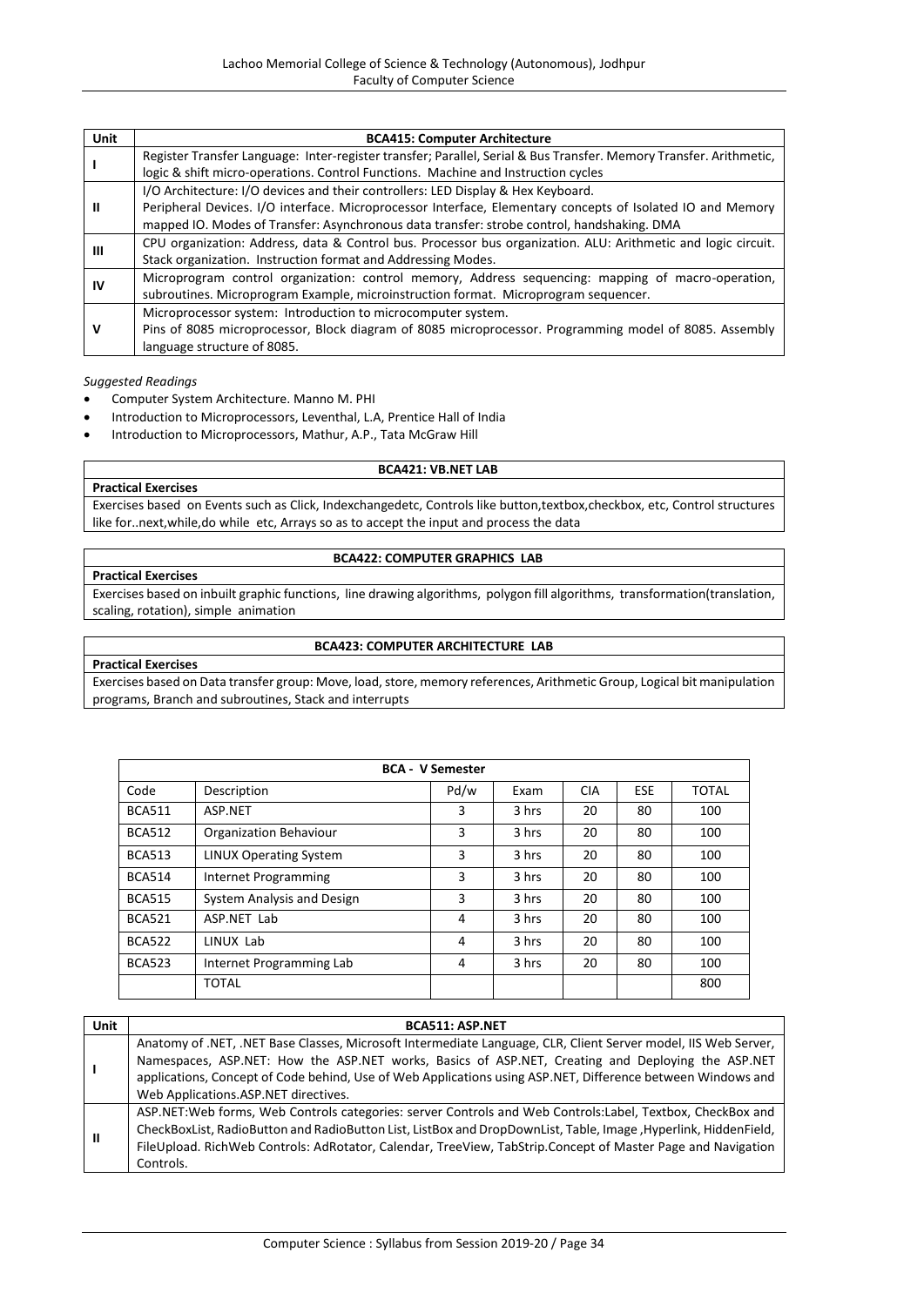| Unit | BCA415: Computer Architecture |
|---|---|
| I | Register Transfer Language: Inter-register transfer; Parallel, Serial & Bus Transfer. Memory Transfer. Arithmetic, logic & shift micro-operations. Control Functions. Machine and Instruction cycles |
| II | I/O Architecture: I/O devices and their controllers: LED Display & Hex Keyboard. Peripheral Devices. I/O interface. Microprocessor Interface, Elementary concepts of Isolated IO and Memory mapped IO. Modes of Transfer: Asynchronous data transfer: strobe control, handshaking. DMA |
| III | CPU organization: Address, data & Control bus. Processor bus organization. ALU: Arithmetic and logic circuit. Stack organization. Instruction format and Addressing Modes. |
| IV | Microprogram control organization: control memory, Address sequencing: mapping of macro-operation, subroutines. Microprogram Example, microinstruction format. Microprogram sequencer. |
| V | Microprocessor system: Introduction to microcomputer system. Pins of 8085 microprocessor, Block diagram of 8085 microprocessor. Programming model of 8085. Assembly language structure of 8085. |

*Suggested Readings*

- Computer System Architecture. Manno M. PHI
- Introduction to Microprocessors, Leventhal, L.A, Prentice Hall of India
- Introduction to Microprocessors, Mathur, A.P., Tata McGraw Hill

| BCA421: VB.NET LAB |
|---|
| **Practical Exercises** |
| Exercises based on Events such as Click, Indexchangedetc, Controls like button,textbox,checkbox, etc, Control structures like for..next,while,do while etc, Arrays so as to accept the input and process the data |

| BCA422: COMPUTER GRAPHICS LAB |
|---|
| **Practical Exercises** |
| Exercises based on inbuilt graphic functions, line drawing algorithms, polygon fill algorithms, transformation(translation, scaling, rotation), simple animation |

| BCA423: COMPUTER ARCHITECTURE LAB |
|---|
| **Practical Exercises** |
| Exercises based on Data transfer group: Move, load, store, memory references, Arithmetic Group, Logical bit manipulation programs, Branch and subroutines, Stack and interrupts |

| BCA - V Semester | | | | | | |
|---|---|---|---|---|---|---|
| Code | Description | Pd/w | Exam | CIA | ESE | TOTAL |
| BCA511 | ASP.NET | 3 | 3 hrs | 20 | 80 | 100 |
| BCA512 | Organization Behaviour | 3 | 3 hrs | 20 | 80 | 100 |
| BCA513 | LINUX Operating System | 3 | 3 hrs | 20 | 80 | 100 |
| BCA514 | Internet Programming | 3 | 3 hrs | 20 | 80 | 100 |
| BCA515 | System Analysis and Design | 3 | 3 hrs | 20 | 80 | 100 |
| BCA521 | ASP.NET Lab | 4 | 3 hrs | 20 | 80 | 100 |
| BCA522 | LINUX Lab | 4 | 3 hrs | 20 | 80 | 100 |
| BCA523 | Internet Programming Lab | 4 | 3 hrs | 20 | 80 | 100 |
| | TOTAL | | | | | 800 |

| Unit | BCA511: ASP.NET |
|---|---|
| I | Anatomy of .NET, .NET Base Classes, Microsoft Intermediate Language, CLR, Client Server model, IIS Web Server, Namespaces, ASP.NET: How the ASP.NET works, Basics of ASP.NET, Creating and Deploying the ASP.NET applications, Concept of Code behind, Use of Web Applications using ASP.NET, Difference between Windows and Web Applications.ASP.NET directives. |
| II | ASP.NET:Web forms, Web Controls categories: server Controls and Web Controls:Label, Textbox, CheckBox and CheckBoxList, RadioButton and RadioButton List, ListBox and DropDownList, Table, Image ,Hyperlink, HiddenField, FileUpload. RichWeb Controls: AdRotator, Calendar, TreeView, TabStrip.Concept of Master Page and Navigation Controls. |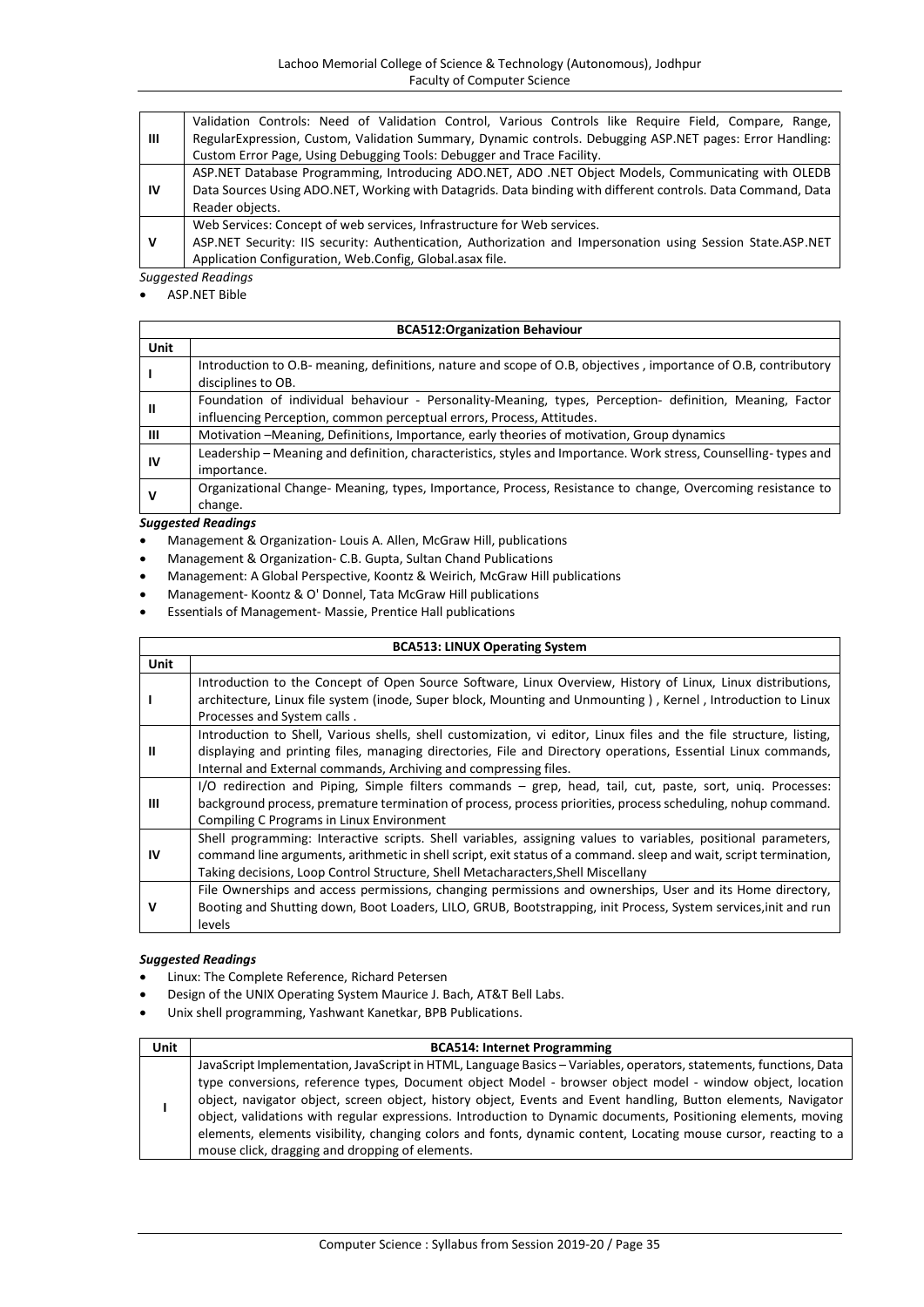| | |
|---|---|
| **III** | Validation Controls: Need of Validation Control, Various Controls like Require Field, Compare, Range, RegularExpression, Custom, Validation Summary, Dynamic controls. Debugging ASP.NET pages: Error Handling: Custom Error Page, Using Debugging Tools: Debugger and Trace Facility. |
| **IV** | ASP.NET Database Programming, Introducing ADO.NET, ADO .NET Object Models, Communicating with OLEDB Data Sources Using ADO.NET, Working with Datagrids. Data binding with different controls. Data Command, Data Reader objects. |
| **V** | Web Services: Concept of web services, Infrastructure for Web services.<br>ASP.NET Security: IIS security: Authentication, Authorization and Impersonation using Session State.ASP.NET Application Configuration, Web.Config, Global.asax file. |

*Suggested Readings*

- ASP.NET Bible

| **BCA512:Organization Behaviour** | |
|---|---|
| **Unit** | |
| **I** | Introduction to O.B- meaning, definitions, nature and scope of O.B, objectives , importance of O.B, contributory disciplines to OB. |
| **II** | Foundation of individual behaviour - Personality-Meaning, types, Perception- definition, Meaning, Factor influencing Perception, common perceptual errors, Process, Attitudes. |
| **III** | Motivation –Meaning, Definitions, Importance, early theories of motivation, Group dynamics |
| **IV** | Leadership – Meaning and definition, characteristics, styles and Importance. Work stress, Counselling- types and importance. |
| **V** | Organizational Change- Meaning, types, Importance, Process, Resistance to change, Overcoming resistance to change. |

***Suggested Readings***

- Management & Organization- Louis A. Allen, McGraw Hill, publications
- Management & Organization- C.B. Gupta, Sultan Chand Publications
- Management: A Global Perspective, Koontz & Weirich, McGraw Hill publications
- Management- Koontz & O' Donnel, Tata McGraw Hill publications
- Essentials of Management- Massie, Prentice Hall publications

| **BCA513: LINUX Operating System** | |
|---|---|
| **Unit** | |
| **I** | Introduction to the Concept of Open Source Software, Linux Overview, History of Linux, Linux distributions, architecture, Linux file system (inode, Super block, Mounting and Unmounting ) , Kernel , Introduction to Linux Processes and System calls . |
| **II** | Introduction to Shell, Various shells, shell customization, vi editor, Linux files and the file structure, listing, displaying and printing files, managing directories, File and Directory operations, Essential Linux commands, Internal and External commands, Archiving and compressing files. |
| **III** | I/O redirection and Piping, Simple filters commands – grep, head, tail, cut, paste, sort, uniq. Processes: background process, premature termination of process, process priorities, process scheduling, nohup command. Compiling C Programs in Linux Environment |
| **IV** | Shell programming: Interactive scripts. Shell variables, assigning values to variables, positional parameters, command line arguments, arithmetic in shell script, exit status of a command. sleep and wait, script termination, Taking decisions, Loop Control Structure, Shell Metacharacters,Shell Miscellany |
| **V** | File Ownerships and access permissions, changing permissions and ownerships, User and its Home directory, Booting and Shutting down, Boot Loaders, LILO, GRUB, Bootstrapping, init Process, System services,init and run levels |

***Suggested Readings***

- Linux: The Complete Reference, Richard Petersen
- Design of the UNIX Operating System Maurice J. Bach, AT&T Bell Labs.
- Unix shell programming, Yashwant Kanetkar, BPB Publications.

| **Unit** | **BCA514: Internet Programming** |
|---|---|
| **I** | JavaScript Implementation, JavaScript in HTML, Language Basics – Variables, operators, statements, functions, Data type conversions, reference types, Document object Model - browser object model - window object, location object, navigator object, screen object, history object, Events and Event handling, Button elements, Navigator object, validations with regular expressions. Introduction to Dynamic documents, Positioning elements, moving elements, elements visibility, changing colors and fonts, dynamic content, Locating mouse cursor, reacting to a mouse click, dragging and dropping of elements. |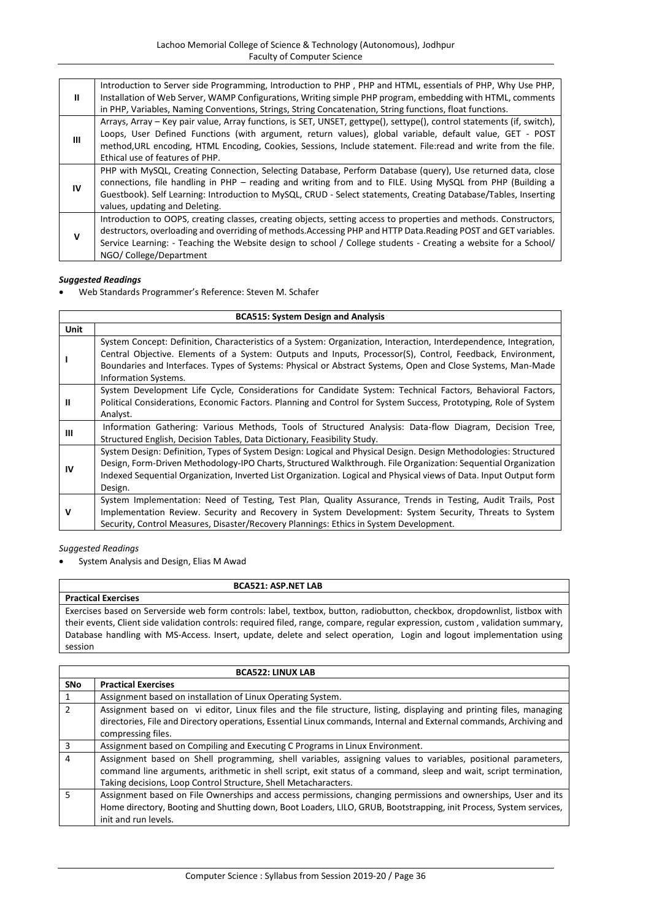| | |
|---|---|
| **II** | Introduction to Server side Programming, Introduction to PHP , PHP and HTML, essentials of PHP, Why Use PHP, Installation of Web Server, WAMP Configurations, Writing simple PHP program, embedding with HTML, comments in PHP, Variables, Naming Conventions, Strings, String Concatenation, String functions, float functions. |
| **III** | Arrays, Array – Key pair value, Array functions, is SET, UNSET, gettype(), settype(), control statements (if, switch), Loops, User Defined Functions (with argument, return values), global variable, default value, GET - POST method,URL encoding, HTML Encoding, Cookies, Sessions, Include statement. File:read and write from the file. Ethical use of features of PHP. |
| **IV** | PHP with MySQL, Creating Connection, Selecting Database, Perform Database (query), Use returned data, close connections, file handling in PHP – reading and writing from and to FILE. Using MySQL from PHP (Building a Guestbook). Self Learning: Introduction to MySQL, CRUD - Select statements, Creating Database/Tables, Inserting values, updating and Deleting. |
| **V** | Introduction to OOPS, creating classes, creating objects, setting access to properties and methods. Constructors, destructors, overloading and overriding of methods.Accessing PHP and HTTP Data.Reading POST and GET variables. Service Learning: - Teaching the Website design to school / College students - Creating a website for a School/ NGO/ College/Department |

***Suggested Readings***

- Web Standards Programmer's Reference: Steven M. Schafer

| **BCA515: System Design and Analysis** | |
|---|---|
| **Unit** | |
| **I** | System Concept: Definition, Characteristics of a System: Organization, Interaction, Interdependence, Integration, Central Objective. Elements of a System: Outputs and Inputs, Processor(S), Control, Feedback, Environment, Boundaries and Interfaces. Types of Systems: Physical or Abstract Systems, Open and Close Systems, Man-Made Information Systems. |
| **II** | System Development Life Cycle, Considerations for Candidate System: Technical Factors, Behavioral Factors, Political Considerations, Economic Factors. Planning and Control for System Success, Prototyping, Role of System Analyst. |
| **III** | Information Gathering: Various Methods, Tools of Structured Analysis: Data-flow Diagram, Decision Tree, Structured English, Decision Tables, Data Dictionary, Feasibility Study. |
| **IV** | System Design: Definition, Types of System Design: Logical and Physical Design. Design Methodologies: Structured Design, Form-Driven Methodology-IPO Charts, Structured Walkthrough. File Organization: Sequential Organization Indexed Sequential Organization, Inverted List Organization. Logical and Physical views of Data. Input Output form Design. |
| **V** | System Implementation: Need of Testing, Test Plan, Quality Assurance, Trends in Testing, Audit Trails, Post Implementation Review. Security and Recovery in System Development: System Security, Threats to System Security, Control Measures, Disaster/Recovery Plannings: Ethics in System Development. |

*Suggested Readings*

- System Analysis and Design, Elias M Awad

| **BCA521: ASP.NET LAB** |
|---|
| **Practical Exercises** |
| Exercises based on Serverside web form controls: label, textbox, button, radiobutton, checkbox, dropdownlist, listbox with their events, Client side validation controls: required filed, range, compare, regular expression, custom , validation summary, Database handling with MS-Access. Insert, update, delete and select operation, Login and logout implementation using session |

| **BCA522: LINUX LAB** | |
|---|---|
| **SNo** | **Practical Exercises** |
| 1 | Assignment based on installation of Linux Operating System. |
| 2 | Assignment based on vi editor, Linux files and the file structure, listing, displaying and printing files, managing directories, File and Directory operations, Essential Linux commands, Internal and External commands, Archiving and compressing files. |
| 3 | Assignment based on Compiling and Executing C Programs in Linux Environment. |
| 4 | Assignment based on Shell programming, shell variables, assigning values to variables, positional parameters, command line arguments, arithmetic in shell script, exit status of a command, sleep and wait, script termination, Taking decisions, Loop Control Structure, Shell Metacharacters. |
| 5 | Assignment based on File Ownerships and access permissions, changing permissions and ownerships, User and its Home directory, Booting and Shutting down, Boot Loaders, LILO, GRUB, Bootstrapping, init Process, System services, init and run levels. |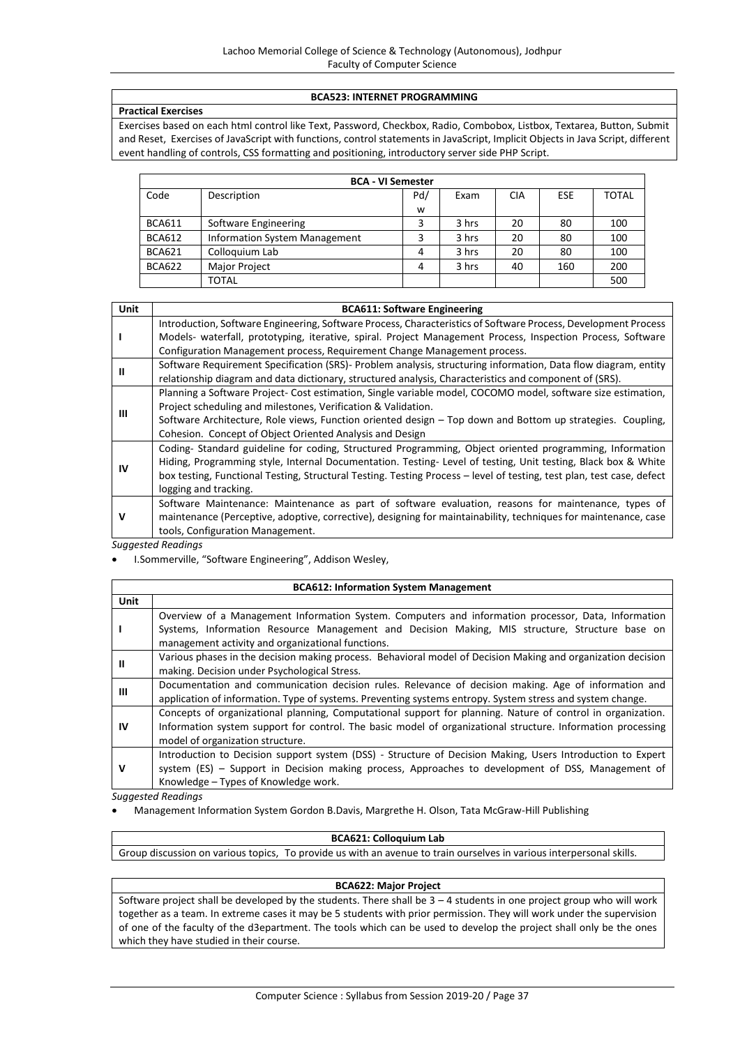### BCA523: INTERNET PROGRAMMING

**Practical Exercises**

Exercises based on each html control like Text, Password, Checkbox, Radio, Combobox, Listbox, Textarea, Button, Submit and Reset, Exercises of JavaScript with functions, control statements in JavaScript, Implicit Objects in Java Script, different event handling of controls, CSS formatting and positioning, introductory server side PHP Script.

| BCA - VI Semester | | | | | | |
|---|---|---|---|---|---|---|
| Code | Description | Pd/w | Exam | CIA | ESE | TOTAL |
| BCA611 | Software Engineering | 3 | 3 hrs | 20 | 80 | 100 |
| BCA612 | Information System Management | 3 | 3 hrs | 20 | 80 | 100 |
| BCA621 | Colloquium Lab | 4 | 3 hrs | 20 | 80 | 100 |
| BCA622 | Major Project | 4 | 3 hrs | 40 | 160 | 200 |
| | TOTAL | | | | | 500 |

| Unit | BCA611: Software Engineering |
|---|---|
| I | Introduction, Software Engineering, Software Process, Characteristics of Software Process, Development Process Models- waterfall, prototyping, iterative, spiral. Project Management Process, Inspection Process, Software Configuration Management process, Requirement Change Management process. |
| II | Software Requirement Specification (SRS)- Problem analysis, structuring information, Data flow diagram, entity relationship diagram and data dictionary, structured analysis, Characteristics and component of (SRS). |
| III | Planning a Software Project- Cost estimation, Single variable model, COCOMO model, software size estimation, Project scheduling and milestones, Verification & Validation.<br>Software Architecture, Role views, Function oriented design – Top down and Bottom up strategies. Coupling, Cohesion. Concept of Object Oriented Analysis and Design |
| IV | Coding- Standard guideline for coding, Structured Programming, Object oriented programming, Information Hiding, Programming style, Internal Documentation. Testing- Level of testing, Unit testing, Black box & White box testing, Functional Testing, Structural Testing. Testing Process – level of testing, test plan, test case, defect logging and tracking. |
| V | Software Maintenance: Maintenance as part of software evaluation, reasons for maintenance, types of maintenance (Perceptive, adoptive, corrective), designing for maintainability, techniques for maintenance, case tools, Configuration Management. |

*Suggested Readings*

- I.Sommerville, "Software Engineering", Addison Wesley,

| Unit | BCA612: Information System Management |
|---|---|
| I | Overview of a Management Information System. Computers and information processor, Data, Information Systems, Information Resource Management and Decision Making, MIS structure, Structure base on management activity and organizational functions. |
| II | Various phases in the decision making process. Behavioral model of Decision Making and organization decision making. Decision under Psychological Stress. |
| III | Documentation and communication decision rules. Relevance of decision making. Age of information and application of information. Type of systems. Preventing systems entropy. System stress and system change. |
| IV | Concepts of organizational planning, Computational support for planning. Nature of control in organization. Information system support for control. The basic model of organizational structure. Information processing model of organization structure. |
| V | Introduction to Decision support system (DSS) - Structure of Decision Making, Users Introduction to Expert system (ES) – Support in Decision making process, Approaches to development of DSS, Management of Knowledge – Types of Knowledge work. |

*Suggested Readings*

- Management Information System Gordon B.Davis, Margrethe H. Olson, Tata McGraw-Hill Publishing

### BCA621: Colloquium Lab

Group discussion on various topics, To provide us with an avenue to train ourselves in various interpersonal skills.

### BCA622: Major Project

Software project shall be developed by the students. There shall be 3 – 4 students in one project group who will work together as a team. In extreme cases it may be 5 students with prior permission. They will work under the supervision of one of the faculty of the d3epartment. The tools which can be used to develop the project shall only be the ones which they have studied in their course.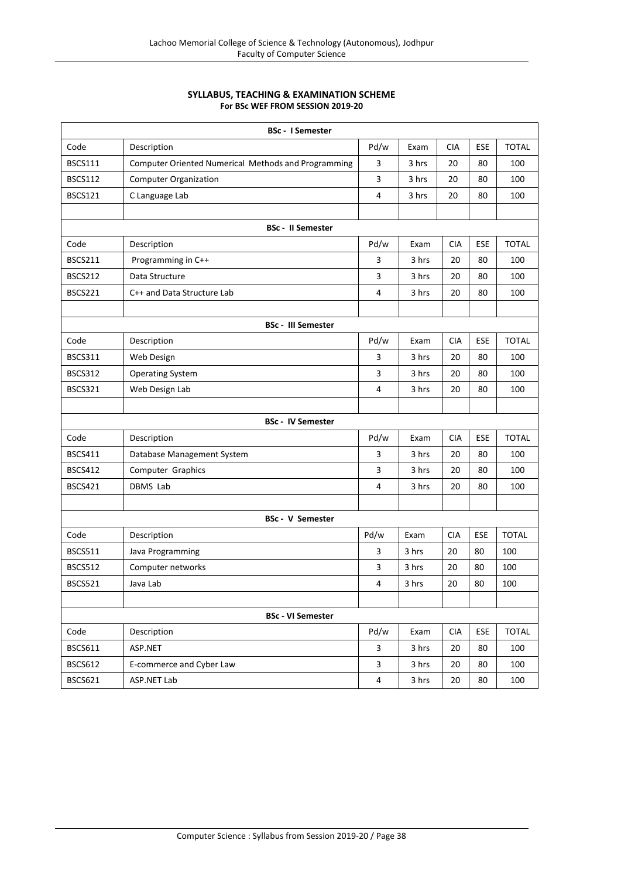**SYLLABUS, TEACHING & EXAMINATION SCHEME**
**For BSc WEF FROM SESSION 2019-20**

| **BSc - I Semester** | | | | | | |
|---|---|---|---|---|---|---|
| Code | Description | Pd/w | Exam | CIA | ESE | TOTAL |
| BSCS111 | Computer Oriented Numerical Methods and Programming | 3 | 3 hrs | 20 | 80 | 100 |
| BSCS112 | Computer Organization | 3 | 3 hrs | 20 | 80 | 100 |
| BSCS121 | C Language Lab | 4 | 3 hrs | 20 | 80 | 100 |
| | | | | | | |
| **BSc - II Semester** | | | | | | |
| Code | Description | Pd/w | Exam | CIA | ESE | TOTAL |
| BSCS211 | Programming in C++ | 3 | 3 hrs | 20 | 80 | 100 |
| BSCS212 | Data Structure | 3 | 3 hrs | 20 | 80 | 100 |
| BSCS221 | C++ and Data Structure Lab | 4 | 3 hrs | 20 | 80 | 100 |
| | | | | | | |
| **BSc - III Semester** | | | | | | |
| Code | Description | Pd/w | Exam | CIA | ESE | TOTAL |
| BSCS311 | Web Design | 3 | 3 hrs | 20 | 80 | 100 |
| BSCS312 | Operating System | 3 | 3 hrs | 20 | 80 | 100 |
| BSCS321 | Web Design Lab | 4 | 3 hrs | 20 | 80 | 100 |
| | | | | | | |
| **BSc - IV Semester** | | | | | | |
| Code | Description | Pd/w | Exam | CIA | ESE | TOTAL |
| BSCS411 | Database Management System | 3 | 3 hrs | 20 | 80 | 100 |
| BSCS412 | Computer Graphics | 3 | 3 hrs | 20 | 80 | 100 |
| BSCS421 | DBMS Lab | 4 | 3 hrs | 20 | 80 | 100 |
| | | | | | | |
| **BSc - V Semester** | | | | | | |
| Code | Description | Pd/w | Exam | CIA | ESE | TOTAL |
| BSCS511 | Java Programming | 3 | 3 hrs | 20 | 80 | 100 |
| BSCS512 | Computer networks | 3 | 3 hrs | 20 | 80 | 100 |
| BSCS521 | Java Lab | 4 | 3 hrs | 20 | 80 | 100 |
| | | | | | | |
| **BSc - VI Semester** | | | | | | |
| Code | Description | Pd/w | Exam | CIA | ESE | TOTAL |
| BSCS611 | ASP.NET | 3 | 3 hrs | 20 | 80 | 100 |
| BSCS612 | E-commerce and Cyber Law | 3 | 3 hrs | 20 | 80 | 100 |
| BSCS621 | ASP.NET Lab | 4 | 3 hrs | 20 | 80 | 100 |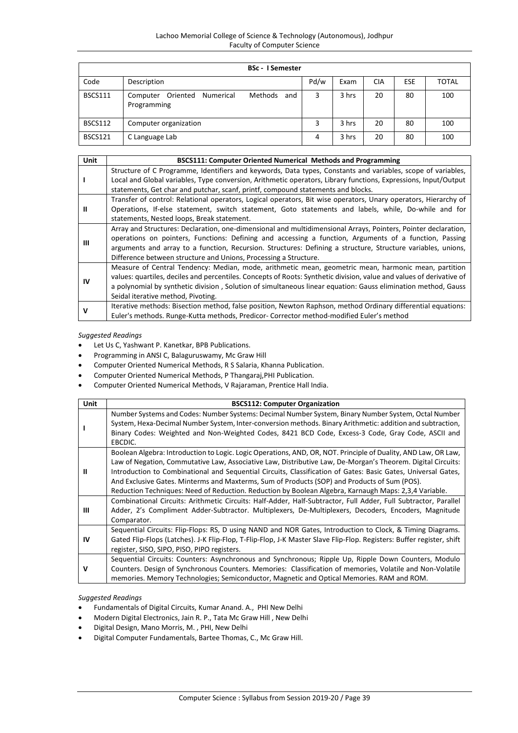| BSc - I Semester | | | | | | |
|---|---|---|---|---|---|---|
| Code | Description | Pd/w | Exam | CIA | ESE | TOTAL |
| BSCS111 | Computer Oriented Numerical Methods and Programming | 3 | 3 hrs | 20 | 80 | 100 |
| BSCS112 | Computer organization | 3 | 3 hrs | 20 | 80 | 100 |
| BSCS121 | C Language Lab | 4 | 3 hrs | 20 | 80 | 100 |

| Unit | BSCS111: Computer Oriented Numerical Methods and Programming |
|---|---|
| I | Structure of C Programme, Identifiers and keywords, Data types, Constants and variables, scope of variables, Local and Global variables, Type conversion, Arithmetic operators, Library functions, Expressions, Input/Output statements, Get char and putchar, scanf, printf, compound statements and blocks. |
| II | Transfer of control: Relational operators, Logical operators, Bit wise operators, Unary operators, Hierarchy of Operations, If-else statement, switch statement, Goto statements and labels, while, Do-while and for statements, Nested loops, Break statement. |
| III | Array and Structures: Declaration, one-dimensional and multidimensional Arrays, Pointers, Pointer declaration, operations on pointers, Functions: Defining and accessing a function, Arguments of a function, Passing arguments and array to a function, Recursion. Structures: Defining a structure, Structure variables, unions, Difference between structure and Unions, Processing a Structure. |
| IV | Measure of Central Tendency: Median, mode, arithmetic mean, geometric mean, harmonic mean, partition values: quartiles, deciles and percentiles. Concepts of Roots: Synthetic division, value and values of derivative of a polynomial by synthetic division , Solution of simultaneous linear equation: Gauss elimination method, Gauss Seidal iterative method, Pivoting. |
| V | Iterative methods: Bisection method, false position, Newton Raphson, method Ordinary differential equations: Euler's methods. Runge-Kutta methods, Predicor- Corrector method-modified Euler's method |

*Suggested Readings*

- Let Us C, Yashwant P. Kanetkar, BPB Publications.
- Programming in ANSI C, Balaguruswamy, Mc Graw Hill
- Computer Oriented Numerical Methods, R S Salaria, Khanna Publication.
- Computer Oriented Numerical Methods, P Thangaraj,PHI Publication.
- Computer Oriented Numerical Methods, V Rajaraman, Prentice Hall India.

| Unit | BSCS112: Computer Organization |
|---|---|
| I | Number Systems and Codes: Number Systems: Decimal Number System, Binary Number System, Octal Number System, Hexa-Decimal Number System, Inter-conversion methods. Binary Arithmetic: addition and subtraction, Binary Codes: Weighted and Non-Weighted Codes, 8421 BCD Code, Excess-3 Code, Gray Code, ASCII and EBCDIC. |
| II | Boolean Algebra: Introduction to Logic. Logic Operations, AND, OR, NOT. Principle of Duality, AND Law, OR Law, Law of Negation, Commutative Law, Associative Law, Distributive Law, De-Morgan's Theorem. Digital Circuits: Introduction to Combinational and Sequential Circuits, Classification of Gates: Basic Gates, Universal Gates, And Exclusive Gates. Minterms and Maxterms, Sum of Products (SOP) and Products of Sum (POS). Reduction Techniques: Need of Reduction. Reduction by Boolean Algebra, Karnaugh Maps: 2,3,4 Variable. |
| III | Combinational Circuits: Arithmetic Circuits: Half-Adder, Half-Subtractor, Full Adder, Full Subtractor, Parallel Adder, 2's Compliment Adder-Subtractor. Multiplexers, De-Multiplexers, Decoders, Encoders, Magnitude Comparator. |
| IV | Sequential Circuits: Flip-Flops: RS, D using NAND and NOR Gates, Introduction to Clock, & Timing Diagrams. Gated Flip-Flops (Latches). J-K Flip-Flop, T-Flip-Flop, J-K Master Slave Flip-Flop. Registers: Buffer register, shift register, SISO, SIPO, PISO, PIPO registers. |
| V | Sequential Circuits: Counters: Asynchronous and Synchronous; Ripple Up, Ripple Down Counters, Modulo Counters. Design of Synchronous Counters. Memories: Classification of memories, Volatile and Non-Volatile memories. Memory Technologies; Semiconductor, Magnetic and Optical Memories. RAM and ROM. |

*Suggested Readings*

- Fundamentals of Digital Circuits, Kumar Anand. A., PHI New Delhi
- Modern Digital Electronics, Jain R. P., Tata Mc Graw Hill , New Delhi
- Digital Design, Mano Morris, M. , PHI, New Delhi
- Digital Computer Fundamentals, Bartee Thomas, C., Mc Graw Hill.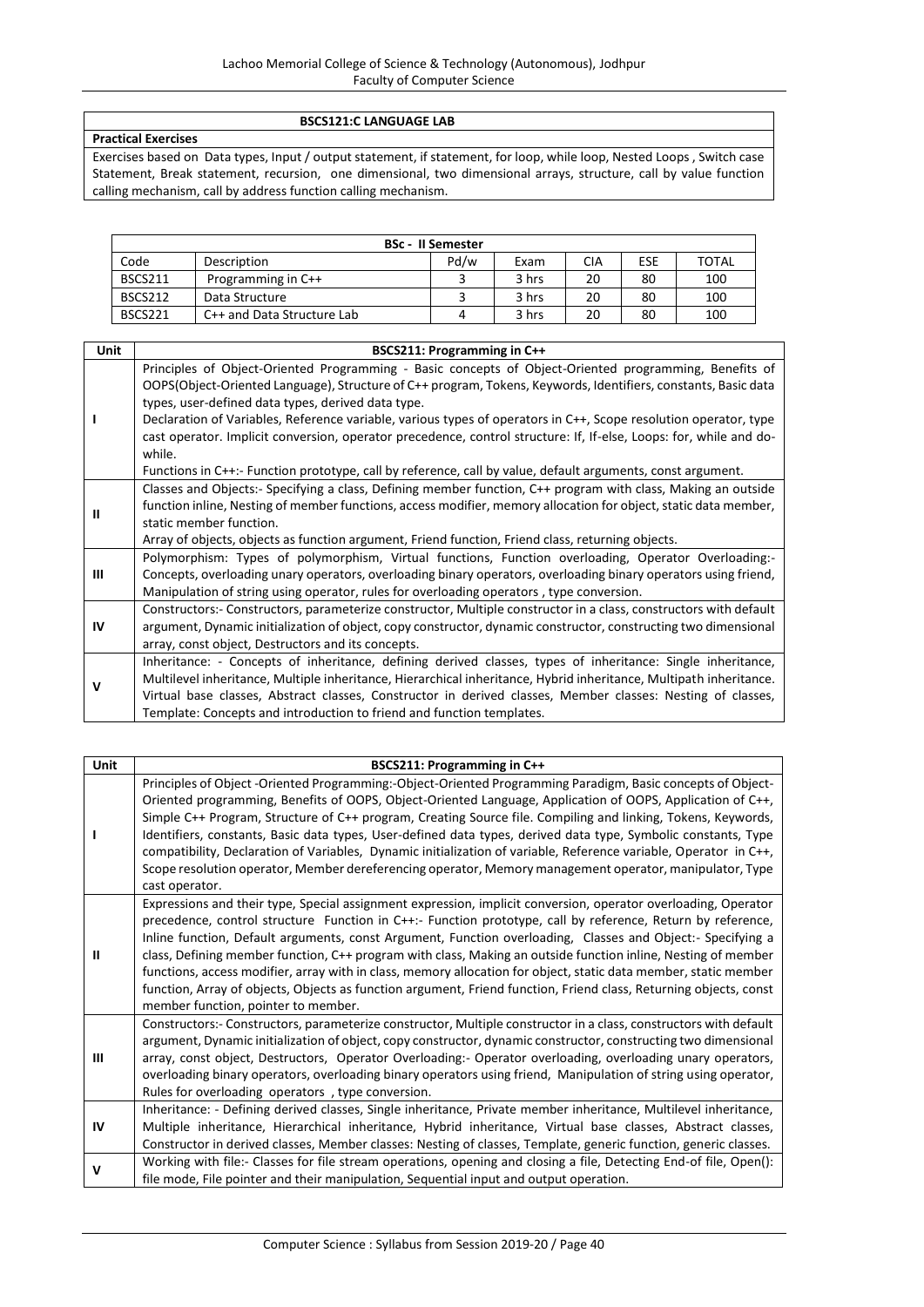| BSCS121:C LANGUAGE LAB |
|---|
| **Practical Exercises** |
| Exercises based on Data types, Input / output statement, if statement, for loop, while loop, Nested Loops , Switch case Statement, Break statement, recursion, one dimensional, two dimensional arrays, structure, call by value function calling mechanism, call by address function calling mechanism. |

| BSc - II Semester | | | | | | |
|---|---|---|---|---|---|---|
| Code | Description | Pd/w | Exam | CIA | ESE | TOTAL |
| BSCS211 | Programming in C++ | 3 | 3 hrs | 20 | 80 | 100 |
| BSCS212 | Data Structure | 3 | 3 hrs | 20 | 80 | 100 |
| BSCS221 | C++ and Data Structure Lab | 4 | 3 hrs | 20 | 80 | 100 |

| Unit | BSCS211: Programming in C++ |
|---|---|
| I | Principles of Object-Oriented Programming - Basic concepts of Object-Oriented programming, Benefits of OOPS(Object-Oriented Language), Structure of C++ program, Tokens, Keywords, Identifiers, constants, Basic data types, user-defined data types, derived data type.<br>Declaration of Variables, Reference variable, various types of operators in C++, Scope resolution operator, type cast operator. Implicit conversion, operator precedence, control structure: If, If-else, Loops: for, while and do-while.<br>Functions in C++:- Function prototype, call by reference, call by value, default arguments, const argument. |
| II | Classes and Objects:- Specifying a class, Defining member function, C++ program with class, Making an outside function inline, Nesting of member functions, access modifier, memory allocation for object, static data member, static member function.<br>Array of objects, objects as function argument, Friend function, Friend class, returning objects. |
| III | Polymorphism: Types of polymorphism, Virtual functions, Function overloading, Operator Overloading:- Concepts, overloading unary operators, overloading binary operators, overloading binary operators using friend, Manipulation of string using operator, rules for overloading operators , type conversion. |
| IV | Constructors:- Constructors, parameterize constructor, Multiple constructor in a class, constructors with default argument, Dynamic initialization of object, copy constructor, dynamic constructor, constructing two dimensional array, const object, Destructors and its concepts. |
| V | Inheritance: - Concepts of inheritance, defining derived classes, types of inheritance: Single inheritance, Multilevel inheritance, Multiple inheritance, Hierarchical inheritance, Hybrid inheritance, Multipath inheritance. Virtual base classes, Abstract classes, Constructor in derived classes, Member classes: Nesting of classes, Template: Concepts and introduction to friend and function templates. |

| Unit | BSCS211: Programming in C++ |
|---|---|
| I | Principles of Object -Oriented Programming:-Object-Oriented Programming Paradigm, Basic concepts of Object-Oriented programming, Benefits of OOPS, Object-Oriented Language, Application of OOPS, Application of C++, Simple C++ Program, Structure of C++ program, Creating Source file. Compiling and linking, Tokens, Keywords, Identifiers, constants, Basic data types, User-defined data types, derived data type, Symbolic constants, Type compatibility, Declaration of Variables, Dynamic initialization of variable, Reference variable, Operator in C++, Scope resolution operator, Member dereferencing operator, Memory management operator, manipulator, Type cast operator. |
| II | Expressions and their type, Special assignment expression, implicit conversion, operator overloading, Operator precedence, control structure Function in C++:- Function prototype, call by reference, Return by reference, Inline function, Default arguments, const Argument, Function overloading, Classes and Object:- Specifying a class, Defining member function, C++ program with class, Making an outside function inline, Nesting of member functions, access modifier, array with in class, memory allocation for object, static data member, static member function, Array of objects, Objects as function argument, Friend function, Friend class, Returning objects, const member function, pointer to member. |
| III | Constructors:- Constructors, parameterize constructor, Multiple constructor in a class, constructors with default argument, Dynamic initialization of object, copy constructor, dynamic constructor, constructing two dimensional array, const object, Destructors, Operator Overloading:- Operator overloading, overloading unary operators, overloading binary operators, overloading binary operators using friend, Manipulation of string using operator, Rules for overloading operators , type conversion. |
| IV | Inheritance: - Defining derived classes, Single inheritance, Private member inheritance, Multilevel inheritance, Multiple inheritance, Hierarchical inheritance, Hybrid inheritance, Virtual base classes, Abstract classes, Constructor in derived classes, Member classes: Nesting of classes, Template, generic function, generic classes. |
| V | Working with file:- Classes for file stream operations, opening and closing a file, Detecting End-of file, Open(): file mode, File pointer and their manipulation, Sequential input and output operation. |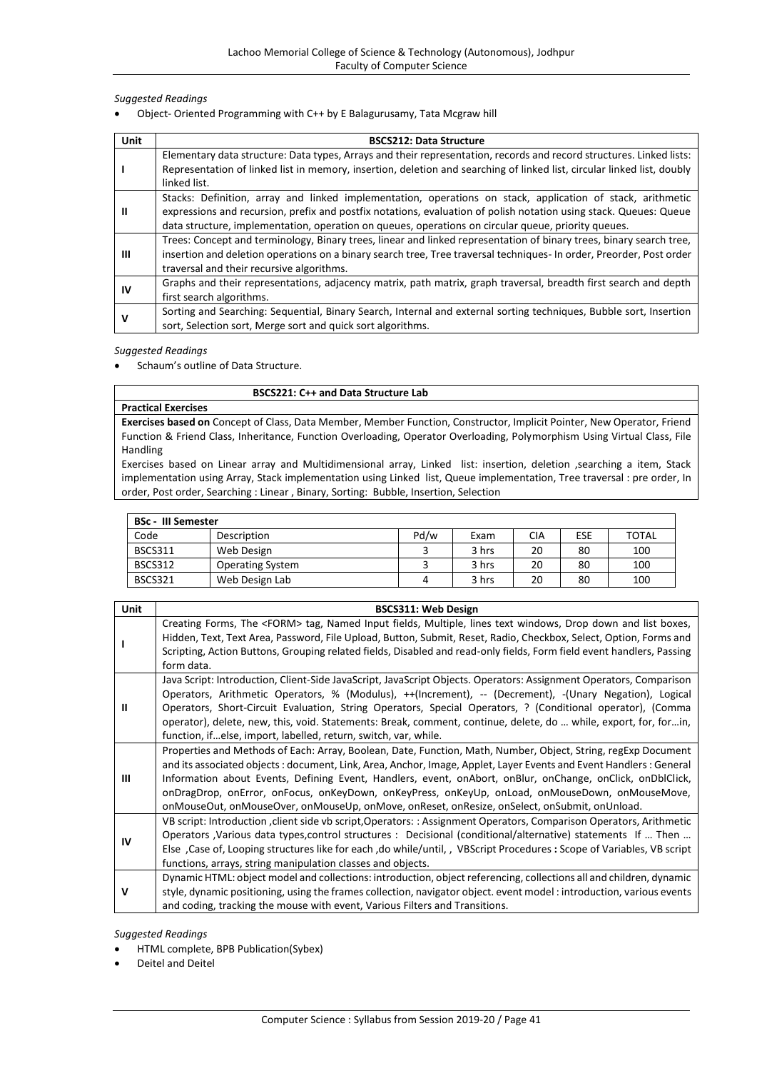*Suggested Readings*

- Object- Oriented Programming with C++ by E Balagurusamy, Tata Mcgraw hill

| Unit | BSCS212: Data Structure |
|---|---|
| I | Elementary data structure: Data types, Arrays and their representation, records and record structures. Linked lists: Representation of linked list in memory, insertion, deletion and searching of linked list, circular linked list, doubly linked list. |
| II | Stacks: Definition, array and linked implementation, operations on stack, application of stack, arithmetic expressions and recursion, prefix and postfix notations, evaluation of polish notation using stack. Queues: Queue data structure, implementation, operation on queues, operations on circular queue, priority queues. |
| III | Trees: Concept and terminology, Binary trees, linear and linked representation of binary trees, binary search tree, insertion and deletion operations on a binary search tree, Tree traversal techniques- In order, Preorder, Post order traversal and their recursive algorithms. |
| IV | Graphs and their representations, adjacency matrix, path matrix, graph traversal, breadth first search and depth first search algorithms. |
| V | Sorting and Searching: Sequential, Binary Search, Internal and external sorting techniques, Bubble sort, Insertion sort, Selection sort, Merge sort and quick sort algorithms. |

*Suggested Readings*

- Schaum's outline of Data Structure.

| BSCS221: C++ and Data Structure Lab |
|---|
| **Practical Exercises** |
| **Exercises based on** Concept of Class, Data Member, Member Function, Constructor, Implicit Pointer, New Operator, Friend Function & Friend Class, Inheritance, Function Overloading, Operator Overloading, Polymorphism Using Virtual Class, File Handling<br>Exercises based on Linear array and Multidimensional array, Linked list: insertion, deletion ,searching a item, Stack implementation using Array, Stack implementation using Linked list, Queue implementation, Tree traversal : pre order, In order, Post order, Searching : Linear , Binary, Sorting: Bubble, Insertion, Selection |

| **BSc - III Semester** | | | | | | |
|---|---|---|---|---|---|---|
| Code | Description | Pd/w | Exam | CIA | ESE | TOTAL |
| BSCS311 | Web Design | 3 | 3 hrs | 20 | 80 | 100 |
| BSCS312 | Operating System | 3 | 3 hrs | 20 | 80 | 100 |
| BSCS321 | Web Design Lab | 4 | 3 hrs | 20 | 80 | 100 |

| Unit | BSCS311: Web Design |
|---|---|
| I | Creating Forms, The <FORM> tag, Named Input fields, Multiple, lines text windows, Drop down and list boxes, Hidden, Text, Text Area, Password, File Upload, Button, Submit, Reset, Radio, Checkbox, Select, Option, Forms and Scripting, Action Buttons, Grouping related fields, Disabled and read-only fields, Form field event handlers, Passing form data. |
| II | Java Script: Introduction, Client-Side JavaScript, JavaScript Objects. Operators: Assignment Operators, Comparison Operators, Arithmetic Operators, % (Modulus), ++(Increment), -- (Decrement), -(Unary Negation), Logical Operators, Short-Circuit Evaluation, String Operators, Special Operators, ? (Conditional operator), (Comma operator), delete, new, this, void. Statements: Break, comment, continue, delete, do … while, export, for, for…in, function, if…else, import, labelled, return, switch, var, while. |
| III | Properties and Methods of Each: Array, Boolean, Date, Function, Math, Number, Object, String, regExp Document and its associated objects : document, Link, Area, Anchor, Image, Applet, Layer Events and Event Handlers : General Information about Events, Defining Event, Handlers, event, onAbort, onBlur, onChange, onClick, onDblClick, onDragDrop, onError, onFocus, onKeyDown, onKeyPress, onKeyUp, onLoad, onMouseDown, onMouseMove, onMouseOut, onMouseOver, onMouseUp, onMove, onReset, onResize, onSelect, onSubmit, onUnload. |
| IV | VB script: Introduction ,client side vb script,Operators: : Assignment Operators, Comparison Operators, Arithmetic Operators ,Various data types,control structures : Decisional (conditional/alternative) statements If … Then … Else ,Case of, Looping structures like for each ,do while/until, , VBScript Procedures **:** Scope of Variables, VB script functions, arrays, string manipulation classes and objects. |
| V | Dynamic HTML: object model and collections: introduction, object referencing, collections all and children, dynamic style, dynamic positioning, using the frames collection, navigator object. event model : introduction, various events and coding, tracking the mouse with event, Various Filters and Transitions. |

*Suggested Readings*

- HTML complete, BPB Publication(Sybex)
- Deitel and Deitel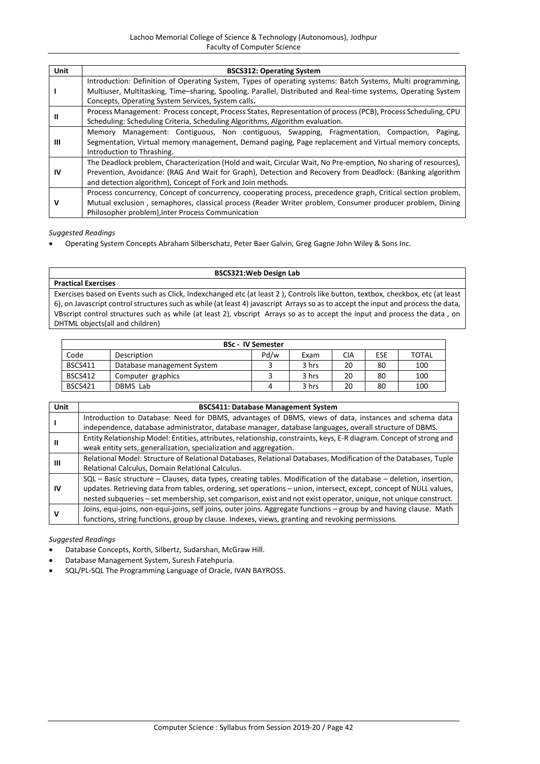| Unit | BSCS312: Operating System |
|---|---|
| I | Introduction: Definition of Operating System, Types of operating systems: Batch Systems, Multi programming, Multiuser, Multitasking, Time–sharing, Spooling, Parallel, Distributed and Real-time systems, Operating System Concepts, Operating System Services, System calls**.** |
| II | Process Management: Process concept, Process States, Representation of process (PCB), Process Scheduling, CPU Scheduling: Scheduling Criteria, Scheduling Algorithms, Algorithm evaluation. |
| III | Memory Management: Contiguous, Non contiguous, Swapping, Fragmentation, Compaction, Paging, Segmentation, Virtual memory management, Demand paging, Page replacement and Virtual memory concepts, Introduction to Thrashing. |
| IV | The Deadlock problem, Characterization (Hold and wait, Circular Wait, No Pre-emption, No sharing of resources), Prevention, Avoidance: (RAG And Wait for Graph), Detection and Recovery from Deadlock: (Banking algorithm and detection algorithm), Concept of Fork and Join methods. |
| V | Process concurrency, Concept of concurrency, cooperating process, precedence graph, Critical section problem, Mutual exclusion , semaphores, classical process (Reader Writer problem, Consumer producer problem, Dining Philosopher problem),Inter Process Communication |

*Suggested Readings*

- Operating System Concepts Abraham Silberschatz, Peter Baer Galvin, Greg Gagne John Wiley & Sons Inc.

| BSCS321:Web Design Lab |
|---|
| **Practical Exercises** |
| Exercises based on Events such as Click, Indexchanged etc (at least 2 ), Controls like button, textbox, checkbox, etc (at least 6), on Javascript control structures such as while (at least 4) javascript Arrays so as to accept the input and process the data, VBscript control structures such as while (at least 2), vbscript Arrays so as to accept the input and process the data , on DHTML objects(all and children) |

| BSc - IV Semester | | | | | | |
|---|---|---|---|---|---|---|
| Code | Description | Pd/w | Exam | CIA | ESE | TOTAL |
| BSCS411 | Database management System | 3 | 3 hrs | 20 | 80 | 100 |
| BSCS412 | Computer graphics | 3 | 3 hrs | 20 | 80 | 100 |
| BSCS421 | DBMS Lab | 4 | 3 hrs | 20 | 80 | 100 |

| Unit | BSCS411: Database Management System |
|---|---|
| I | Introduction to Database: Need for DBMS, advantages of DBMS, views of data, instances and schema data independence, database administrator, database manager, database languages, overall structure of DBMS. |
| II | Entity Relationship Model: Entities, attributes, relationship, constraints, keys, E-R diagram. Concept of strong and weak entity sets, generalization, specialization and aggregation. |
| III | Relational Model: Structure of Relational Databases, Relational Databases, Modification of the Databases, Tuple Relational Calculus, Domain Relational Calculus. |
| IV | SQL – Basic structure – Clauses, data types, creating tables. Modification of the database – deletion, insertion, updates. Retrieving data from tables, ordering, set operations – union, intersect, except, concept of NULL values, nested subqueries – set membership, set comparison, exist and not exist operator, unique, not unique construct. |
| V | Joins, equi-joins, non-equi-joins, self joins, outer joins. Aggregate functions – group by and having clause. Math functions, string functions, group by clause. Indexes, views, granting and revoking permissions. |

*Suggested Readings*

- Database Concepts, Korth, Silbertz, Sudarshan, McGraw Hill.
- Database Management System, Suresh Fatehpuria.
- SQL/PL-SQL The Programming Language of Oracle, IVAN BAYROSS.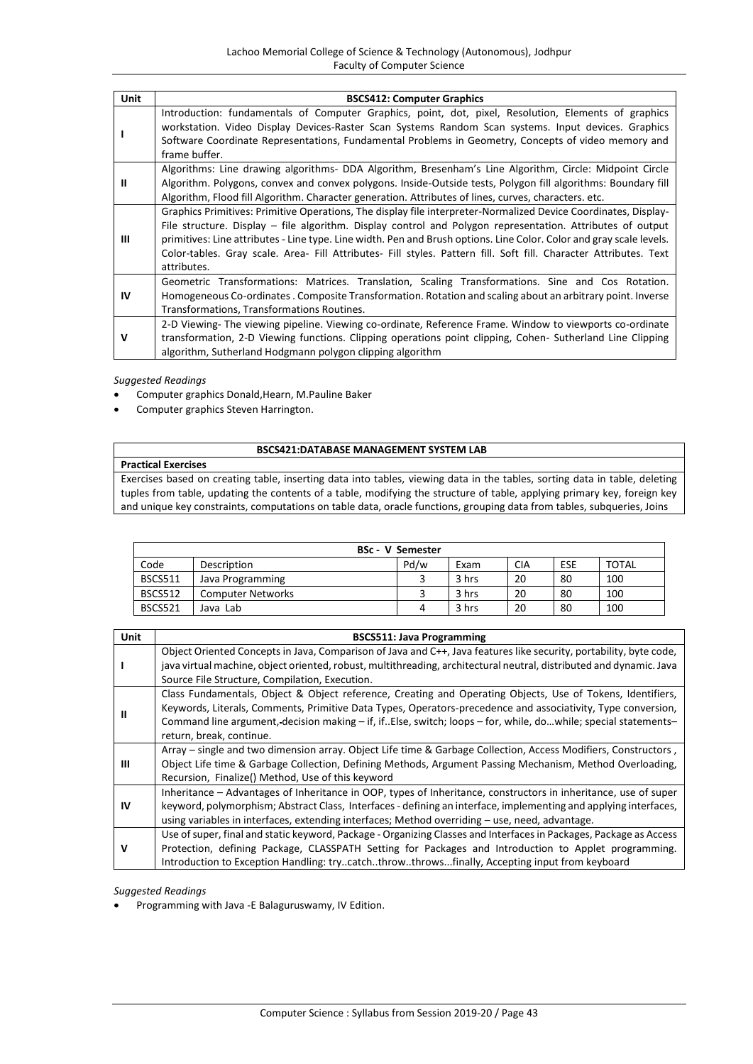| Unit | BSCS412: Computer Graphics |
|---|---|
| I | Introduction: fundamentals of Computer Graphics, point, dot, pixel, Resolution, Elements of graphics workstation. Video Display Devices-Raster Scan Systems Random Scan systems. Input devices. Graphics Software Coordinate Representations, Fundamental Problems in Geometry, Concepts of video memory and frame buffer. |
| II | Algorithms: Line drawing algorithms- DDA Algorithm, Bresenham's Line Algorithm, Circle: Midpoint Circle Algorithm. Polygons, convex and convex polygons. Inside-Outside tests, Polygon fill algorithms: Boundary fill Algorithm, Flood fill Algorithm. Character generation. Attributes of lines, curves, characters. etc. |
| III | Graphics Primitives: Primitive Operations, The display file interpreter-Normalized Device Coordinates, Display-File structure. Display – file algorithm. Display control and Polygon representation. Attributes of output primitives: Line attributes - Line type. Line width. Pen and Brush options. Line Color. Color and gray scale levels. Color-tables. Gray scale. Area- Fill Attributes- Fill styles. Pattern fill. Soft fill. Character Attributes. Text attributes. |
| IV | Geometric Transformations: Matrices. Translation, Scaling Transformations. Sine and Cos Rotation. Homogeneous Co-ordinates . Composite Transformation. Rotation and scaling about an arbitrary point. Inverse Transformations, Transformations Routines. |
| V | 2-D Viewing- The viewing pipeline. Viewing co-ordinate, Reference Frame. Window to viewports co-ordinate transformation, 2-D Viewing functions. Clipping operations point clipping, Cohen- Sutherland Line Clipping algorithm, Sutherland Hodgmann polygon clipping algorithm |

*Suggested Readings*

- Computer graphics Donald,Hearn, M.Pauline Baker
- Computer graphics Steven Harrington.

| BSCS421:DATABASE MANAGEMENT SYSTEM LAB |
|---|
| **Practical Exercises** |
| Exercises based on creating table, inserting data into tables, viewing data in the tables, sorting data in table, deleting tuples from table, updating the contents of a table, modifying the structure of table, applying primary key, foreign key and unique key constraints, computations on table data, oracle functions, grouping data from tables, subqueries, Joins |

| BSc - V Semester | | | | | | |
|---|---|---|---|---|---|---|
| Code | Description | Pd/w | Exam | CIA | ESE | TOTAL |
| BSCS511 | Java Programming | 3 | 3 hrs | 20 | 80 | 100 |
| BSCS512 | Computer Networks | 3 | 3 hrs | 20 | 80 | 100 |
| BSCS521 | Java Lab | 4 | 3 hrs | 20 | 80 | 100 |

| Unit | BSCS511: Java Programming |
|---|---|
| I | Object Oriented Concepts in Java, Comparison of Java and C++, Java features like security, portability, byte code, java virtual machine, object oriented, robust, multithreading, architectural neutral, distributed and dynamic. Java Source File Structure, Compilation, Execution. |
| II | Class Fundamentals, Object & Object reference, Creating and Operating Objects, Use of Tokens, Identifiers, Keywords, Literals, Comments, Primitive Data Types, Operators-precedence and associativity, Type conversion, Command line argument,-decision making – if, if..Else, switch; loops – for, while, do…while; special statements– return, break, continue. |
| III | Array – single and two dimension array. Object Life time & Garbage Collection, Access Modifiers, Constructors , Object Life time & Garbage Collection, Defining Methods, Argument Passing Mechanism, Method Overloading, Recursion, Finalize() Method, Use of this keyword |
| IV | Inheritance – Advantages of Inheritance in OOP, types of Inheritance, constructors in inheritance, use of super keyword, polymorphism; Abstract Class, Interfaces - defining an interface, implementing and applying interfaces, using variables in interfaces, extending interfaces; Method overriding – use, need, advantage. |
| V | Use of super, final and static keyword, Package - Organizing Classes and Interfaces in Packages, Package as Access Protection, defining Package, CLASSPATH Setting for Packages and Introduction to Applet programming. Introduction to Exception Handling: try..catch..throw..throws...finally, Accepting input from keyboard |

*Suggested Readings*

- Programming with Java -E Balaguruswamy, IV Edition.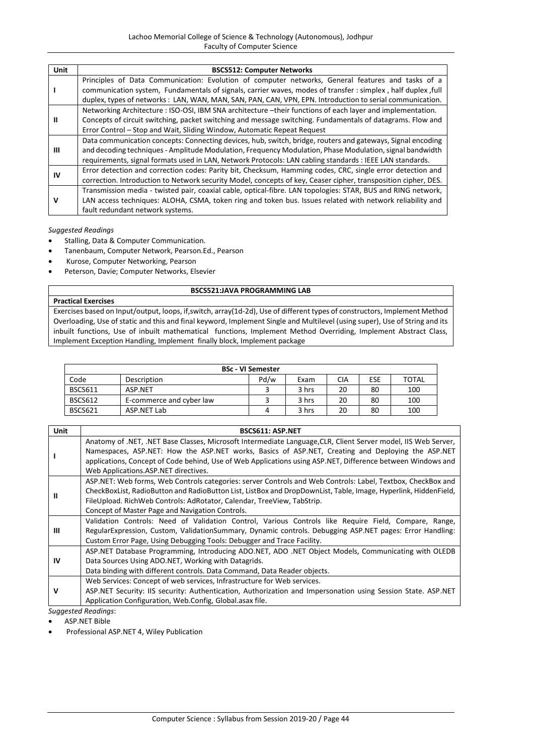| Unit | BSCS512: Computer Networks |
|---|---|
| I | Principles of Data Communication: Evolution of computer networks, General features and tasks of a communication system, Fundamentals of signals, carrier waves, modes of transfer : simplex , half duplex ,full duplex, types of networks : LAN, WAN, MAN, SAN, PAN, CAN, VPN, EPN. Introduction to serial communication. |
| II | Networking Architecture : ISO-OSI, IBM SNA architecture –their functions of each layer and implementation. Concepts of circuit switching, packet switching and message switching. Fundamentals of datagrams. Flow and Error Control – Stop and Wait, Sliding Window, Automatic Repeat Request |
| III | Data communication concepts: Connecting devices, hub, switch, bridge, routers and gateways, Signal encoding and decoding techniques - Amplitude Modulation, Frequency Modulation, Phase Modulation, signal bandwidth requirements, signal formats used in LAN, Network Protocols: LAN cabling standards : IEEE LAN standards. |
| IV | Error detection and correction codes: Parity bit, Checksum, Hamming codes, CRC, single error detection and correction. Introduction to Network security Model, concepts of key, Ceaser cipher, transposition cipher, DES. |
| V | Transmission media - twisted pair, coaxial cable, optical-fibre. LAN topologies: STAR, BUS and RING network, LAN access techniques: ALOHA, CSMA, token ring and token bus. Issues related with network reliability and fault redundant network systems. |

*Suggested Readings*

- Stalling, Data & Computer Communication.
- Tanenbaum, Computer Network, Pearson.Ed., Pearson
- Kurose, Computer Networking, Pearson
- Peterson, Davie; Computer Networks, Elsevier

| BSCS521:JAVA PROGRAMMING LAB |
|---|
| **Practical Exercises** |
| Exercises based on Input/output, loops, if,switch, array(1d-2d), Use of different types of constructors, Implement Method Overloading, Use of static and this and final keyword, Implement Single and Multilevel (using super), Use of String and its inbuilt functions, Use of inbuilt mathematical functions, Implement Method Overriding, Implement Abstract Class, Implement Exception Handling, Implement finally block, Implement package |

| BSc - VI Semester | | | | | | |
|---|---|---|---|---|---|---|
| Code | Description | Pd/w | Exam | CIA | ESE | TOTAL |
| BSCS611 | ASP.NET | 3 | 3 hrs | 20 | 80 | 100 |
| BSCS612 | E-commerce and cyber law | 3 | 3 hrs | 20 | 80 | 100 |
| BSCS621 | ASP.NET Lab | 4 | 3 hrs | 20 | 80 | 100 |

| Unit | BSCS611: ASP.NET |
|---|---|
| I | Anatomy of .NET, .NET Base Classes, Microsoft Intermediate Language,CLR, Client Server model, IIS Web Server, Namespaces, ASP.NET: How the ASP.NET works, Basics of ASP.NET, Creating and Deploying the ASP.NET applications, Concept of Code behind, Use of Web Applications using ASP.NET, Difference between Windows and Web Applications.ASP.NET directives. |
| II | ASP.NET: Web forms, Web Controls categories: server Controls and Web Controls: Label, Textbox, CheckBox and CheckBoxList, RadioButton and RadioButton List, ListBox and DropDownList, Table, Image, Hyperlink, HiddenField, FileUpload. RichWeb Controls: AdRotator, Calendar, TreeView, TabStrip. Concept of Master Page and Navigation Controls. |
| III | Validation Controls: Need of Validation Control, Various Controls like Require Field, Compare, Range, RegularExpression, Custom, ValidationSummary, Dynamic controls. Debugging ASP.NET pages: Error Handling: Custom Error Page, Using Debugging Tools: Debugger and Trace Facility. |
| IV | ASP.NET Database Programming, Introducing ADO.NET, ADO .NET Object Models, Communicating with OLEDB Data Sources Using ADO.NET, Working with Datagrids. Data binding with different controls. Data Command, Data Reader objects. |
| V | Web Services: Concept of web services, Infrastructure for Web services. ASP.NET Security: IIS security: Authentication, Authorization and Impersonation using Session State. ASP.NET Application Configuration, Web.Config, Global.asax file. |

*Suggested Readings*:

- ASP.NET Bible
- Professional ASP.NET 4, Wiley Publication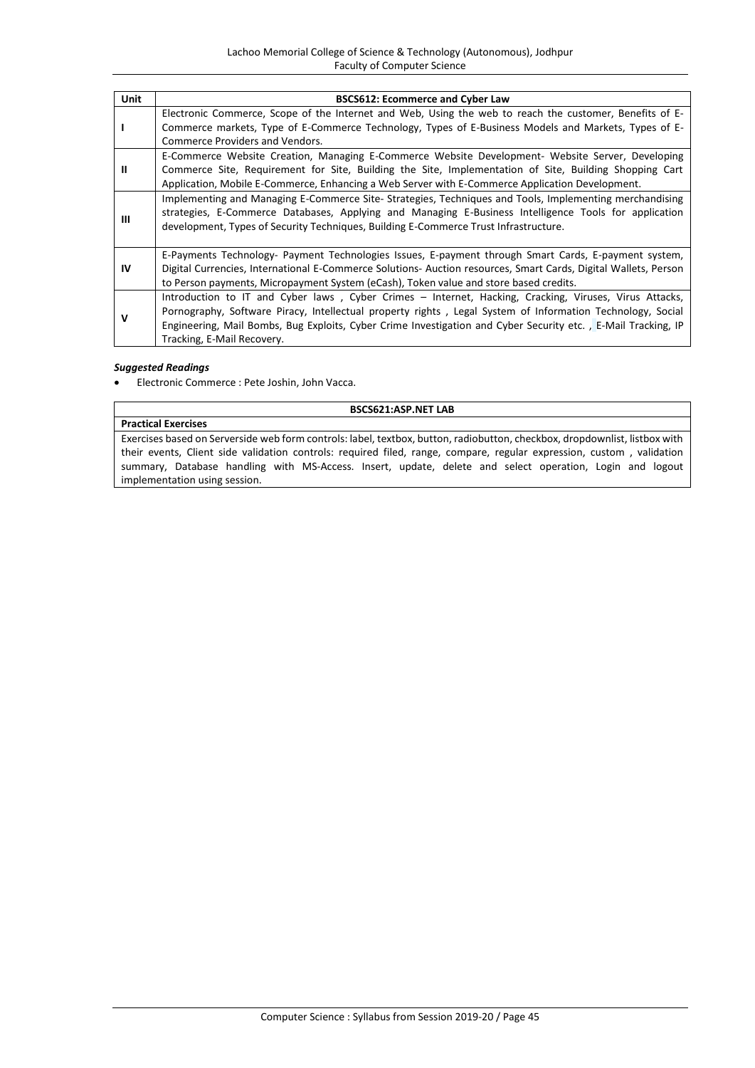| Unit | BSCS612: Ecommerce and Cyber Law |
|---|---|
| I | Electronic Commerce, Scope of the Internet and Web, Using the web to reach the customer, Benefits of E-Commerce markets, Type of E-Commerce Technology, Types of E-Business Models and Markets, Types of E-Commerce Providers and Vendors. |
| II | E-Commerce Website Creation, Managing E-Commerce Website Development- Website Server, Developing Commerce Site, Requirement for Site, Building the Site, Implementation of Site, Building Shopping Cart Application, Mobile E-Commerce, Enhancing a Web Server with E-Commerce Application Development. |
| III | Implementing and Managing E-Commerce Site- Strategies, Techniques and Tools, Implementing merchandising strategies, E-Commerce Databases, Applying and Managing E-Business Intelligence Tools for application development, Types of Security Techniques, Building E-Commerce Trust Infrastructure. |
| IV | E-Payments Technology- Payment Technologies Issues, E-payment through Smart Cards, E-payment system, Digital Currencies, International E-Commerce Solutions- Auction resources, Smart Cards, Digital Wallets, Person to Person payments, Micropayment System (eCash), Token value and store based credits. |
| V | Introduction to IT and Cyber laws , Cyber Crimes – Internet, Hacking, Cracking, Viruses, Virus Attacks, Pornography, Software Piracy, Intellectual property rights , Legal System of Information Technology, Social Engineering, Mail Bombs, Bug Exploits, Cyber Crime Investigation and Cyber Security etc. , E-Mail Tracking, IP Tracking, E-Mail Recovery. |

***Suggested Readings***

- Electronic Commerce : Pete Joshin, John Vacca.

| BSCS621:ASP.NET LAB |
|---|
| **Practical Exercises** |
| Exercises based on Serverside web form controls: label, textbox, button, radiobutton, checkbox, dropdownlist, listbox with their events, Client side validation controls: required filed, range, compare, regular expression, custom , validation summary, Database handling with MS-Access. Insert, update, delete and select operation, Login and logout implementation using session. |